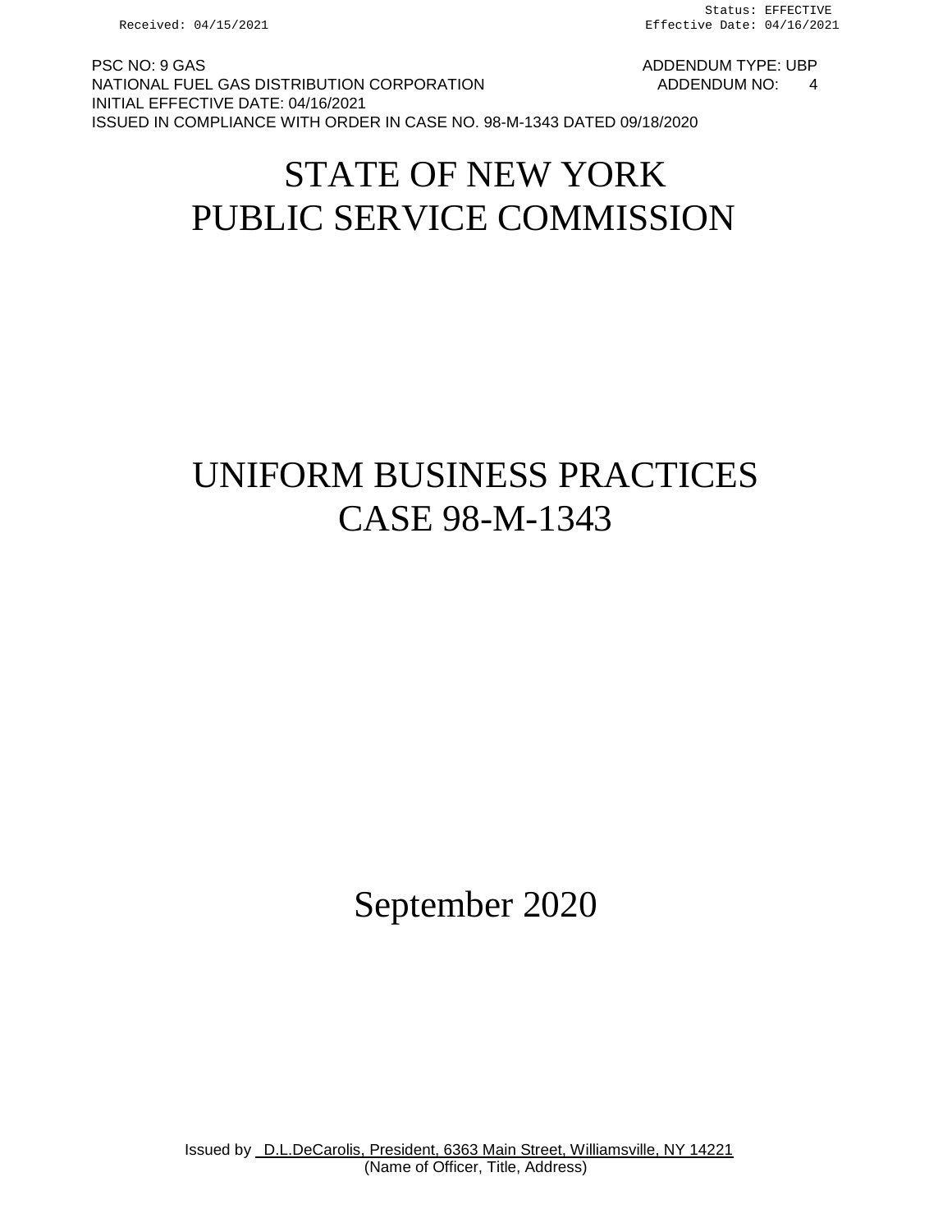Status: EFFECTIVE
Received: 04/15/2021 Effective Date: 04/16/2021

PSC NO: 9 GAS ADDENDUM TYPE: UBP
NATIONAL FUEL GAS DISTRIBUTION CORPORATION ADDENDUM NO: 4
INITIAL EFFECTIVE DATE: 04/16/2021
ISSUED IN COMPLIANCE WITH ORDER IN CASE NO. 98-M-1343 DATED 09/18/2020

# STATE OF NEW YORK
# PUBLIC SERVICE COMMISSION

# UNIFORM BUSINESS PRACTICES
# CASE 98-M-1343

September 2020

Issued by D.L.DeCarolis, President, 6363 Main Street, Williamsville, NY 14221
(Name of Officer, Title, Address)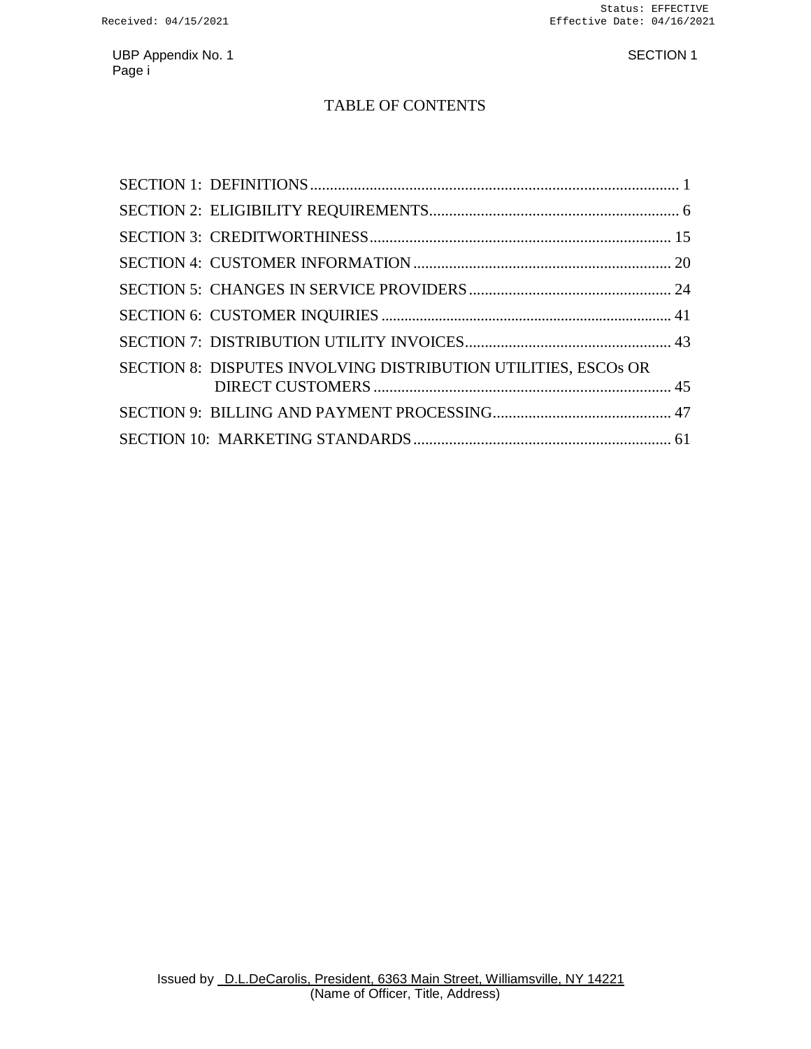# TABLE OF CONTENTS

| Section | Page |
|---|---|
| SECTION 1: DEFINITIONS | 1 |
| SECTION 2: ELIGIBILITY REQUIREMENTS | 6 |
| SECTION 3: CREDITWORTHINESS | 15 |
| SECTION 4: CUSTOMER INFORMATION | 20 |
| SECTION 5: CHANGES IN SERVICE PROVIDERS | 24 |
| SECTION 6: CUSTOMER INQUIRIES | 41 |
| SECTION 7: DISTRIBUTION UTILITY INVOICES | 43 |
| SECTION 8: DISPUTES INVOLVING DISTRIBUTION UTILITIES, ESCOs OR DIRECT CUSTOMERS | 45 |
| SECTION 9: BILLING AND PAYMENT PROCESSING | 47 |
| SECTION 10: MARKETING STANDARDS | 61 |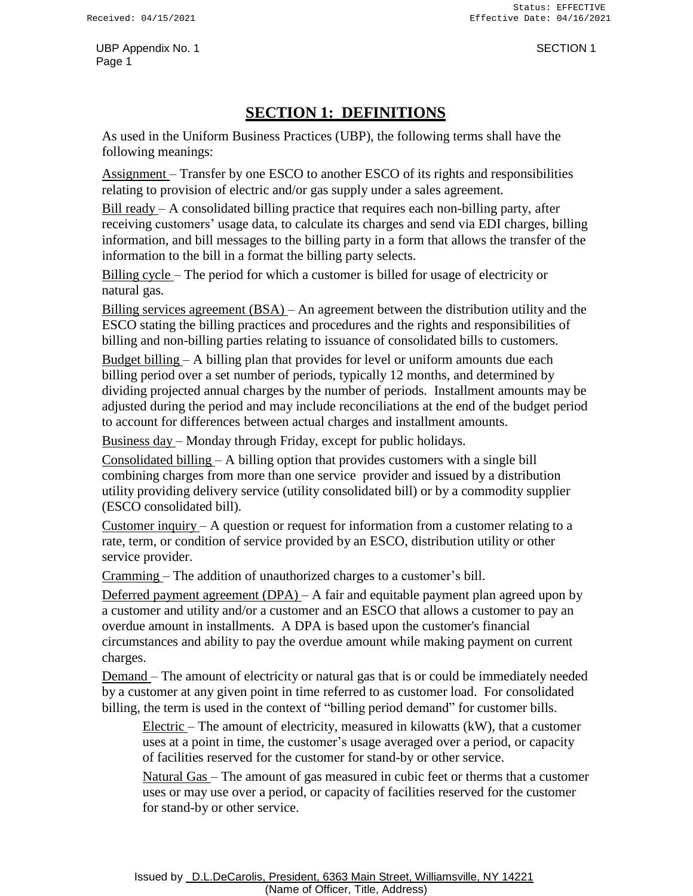# SECTION 1: DEFINITIONS

As used in the Uniform Business Practices (UBP), the following terms shall have the following meanings:

Assignment – Transfer by one ESCO to another ESCO of its rights and responsibilities relating to provision of electric and/or gas supply under a sales agreement.

Bill ready – A consolidated billing practice that requires each non-billing party, after receiving customers' usage data, to calculate its charges and send via EDI charges, billing information, and bill messages to the billing party in a form that allows the transfer of the information to the bill in a format the billing party selects.

Billing cycle – The period for which a customer is billed for usage of electricity or natural gas.

Billing services agreement (BSA) – An agreement between the distribution utility and the ESCO stating the billing practices and procedures and the rights and responsibilities of billing and non-billing parties relating to issuance of consolidated bills to customers.

Budget billing – A billing plan that provides for level or uniform amounts due each billing period over a set number of periods, typically 12 months, and determined by dividing projected annual charges by the number of periods. Installment amounts may be adjusted during the period and may include reconciliations at the end of the budget period to account for differences between actual charges and installment amounts.

Business day – Monday through Friday, except for public holidays.

Consolidated billing – A billing option that provides customers with a single bill combining charges from more than one service provider and issued by a distribution utility providing delivery service (utility consolidated bill) or by a commodity supplier (ESCO consolidated bill).

Customer inquiry – A question or request for information from a customer relating to a rate, term, or condition of service provided by an ESCO, distribution utility or other service provider.

Cramming – The addition of unauthorized charges to a customer's bill.

Deferred payment agreement (DPA) – A fair and equitable payment plan agreed upon by a customer and utility and/or a customer and an ESCO that allows a customer to pay an overdue amount in installments. A DPA is based upon the customer's financial circumstances and ability to pay the overdue amount while making payment on current charges.

Demand – The amount of electricity or natural gas that is or could be immediately needed by a customer at any given point in time referred to as customer load. For consolidated billing, the term is used in the context of "billing period demand" for customer bills.

> Electric – The amount of electricity, measured in kilowatts (kW), that a customer uses at a point in time, the customer's usage averaged over a period, or capacity of facilities reserved for the customer for stand-by or other service.
>
> Natural Gas – The amount of gas measured in cubic feet or therms that a customer uses or may use over a period, or capacity of facilities reserved for the customer for stand-by or other service.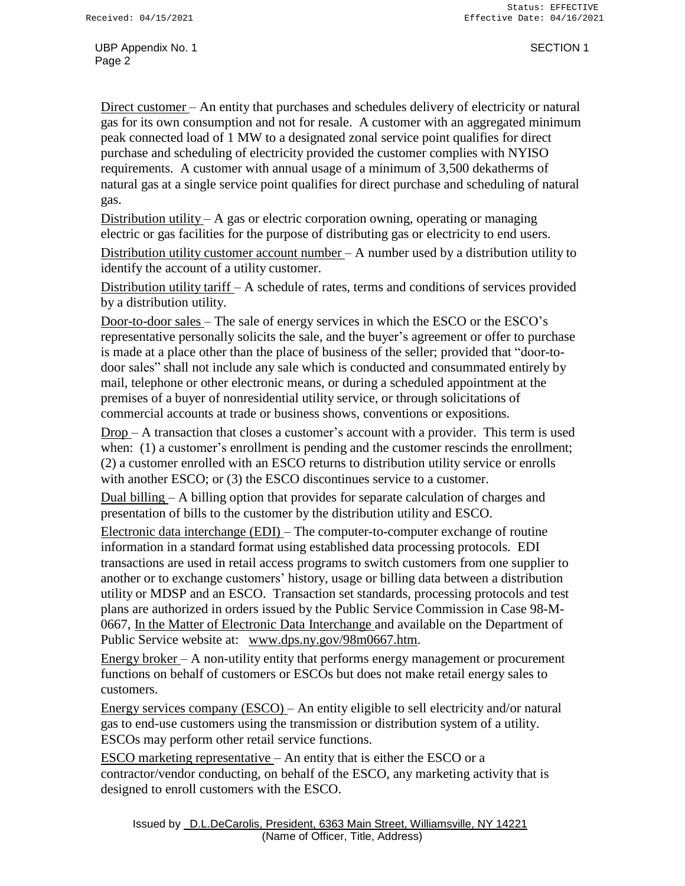Direct customer – An entity that purchases and schedules delivery of electricity or natural gas for its own consumption and not for resale. A customer with an aggregated minimum peak connected load of 1 MW to a designated zonal service point qualifies for direct purchase and scheduling of electricity provided the customer complies with NYISO requirements. A customer with annual usage of a minimum of 3,500 dekatherms of natural gas at a single service point qualifies for direct purchase and scheduling of natural gas.

Distribution utility – A gas or electric corporation owning, operating or managing electric or gas facilities for the purpose of distributing gas or electricity to end users.

Distribution utility customer account number – A number used by a distribution utility to identify the account of a utility customer.

Distribution utility tariff – A schedule of rates, terms and conditions of services provided by a distribution utility.

Door-to-door sales – The sale of energy services in which the ESCO or the ESCO's representative personally solicits the sale, and the buyer's agreement or offer to purchase is made at a place other than the place of business of the seller; provided that "door-to-door sales" shall not include any sale which is conducted and consummated entirely by mail, telephone or other electronic means, or during a scheduled appointment at the premises of a buyer of nonresidential utility service, or through solicitations of commercial accounts at trade or business shows, conventions or expositions.

Drop – A transaction that closes a customer's account with a provider. This term is used when: (1) a customer's enrollment is pending and the customer rescinds the enrollment; (2) a customer enrolled with an ESCO returns to distribution utility service or enrolls with another ESCO; or (3) the ESCO discontinues service to a customer.

Dual billing – A billing option that provides for separate calculation of charges and presentation of bills to the customer by the distribution utility and ESCO.

Electronic data interchange (EDI) – The computer-to-computer exchange of routine information in a standard format using established data processing protocols. EDI transactions are used in retail access programs to switch customers from one supplier to another or to exchange customers' history, usage or billing data between a distribution utility or MDSP and an ESCO. Transaction set standards, processing protocols and test plans are authorized in orders issued by the Public Service Commission in Case 98-M-0667, In the Matter of Electronic Data Interchange and available on the Department of Public Service website at: www.dps.ny.gov/98m0667.htm.

Energy broker – A non-utility entity that performs energy management or procurement functions on behalf of customers or ESCOs but does not make retail energy sales to customers.

Energy services company (ESCO) – An entity eligible to sell electricity and/or natural gas to end-use customers using the transmission or distribution system of a utility. ESCOs may perform other retail service functions.

ESCO marketing representative – An entity that is either the ESCO or a contractor/vendor conducting, on behalf of the ESCO, any marketing activity that is designed to enroll customers with the ESCO.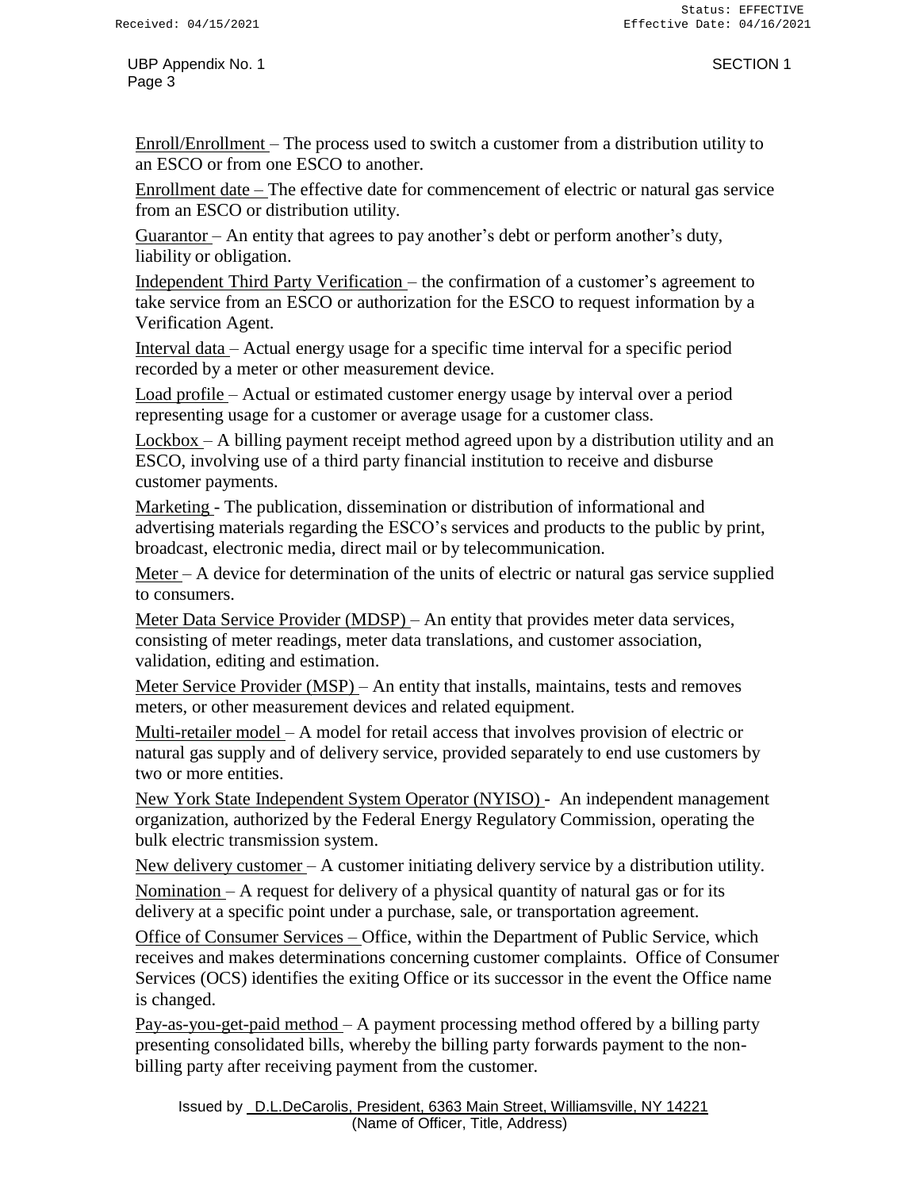Enroll/Enrollment – The process used to switch a customer from a distribution utility to an ESCO or from one ESCO to another.

Enrollment date – The effective date for commencement of electric or natural gas service from an ESCO or distribution utility.

Guarantor – An entity that agrees to pay another's debt or perform another's duty, liability or obligation.

Independent Third Party Verification – the confirmation of a customer's agreement to take service from an ESCO or authorization for the ESCO to request information by a Verification Agent.

Interval data – Actual energy usage for a specific time interval for a specific period recorded by a meter or other measurement device.

Load profile – Actual or estimated customer energy usage by interval over a period representing usage for a customer or average usage for a customer class.

Lockbox – A billing payment receipt method agreed upon by a distribution utility and an ESCO, involving use of a third party financial institution to receive and disburse customer payments.

Marketing - The publication, dissemination or distribution of informational and advertising materials regarding the ESCO's services and products to the public by print, broadcast, electronic media, direct mail or by telecommunication.

Meter – A device for determination of the units of electric or natural gas service supplied to consumers.

Meter Data Service Provider (MDSP) – An entity that provides meter data services, consisting of meter readings, meter data translations, and customer association, validation, editing and estimation.

Meter Service Provider (MSP) – An entity that installs, maintains, tests and removes meters, or other measurement devices and related equipment.

Multi-retailer model – A model for retail access that involves provision of electric or natural gas supply and of delivery service, provided separately to end use customers by two or more entities.

New York State Independent System Operator (NYISO) - An independent management organization, authorized by the Federal Energy Regulatory Commission, operating the bulk electric transmission system.

New delivery customer – A customer initiating delivery service by a distribution utility.

Nomination – A request for delivery of a physical quantity of natural gas or for its delivery at a specific point under a purchase, sale, or transportation agreement.

Office of Consumer Services – Office, within the Department of Public Service, which receives and makes determinations concerning customer complaints. Office of Consumer Services (OCS) identifies the exiting Office or its successor in the event the Office name is changed.

Pay-as-you-get-paid method – A payment processing method offered by a billing party presenting consolidated bills, whereby the billing party forwards payment to the non-billing party after receiving payment from the customer.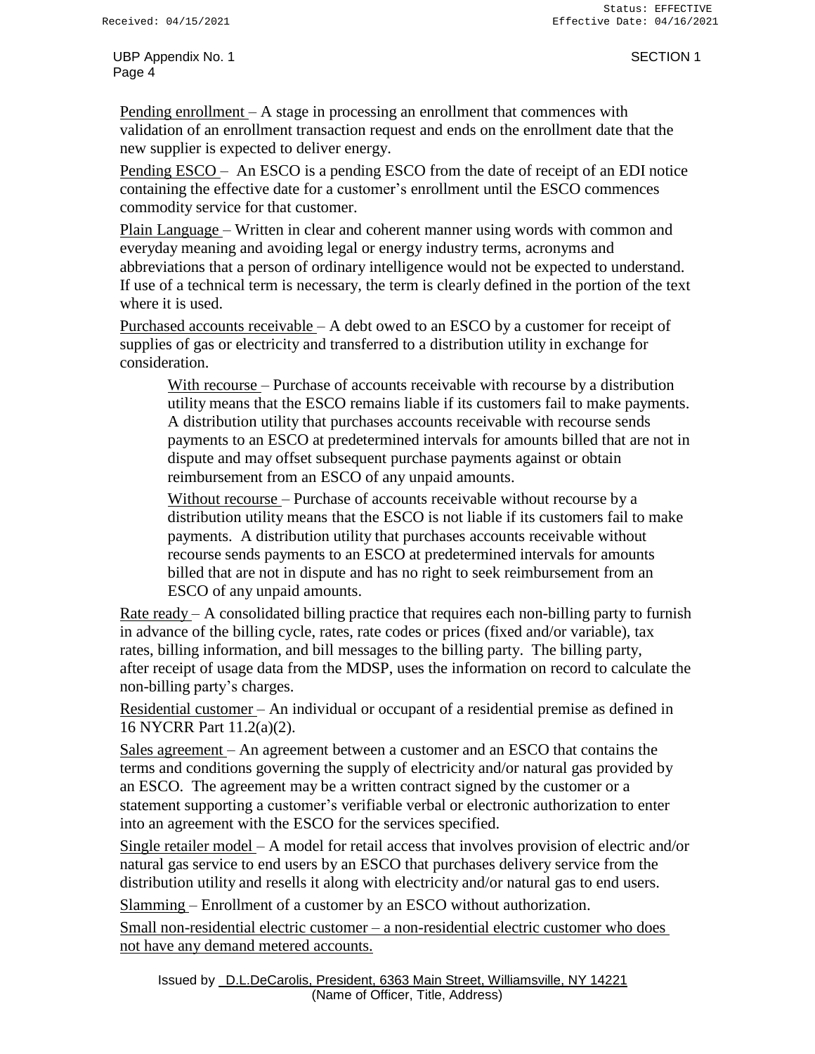Pending enrollment – A stage in processing an enrollment that commences with validation of an enrollment transaction request and ends on the enrollment date that the new supplier is expected to deliver energy.

Pending ESCO – An ESCO is a pending ESCO from the date of receipt of an EDI notice containing the effective date for a customer's enrollment until the ESCO commences commodity service for that customer.

Plain Language – Written in clear and coherent manner using words with common and everyday meaning and avoiding legal or energy industry terms, acronyms and abbreviations that a person of ordinary intelligence would not be expected to understand. If use of a technical term is necessary, the term is clearly defined in the portion of the text where it is used.

Purchased accounts receivable – A debt owed to an ESCO by a customer for receipt of supplies of gas or electricity and transferred to a distribution utility in exchange for consideration.

> With recourse – Purchase of accounts receivable with recourse by a distribution utility means that the ESCO remains liable if its customers fail to make payments. A distribution utility that purchases accounts receivable with recourse sends payments to an ESCO at predetermined intervals for amounts billed that are not in dispute and may offset subsequent purchase payments against or obtain reimbursement from an ESCO of any unpaid amounts.
>
> Without recourse – Purchase of accounts receivable without recourse by a distribution utility means that the ESCO is not liable if its customers fail to make payments. A distribution utility that purchases accounts receivable without recourse sends payments to an ESCO at predetermined intervals for amounts billed that are not in dispute and has no right to seek reimbursement from an ESCO of any unpaid amounts.

Rate ready – A consolidated billing practice that requires each non-billing party to furnish in advance of the billing cycle, rates, rate codes or prices (fixed and/or variable), tax rates, billing information, and bill messages to the billing party. The billing party, after receipt of usage data from the MDSP, uses the information on record to calculate the non-billing party's charges.

Residential customer – An individual or occupant of a residential premise as defined in 16 NYCRR Part 11.2(a)(2).

Sales agreement – An agreement between a customer and an ESCO that contains the terms and conditions governing the supply of electricity and/or natural gas provided by an ESCO. The agreement may be a written contract signed by the customer or a statement supporting a customer's verifiable verbal or electronic authorization to enter into an agreement with the ESCO for the services specified.

Single retailer model – A model for retail access that involves provision of electric and/or natural gas service to end users by an ESCO that purchases delivery service from the distribution utility and resells it along with electricity and/or natural gas to end users.

Slamming – Enrollment of a customer by an ESCO without authorization.

Small non-residential electric customer – a non-residential electric customer who does not have any demand metered accounts.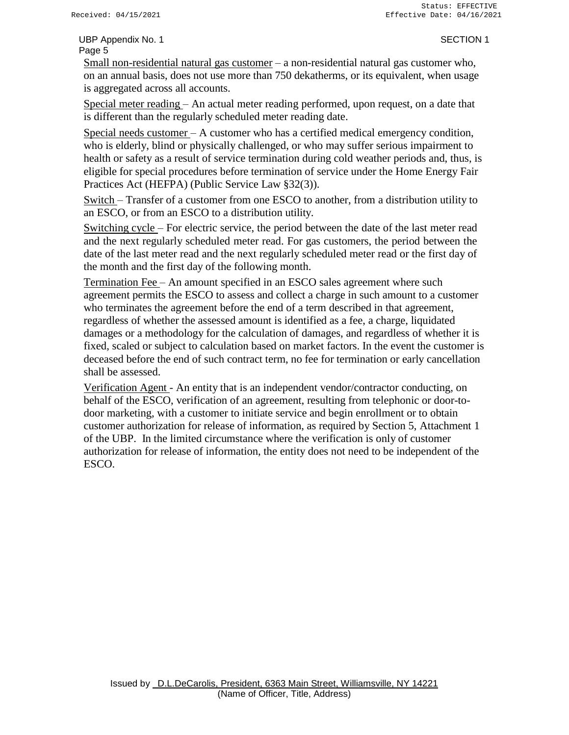Small non-residential natural gas customer – a non-residential natural gas customer who, on an annual basis, does not use more than 750 dekatherms, or its equivalent, when usage is aggregated across all accounts.

Special meter reading – An actual meter reading performed, upon request, on a date that is different than the regularly scheduled meter reading date.

Special needs customer – A customer who has a certified medical emergency condition, who is elderly, blind or physically challenged, or who may suffer serious impairment to health or safety as a result of service termination during cold weather periods and, thus, is eligible for special procedures before termination of service under the Home Energy Fair Practices Act (HEFPA) (Public Service Law §32(3)).

Switch – Transfer of a customer from one ESCO to another, from a distribution utility to an ESCO, or from an ESCO to a distribution utility.

Switching cycle – For electric service, the period between the date of the last meter read and the next regularly scheduled meter read. For gas customers, the period between the date of the last meter read and the next regularly scheduled meter read or the first day of the month and the first day of the following month.

Termination Fee – An amount specified in an ESCO sales agreement where such agreement permits the ESCO to assess and collect a charge in such amount to a customer who terminates the agreement before the end of a term described in that agreement, regardless of whether the assessed amount is identified as a fee, a charge, liquidated damages or a methodology for the calculation of damages, and regardless of whether it is fixed, scaled or subject to calculation based on market factors. In the event the customer is deceased before the end of such contract term, no fee for termination or early cancellation shall be assessed.

Verification Agent - An entity that is an independent vendor/contractor conducting, on behalf of the ESCO, verification of an agreement, resulting from telephonic or door-to-door marketing, with a customer to initiate service and begin enrollment or to obtain customer authorization for release of information, as required by Section 5, Attachment 1 of the UBP. In the limited circumstance where the verification is only of customer authorization for release of information, the entity does not need to be independent of the ESCO.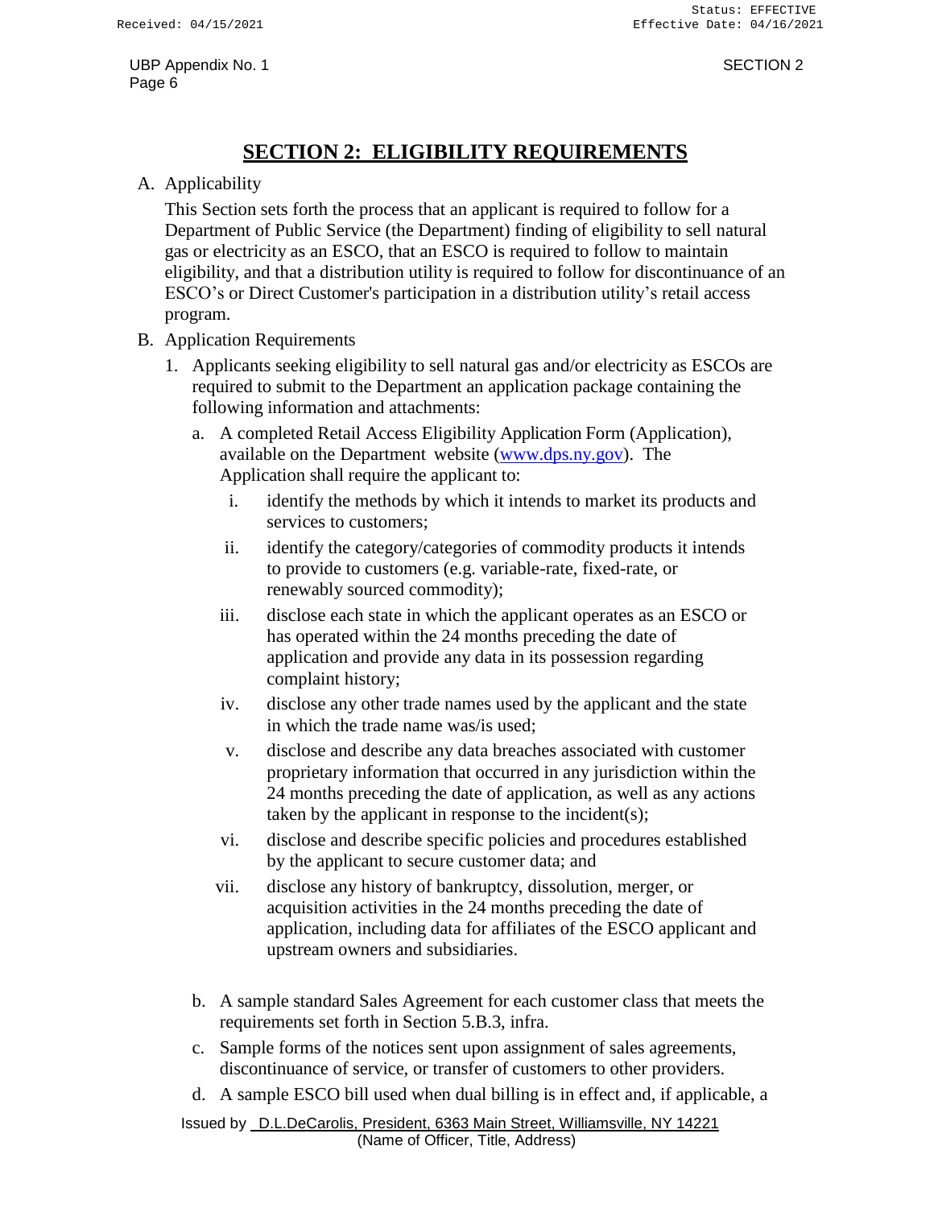# SECTION 2: ELIGIBILITY REQUIREMENTS

A. Applicability

This Section sets forth the process that an applicant is required to follow for a Department of Public Service (the Department) finding of eligibility to sell natural gas or electricity as an ESCO, that an ESCO is required to follow to maintain eligibility, and that a distribution utility is required to follow for discontinuance of an ESCO's or Direct Customer's participation in a distribution utility's retail access program.

B. Application Requirements

1. Applicants seeking eligibility to sell natural gas and/or electricity as ESCOs are required to submit to the Department an application package containing the following information and attachments:

   a. A completed Retail Access Eligibility Application Form (Application), available on the Department website ([www.dps.ny.gov](http://www.dps.ny.gov)). The Application shall require the applicant to:

      i. identify the methods by which it intends to market its products and services to customers;

      ii. identify the category/categories of commodity products it intends to provide to customers (e.g. variable-rate, fixed-rate, or renewably sourced commodity);

      iii. disclose each state in which the applicant operates as an ESCO or has operated within the 24 months preceding the date of application and provide any data in its possession regarding complaint history;

      iv. disclose any other trade names used by the applicant and the state in which the trade name was/is used;

      v. disclose and describe any data breaches associated with customer proprietary information that occurred in any jurisdiction within the 24 months preceding the date of application, as well as any actions taken by the applicant in response to the incident(s);

      vi. disclose and describe specific policies and procedures established by the applicant to secure customer data; and

      vii. disclose any history of bankruptcy, dissolution, merger, or acquisition activities in the 24 months preceding the date of application, including data for affiliates of the ESCO applicant and upstream owners and subsidiaries.

   b. A sample standard Sales Agreement for each customer class that meets the requirements set forth in Section 5.B.3, infra.

   c. Sample forms of the notices sent upon assignment of sales agreements, discontinuance of service, or transfer of customers to other providers.

   d. A sample ESCO bill used when dual billing is in effect and, if applicable, a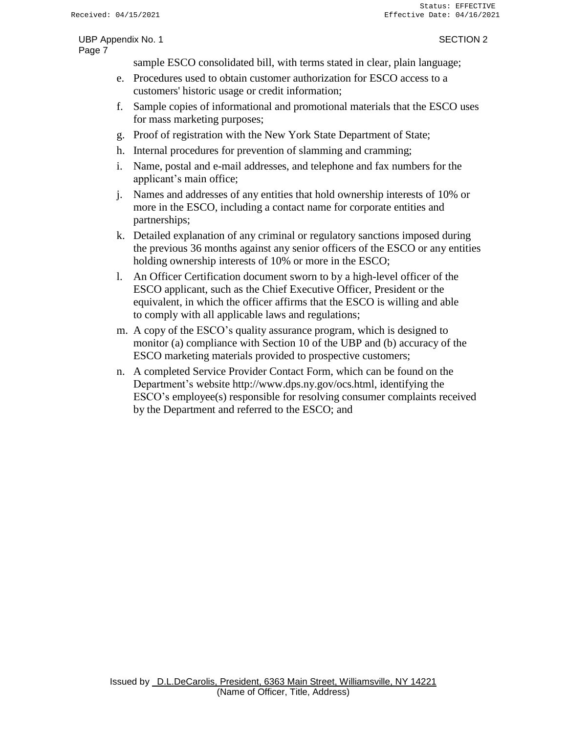sample ESCO consolidated bill, with terms stated in clear, plain language;

e. Procedures used to obtain customer authorization for ESCO access to a customers' historic usage or credit information;

f. Sample copies of informational and promotional materials that the ESCO uses for mass marketing purposes;

g. Proof of registration with the New York State Department of State;

h. Internal procedures for prevention of slamming and cramming;

i. Name, postal and e-mail addresses, and telephone and fax numbers for the applicant's main office;

j. Names and addresses of any entities that hold ownership interests of 10% or more in the ESCO, including a contact name for corporate entities and partnerships;

k. Detailed explanation of any criminal or regulatory sanctions imposed during the previous 36 months against any senior officers of the ESCO or any entities holding ownership interests of 10% or more in the ESCO;

l. An Officer Certification document sworn to by a high-level officer of the ESCO applicant, such as the Chief Executive Officer, President or the equivalent, in which the officer affirms that the ESCO is willing and able to comply with all applicable laws and regulations;

m. A copy of the ESCO's quality assurance program, which is designed to monitor (a) compliance with Section 10 of the UBP and (b) accuracy of the ESCO marketing materials provided to prospective customers;

n. A completed Service Provider Contact Form, which can be found on the Department's website http://www.dps.ny.gov/ocs.html, identifying the ESCO's employee(s) responsible for resolving consumer complaints received by the Department and referred to the ESCO; and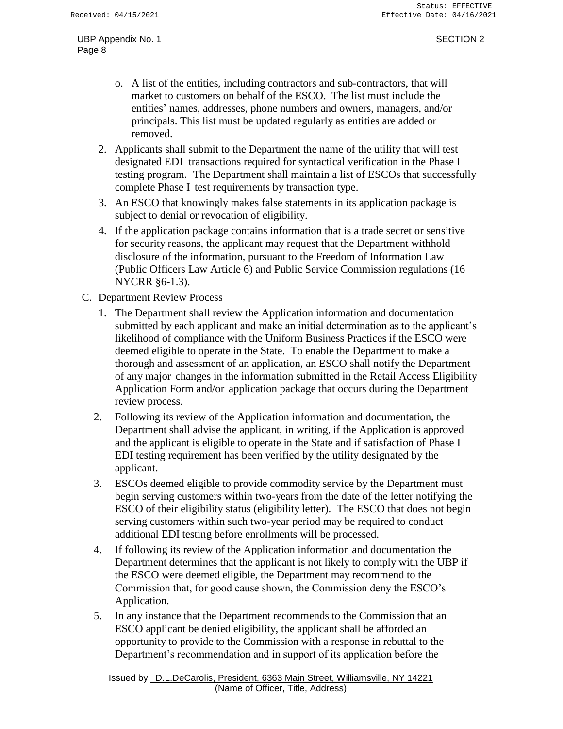o. A list of the entities, including contractors and sub-contractors, that will market to customers on behalf of the ESCO. The list must include the entities' names, addresses, phone numbers and owners, managers, and/or principals. This list must be updated regularly as entities are added or removed.

2. Applicants shall submit to the Department the name of the utility that will test designated EDI transactions required for syntactical verification in the Phase I testing program. The Department shall maintain a list of ESCOs that successfully complete Phase I test requirements by transaction type.
3. An ESCO that knowingly makes false statements in its application package is subject to denial or revocation of eligibility.
4. If the application package contains information that is a trade secret or sensitive for security reasons, the applicant may request that the Department withhold disclosure of the information, pursuant to the Freedom of Information Law (Public Officers Law Article 6) and Public Service Commission regulations (16 NYCRR §6-1.3).

C. Department Review Process

1. The Department shall review the Application information and documentation submitted by each applicant and make an initial determination as to the applicant's likelihood of compliance with the Uniform Business Practices if the ESCO were deemed eligible to operate in the State. To enable the Department to make a thorough and assessment of an application, an ESCO shall notify the Department of any major changes in the information submitted in the Retail Access Eligibility Application Form and/or application package that occurs during the Department review process.
2. Following its review of the Application information and documentation, the Department shall advise the applicant, in writing, if the Application is approved and the applicant is eligible to operate in the State and if satisfaction of Phase I EDI testing requirement has been verified by the utility designated by the applicant.
3. ESCOs deemed eligible to provide commodity service by the Department must begin serving customers within two-years from the date of the letter notifying the ESCO of their eligibility status (eligibility letter). The ESCO that does not begin serving customers within such two-year period may be required to conduct additional EDI testing before enrollments will be processed.
4. If following its review of the Application information and documentation the Department determines that the applicant is not likely to comply with the UBP if the ESCO were deemed eligible, the Department may recommend to the Commission that, for good cause shown, the Commission deny the ESCO's Application.
5. In any instance that the Department recommends to the Commission that an ESCO applicant be denied eligibility, the applicant shall be afforded an opportunity to provide to the Commission with a response in rebuttal to the Department's recommendation and in support of its application before the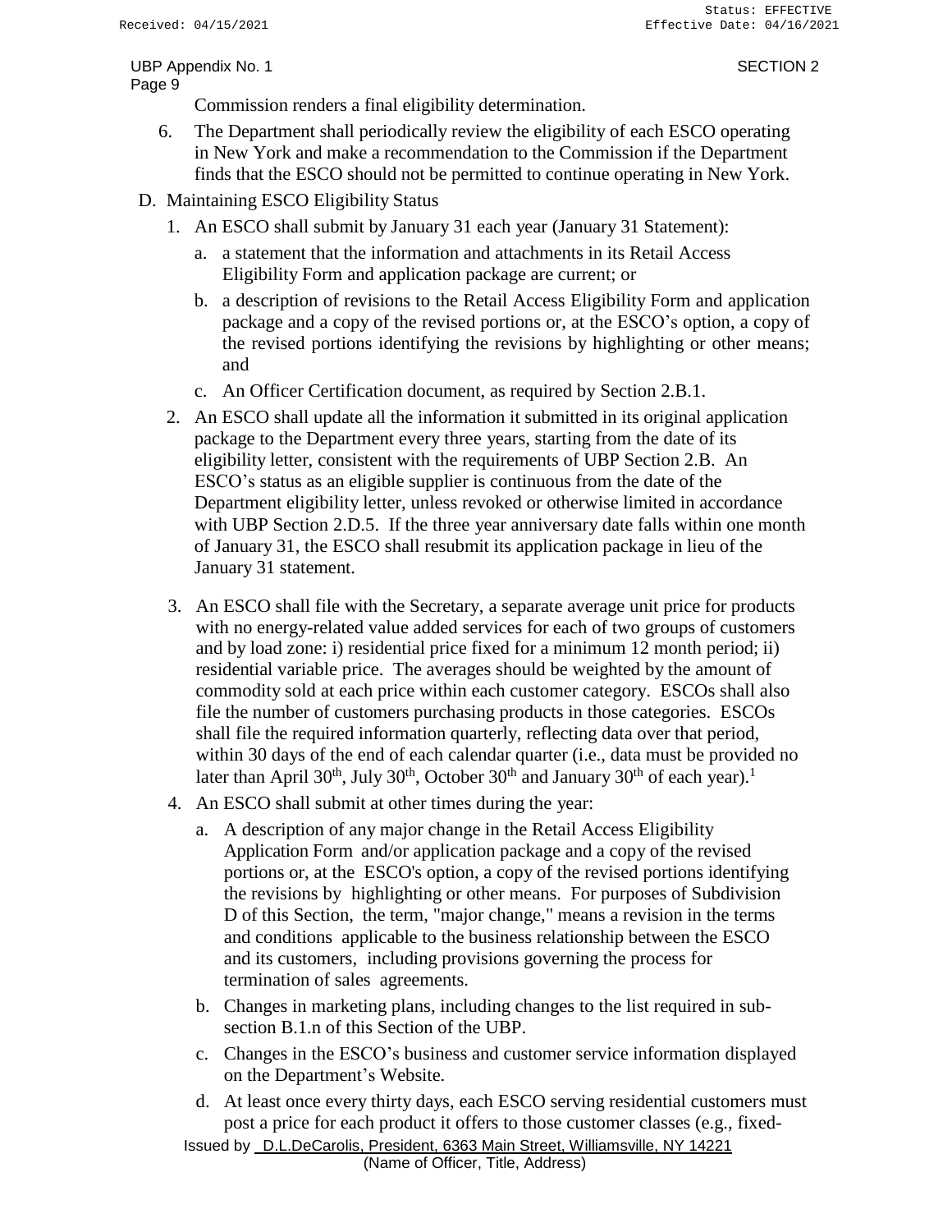Commission renders a final eligibility determination.

6. The Department shall periodically review the eligibility of each ESCO operating in New York and make a recommendation to the Commission if the Department finds that the ESCO should not be permitted to continue operating in New York.

D. Maintaining ESCO Eligibility Status

1. An ESCO shall submit by January 31 each year (January 31 Statement):
   a. a statement that the information and attachments in its Retail Access Eligibility Form and application package are current; or
   b. a description of revisions to the Retail Access Eligibility Form and application package and a copy of the revised portions or, at the ESCO's option, a copy of the revised portions identifying the revisions by highlighting or other means; and
   c. An Officer Certification document, as required by Section 2.B.1.

2. An ESCO shall update all the information it submitted in its original application package to the Department every three years, starting from the date of its eligibility letter, consistent with the requirements of UBP Section 2.B. An ESCO's status as an eligible supplier is continuous from the date of the Department eligibility letter, unless revoked or otherwise limited in accordance with UBP Section 2.D.5. If the three year anniversary date falls within one month of January 31, the ESCO shall resubmit its application package in lieu of the January 31 statement.

3. An ESCO shall file with the Secretary, a separate average unit price for products with no energy-related value added services for each of two groups of customers and by load zone: i) residential price fixed for a minimum 12 month period; ii) residential variable price. The averages should be weighted by the amount of commodity sold at each price within each customer category. ESCOs shall also file the number of customers purchasing products in those categories. ESCOs shall file the required information quarterly, reflecting data over that period, within 30 days of the end of each calendar quarter (i.e., data must be provided no later than April 30th, July 30th, October 30th and January 30th of each year).[1]

4. An ESCO shall submit at other times during the year:
   a. A description of any major change in the Retail Access Eligibility Application Form and/or application package and a copy of the revised portions or, at the ESCO's option, a copy of the revised portions identifying the revisions by highlighting or other means. For purposes of Subdivision D of this Section, the term, "major change," means a revision in the terms and conditions applicable to the business relationship between the ESCO and its customers, including provisions governing the process for termination of sales agreements.
   b. Changes in marketing plans, including changes to the list required in sub-section B.1.n of this Section of the UBP.
   c. Changes in the ESCO's business and customer service information displayed on the Department's Website.
   d. At least once every thirty days, each ESCO serving residential customers must post a price for each product it offers to those customer classes (e.g., fixed-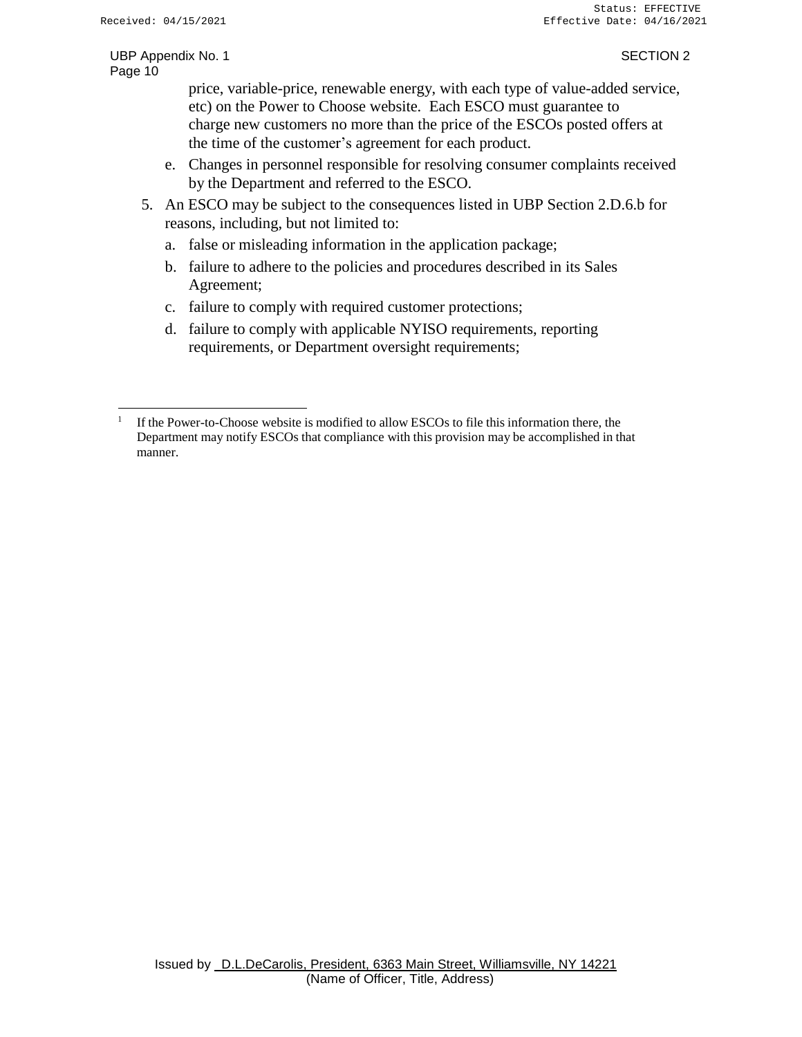price, variable-price, renewable energy, with each type of value-added service, etc) on the Power to Choose website. Each ESCO must guarantee to charge new customers no more than the price of the ESCOs posted offers at the time of the customer's agreement for each product.

   e. Changes in personnel responsible for resolving consumer complaints received by the Department and referred to the ESCO.

5. An ESCO may be subject to the consequences listed in UBP Section 2.D.6.b for reasons, including, but not limited to:

   a. false or misleading information in the application package;

   b. failure to adhere to the policies and procedures described in its Sales Agreement;

   c. failure to comply with required customer protections;

   d. failure to comply with applicable NYISO requirements, reporting requirements, or Department oversight requirements;

---

[1] If the Power-to-Choose website is modified to allow ESCOs to file this information there, the Department may notify ESCOs that compliance with this provision may be accomplished in that manner.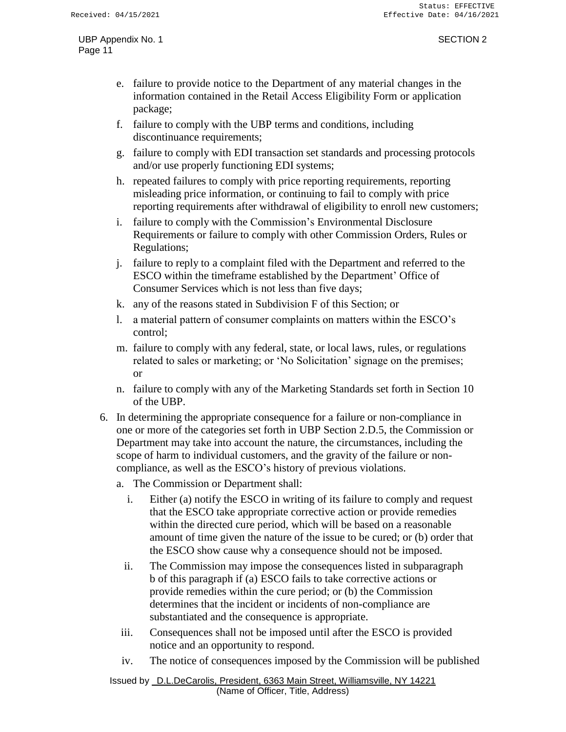e. failure to provide notice to the Department of any material changes in the information contained in the Retail Access Eligibility Form or application package;

f. failure to comply with the UBP terms and conditions, including discontinuance requirements;

g. failure to comply with EDI transaction set standards and processing protocols and/or use properly functioning EDI systems;

h. repeated failures to comply with price reporting requirements, reporting misleading price information, or continuing to fail to comply with price reporting requirements after withdrawal of eligibility to enroll new customers;

i. failure to comply with the Commission's Environmental Disclosure Requirements or failure to comply with other Commission Orders, Rules or Regulations;

j. failure to reply to a complaint filed with the Department and referred to the ESCO within the timeframe established by the Department' Office of Consumer Services which is not less than five days;

k. any of the reasons stated in Subdivision F of this Section; or

l. a material pattern of consumer complaints on matters within the ESCO's control;

m. failure to comply with any federal, state, or local laws, rules, or regulations related to sales or marketing; or 'No Solicitation' signage on the premises; or

n. failure to comply with any of the Marketing Standards set forth in Section 10 of the UBP.

6. In determining the appropriate consequence for a failure or non-compliance in one or more of the categories set forth in UBP Section 2.D.5, the Commission or Department may take into account the nature, the circumstances, including the scope of harm to individual customers, and the gravity of the failure or non-compliance, as well as the ESCO's history of previous violations.

   a. The Commission or Department shall:

      i. Either (a) notify the ESCO in writing of its failure to comply and request that the ESCO take appropriate corrective action or provide remedies within the directed cure period, which will be based on a reasonable amount of time given the nature of the issue to be cured; or (b) order that the ESCO show cause why a consequence should not be imposed.

      ii. The Commission may impose the consequences listed in subparagraph b of this paragraph if (a) ESCO fails to take corrective actions or provide remedies within the cure period; or (b) the Commission determines that the incident or incidents of non-compliance are substantiated and the consequence is appropriate.

      iii. Consequences shall not be imposed until after the ESCO is provided notice and an opportunity to respond.

      iv. The notice of consequences imposed by the Commission will be published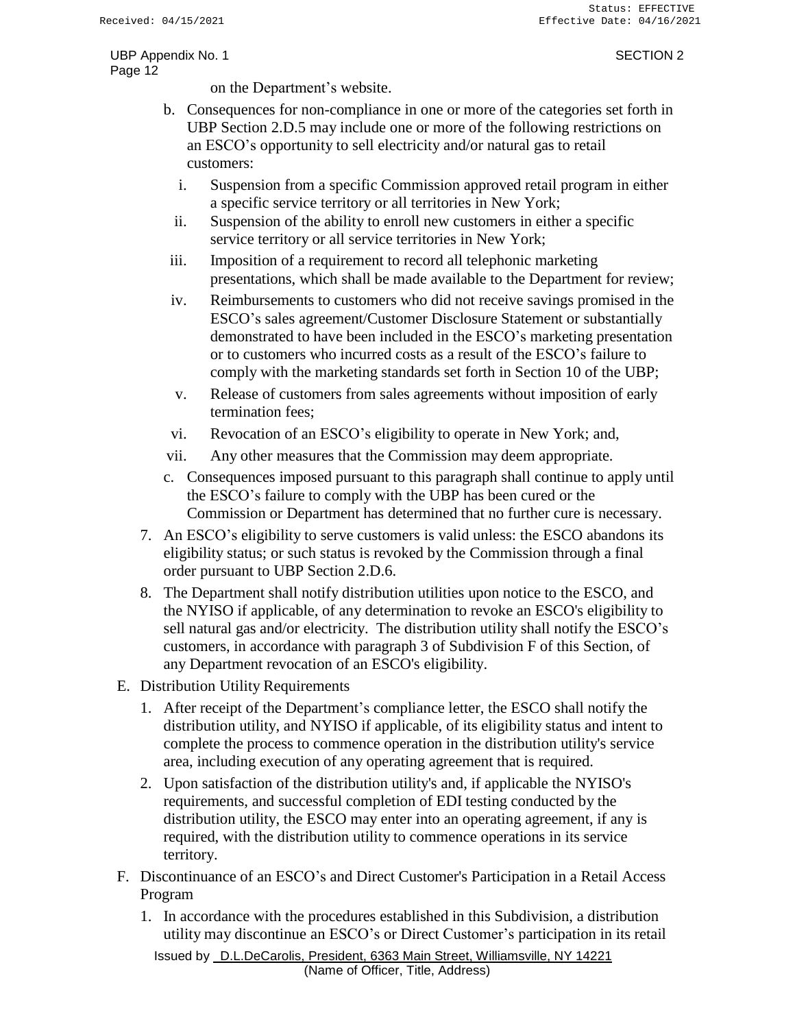on the Department's website.

b. Consequences for non-compliance in one or more of the categories set forth in UBP Section 2.D.5 may include one or more of the following restrictions on an ESCO's opportunity to sell electricity and/or natural gas to retail customers:

   i. Suspension from a specific Commission approved retail program in either a specific service territory or all territories in New York;

   ii. Suspension of the ability to enroll new customers in either a specific service territory or all service territories in New York;

   iii. Imposition of a requirement to record all telephonic marketing presentations, which shall be made available to the Department for review;

   iv. Reimbursements to customers who did not receive savings promised in the ESCO's sales agreement/Customer Disclosure Statement or substantially demonstrated to have been included in the ESCO's marketing presentation or to customers who incurred costs as a result of the ESCO's failure to comply with the marketing standards set forth in Section 10 of the UBP;

   v. Release of customers from sales agreements without imposition of early termination fees;

   vi. Revocation of an ESCO's eligibility to operate in New York; and,

   vii. Any other measures that the Commission may deem appropriate.

c. Consequences imposed pursuant to this paragraph shall continue to apply until the ESCO's failure to comply with the UBP has been cured or the Commission or Department has determined that no further cure is necessary.

7. An ESCO's eligibility to serve customers is valid unless: the ESCO abandons its eligibility status; or such status is revoked by the Commission through a final order pursuant to UBP Section 2.D.6.

8. The Department shall notify distribution utilities upon notice to the ESCO, and the NYISO if applicable, of any determination to revoke an ESCO's eligibility to sell natural gas and/or electricity. The distribution utility shall notify the ESCO's customers, in accordance with paragraph 3 of Subdivision F of this Section, of any Department revocation of an ESCO's eligibility.

E. Distribution Utility Requirements

1. After receipt of the Department's compliance letter, the ESCO shall notify the distribution utility, and NYISO if applicable, of its eligibility status and intent to complete the process to commence operation in the distribution utility's service area, including execution of any operating agreement that is required.

2. Upon satisfaction of the distribution utility's and, if applicable the NYISO's requirements, and successful completion of EDI testing conducted by the distribution utility, the ESCO may enter into an operating agreement, if any is required, with the distribution utility to commence operations in its service territory.

F. Discontinuance of an ESCO's and Direct Customer's Participation in a Retail Access Program

1. In accordance with the procedures established in this Subdivision, a distribution utility may discontinue an ESCO's or Direct Customer's participation in its retail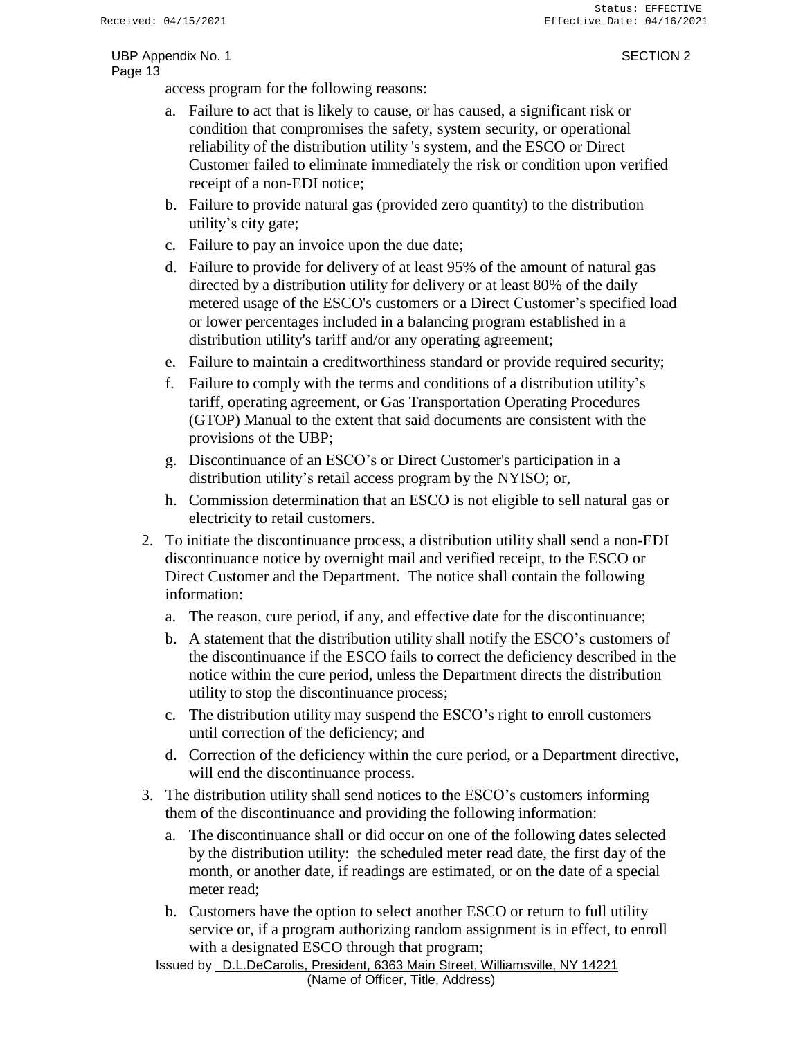access program for the following reasons:

a. Failure to act that is likely to cause, or has caused, a significant risk or condition that compromises the safety, system security, or operational reliability of the distribution utility 's system, and the ESCO or Direct Customer failed to eliminate immediately the risk or condition upon verified receipt of a non-EDI notice;

b. Failure to provide natural gas (provided zero quantity) to the distribution utility's city gate;

c. Failure to pay an invoice upon the due date;

d. Failure to provide for delivery of at least 95% of the amount of natural gas directed by a distribution utility for delivery or at least 80% of the daily metered usage of the ESCO's customers or a Direct Customer's specified load or lower percentages included in a balancing program established in a distribution utility's tariff and/or any operating agreement;

e. Failure to maintain a creditworthiness standard or provide required security;

f. Failure to comply with the terms and conditions of a distribution utility's tariff, operating agreement, or Gas Transportation Operating Procedures (GTOP) Manual to the extent that said documents are consistent with the provisions of the UBP;

g. Discontinuance of an ESCO's or Direct Customer's participation in a distribution utility's retail access program by the NYISO; or,

h. Commission determination that an ESCO is not eligible to sell natural gas or electricity to retail customers.

2. To initiate the discontinuance process, a distribution utility shall send a non-EDI discontinuance notice by overnight mail and verified receipt, to the ESCO or Direct Customer and the Department. The notice shall contain the following information:

   a. The reason, cure period, if any, and effective date for the discontinuance;

   b. A statement that the distribution utility shall notify the ESCO's customers of the discontinuance if the ESCO fails to correct the deficiency described in the notice within the cure period, unless the Department directs the distribution utility to stop the discontinuance process;

   c. The distribution utility may suspend the ESCO's right to enroll customers until correction of the deficiency; and

   d. Correction of the deficiency within the cure period, or a Department directive, will end the discontinuance process.

3. The distribution utility shall send notices to the ESCO's customers informing them of the discontinuance and providing the following information:

   a. The discontinuance shall or did occur on one of the following dates selected by the distribution utility: the scheduled meter read date, the first day of the month, or another date, if readings are estimated, or on the date of a special meter read;

   b. Customers have the option to select another ESCO or return to full utility service or, if a program authorizing random assignment is in effect, to enroll with a designated ESCO through that program;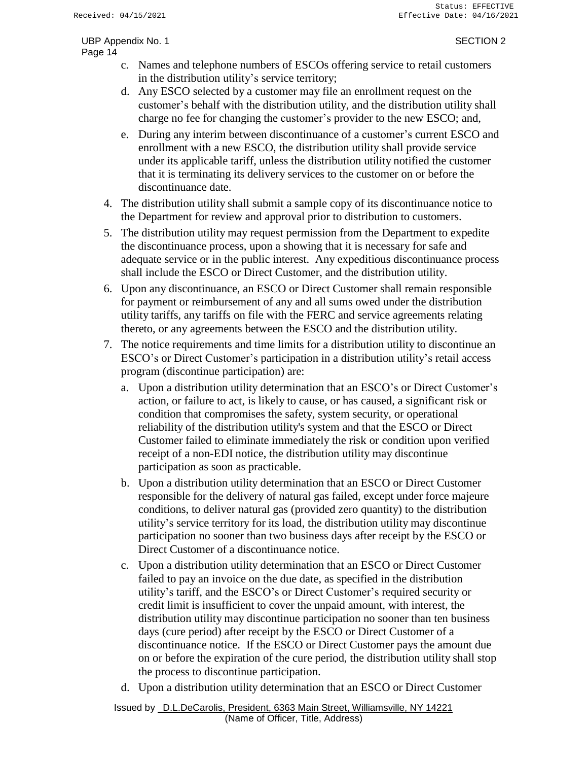c. Names and telephone numbers of ESCOs offering service to retail customers in the distribution utility's service territory;

   d. Any ESCO selected by a customer may file an enrollment request on the customer's behalf with the distribution utility, and the distribution utility shall charge no fee for changing the customer's provider to the new ESCO; and,

   e. During any interim between discontinuance of a customer's current ESCO and enrollment with a new ESCO, the distribution utility shall provide service under its applicable tariff, unless the distribution utility notified the customer that it is terminating its delivery services to the customer on or before the discontinuance date.

4. The distribution utility shall submit a sample copy of its discontinuance notice to the Department for review and approval prior to distribution to customers.

5. The distribution utility may request permission from the Department to expedite the discontinuance process, upon a showing that it is necessary for safe and adequate service or in the public interest. Any expeditious discontinuance process shall include the ESCO or Direct Customer, and the distribution utility.

6. Upon any discontinuance, an ESCO or Direct Customer shall remain responsible for payment or reimbursement of any and all sums owed under the distribution utility tariffs, any tariffs on file with the FERC and service agreements relating thereto, or any agreements between the ESCO and the distribution utility.

7. The notice requirements and time limits for a distribution utility to discontinue an ESCO's or Direct Customer's participation in a distribution utility's retail access program (discontinue participation) are:

   a. Upon a distribution utility determination that an ESCO's or Direct Customer's action, or failure to act, is likely to cause, or has caused, a significant risk or condition that compromises the safety, system security, or operational reliability of the distribution utility's system and that the ESCO or Direct Customer failed to eliminate immediately the risk or condition upon verified receipt of a non-EDI notice, the distribution utility may discontinue participation as soon as practicable.

   b. Upon a distribution utility determination that an ESCO or Direct Customer responsible for the delivery of natural gas failed, except under force majeure conditions, to deliver natural gas (provided zero quantity) to the distribution utility's service territory for its load, the distribution utility may discontinue participation no sooner than two business days after receipt by the ESCO or Direct Customer of a discontinuance notice.

   c. Upon a distribution utility determination that an ESCO or Direct Customer failed to pay an invoice on the due date, as specified in the distribution utility's tariff, and the ESCO's or Direct Customer's required security or credit limit is insufficient to cover the unpaid amount, with interest, the distribution utility may discontinue participation no sooner than ten business days (cure period) after receipt by the ESCO or Direct Customer of a discontinuance notice. If the ESCO or Direct Customer pays the amount due on or before the expiration of the cure period, the distribution utility shall stop the process to discontinue participation.

   d. Upon a distribution utility determination that an ESCO or Direct Customer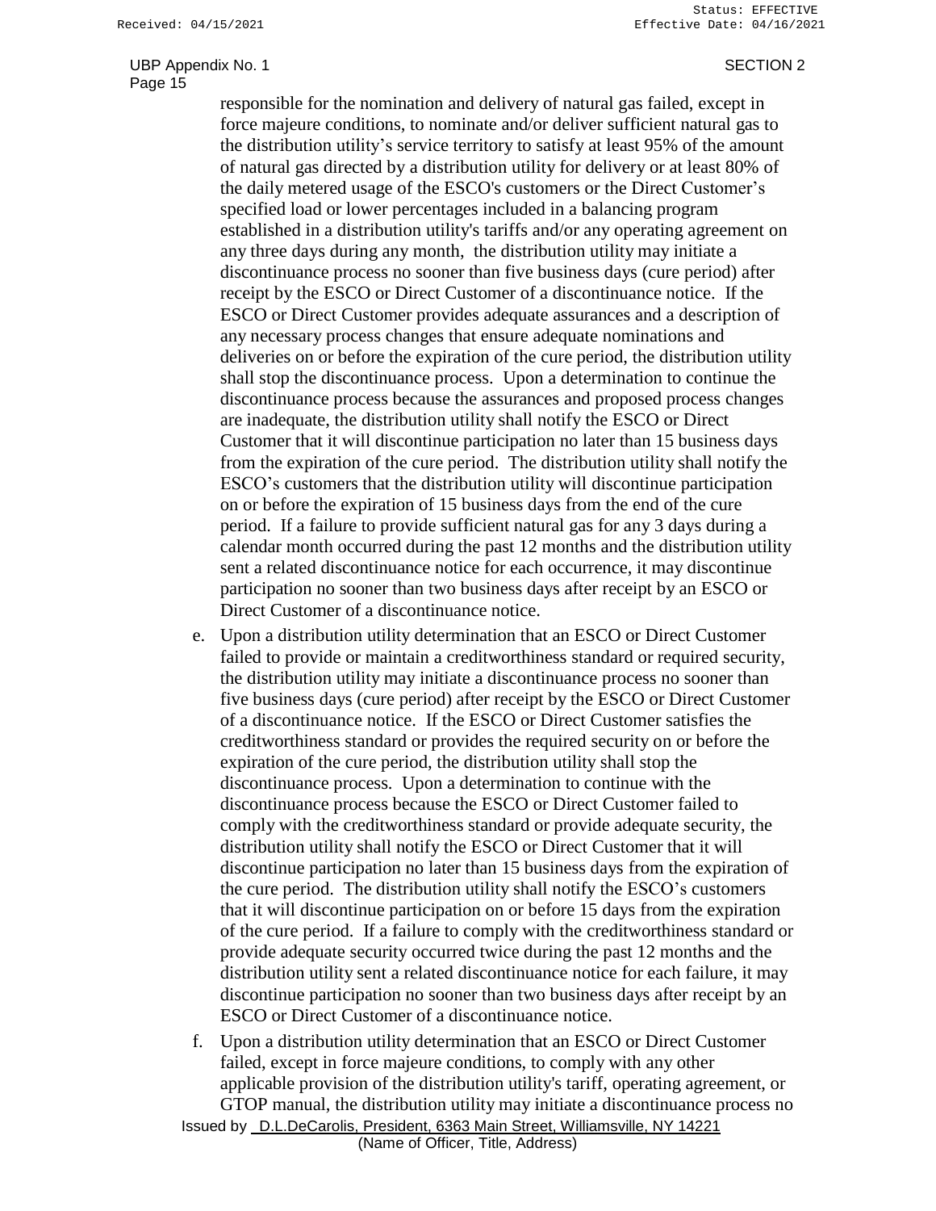responsible for the nomination and delivery of natural gas failed, except in force majeure conditions, to nominate and/or deliver sufficient natural gas to the distribution utility's service territory to satisfy at least 95% of the amount of natural gas directed by a distribution utility for delivery or at least 80% of the daily metered usage of the ESCO's customers or the Direct Customer's specified load or lower percentages included in a balancing program established in a distribution utility's tariffs and/or any operating agreement on any three days during any month, the distribution utility may initiate a discontinuance process no sooner than five business days (cure period) after receipt by the ESCO or Direct Customer of a discontinuance notice. If the ESCO or Direct Customer provides adequate assurances and a description of any necessary process changes that ensure adequate nominations and deliveries on or before the expiration of the cure period, the distribution utility shall stop the discontinuance process. Upon a determination to continue the discontinuance process because the assurances and proposed process changes are inadequate, the distribution utility shall notify the ESCO or Direct Customer that it will discontinue participation no later than 15 business days from the expiration of the cure period. The distribution utility shall notify the ESCO's customers that the distribution utility will discontinue participation on or before the expiration of 15 business days from the end of the cure period. If a failure to provide sufficient natural gas for any 3 days during a calendar month occurred during the past 12 months and the distribution utility sent a related discontinuance notice for each occurrence, it may discontinue participation no sooner than two business days after receipt by an ESCO or Direct Customer of a discontinuance notice.

e. Upon a distribution utility determination that an ESCO or Direct Customer failed to provide or maintain a creditworthiness standard or required security, the distribution utility may initiate a discontinuance process no sooner than five business days (cure period) after receipt by the ESCO or Direct Customer of a discontinuance notice. If the ESCO or Direct Customer satisfies the creditworthiness standard or provides the required security on or before the expiration of the cure period, the distribution utility shall stop the discontinuance process. Upon a determination to continue with the discontinuance process because the ESCO or Direct Customer failed to comply with the creditworthiness standard or provide adequate security, the distribution utility shall notify the ESCO or Direct Customer that it will discontinue participation no later than 15 business days from the expiration of the cure period. The distribution utility shall notify the ESCO's customers that it will discontinue participation on or before 15 days from the expiration of the cure period. If a failure to comply with the creditworthiness standard or provide adequate security occurred twice during the past 12 months and the distribution utility sent a related discontinuance notice for each failure, it may discontinue participation no sooner than two business days after receipt by an ESCO or Direct Customer of a discontinuance notice.

f. Upon a distribution utility determination that an ESCO or Direct Customer failed, except in force majeure conditions, to comply with any other applicable provision of the distribution utility's tariff, operating agreement, or GTOP manual, the distribution utility may initiate a discontinuance process no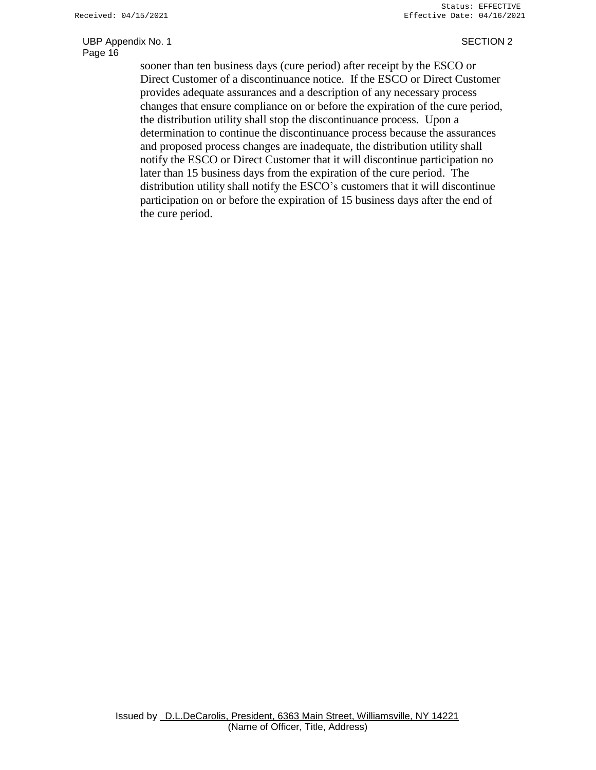sooner than ten business days (cure period) after receipt by the ESCO or Direct Customer of a discontinuance notice. If the ESCO or Direct Customer provides adequate assurances and a description of any necessary process changes that ensure compliance on or before the expiration of the cure period, the distribution utility shall stop the discontinuance process. Upon a determination to continue the discontinuance process because the assurances and proposed process changes are inadequate, the distribution utility shall notify the ESCO or Direct Customer that it will discontinue participation no later than 15 business days from the expiration of the cure period. The distribution utility shall notify the ESCO's customers that it will discontinue participation on or before the expiration of 15 business days after the end of the cure period.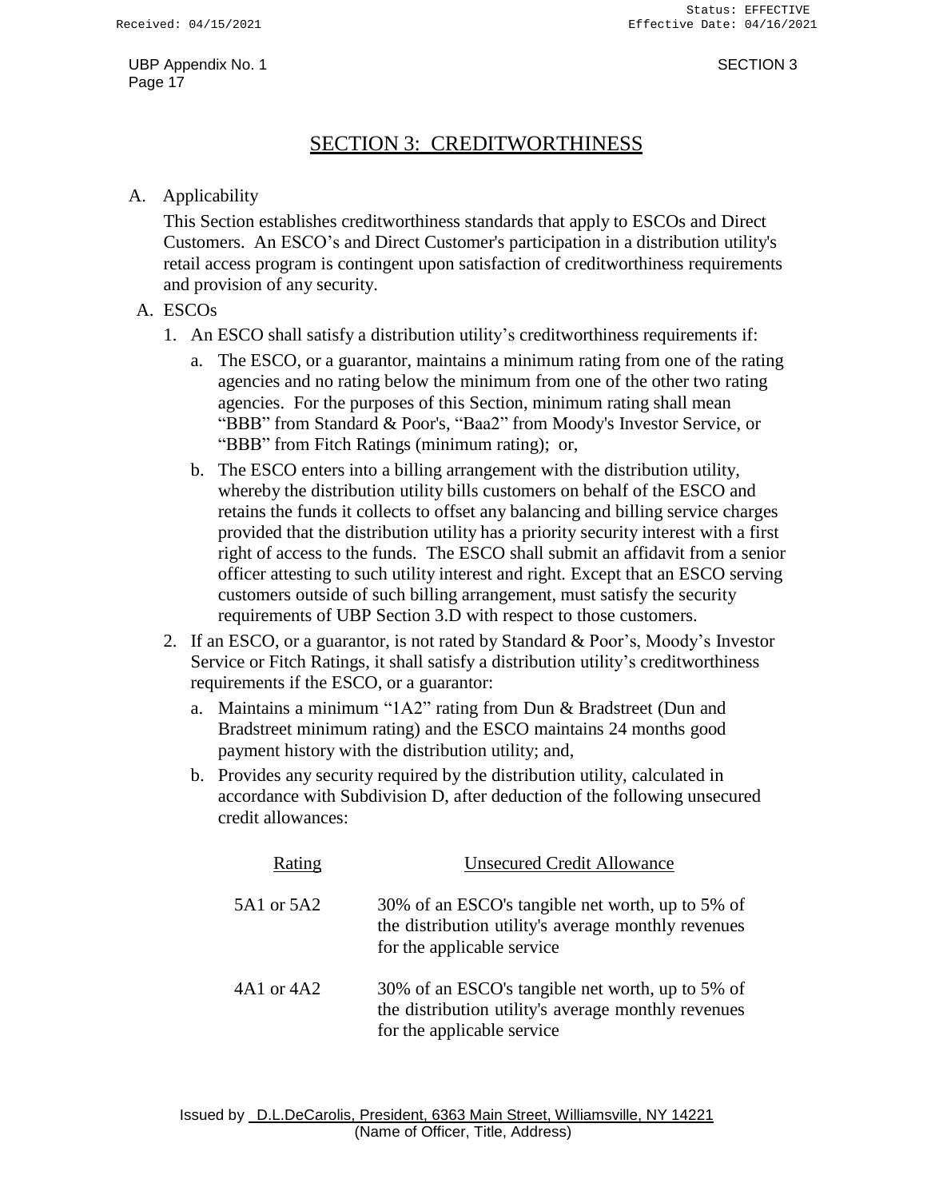## SECTION 3: CREDITWORTHINESS

A. Applicability

This Section establishes creditworthiness standards that apply to ESCOs and Direct Customers. An ESCO's and Direct Customer's participation in a distribution utility's retail access program is contingent upon satisfaction of creditworthiness requirements and provision of any security.

A. ESCOs

1. An ESCO shall satisfy a distribution utility's creditworthiness requirements if:
   a. The ESCO, or a guarantor, maintains a minimum rating from one of the rating agencies and no rating below the minimum from one of the other two rating agencies. For the purposes of this Section, minimum rating shall mean "BBB" from Standard & Poor's, "Baa2" from Moody's Investor Service, or "BBB" from Fitch Ratings (minimum rating); or,
   b. The ESCO enters into a billing arrangement with the distribution utility, whereby the distribution utility bills customers on behalf of the ESCO and retains the funds it collects to offset any balancing and billing service charges provided that the distribution utility has a priority security interest with a first right of access to the funds. The ESCO shall submit an affidavit from a senior officer attesting to such utility interest and right. Except that an ESCO serving customers outside of such billing arrangement, must satisfy the security requirements of UBP Section 3.D with respect to those customers.
2. If an ESCO, or a guarantor, is not rated by Standard & Poor's, Moody's Investor Service or Fitch Ratings, it shall satisfy a distribution utility's creditworthiness requirements if the ESCO, or a guarantor:
   a. Maintains a minimum "1A2" rating from Dun & Bradstreet (Dun and Bradstreet minimum rating) and the ESCO maintains 24 months good payment history with the distribution utility; and,
   b. Provides any security required by the distribution utility, calculated in accordance with Subdivision D, after deduction of the following unsecured credit allowances:

| Rating | Unsecured Credit Allowance |
|---|---|
| 5A1 or 5A2 | 30% of an ESCO's tangible net worth, up to 5% of the distribution utility's average monthly revenues for the applicable service |
| 4A1 or 4A2 | 30% of an ESCO's tangible net worth, up to 5% of the distribution utility's average monthly revenues for the applicable service |

Issued by D.L.DeCarolis, President, 6363 Main Street, Williamsville, NY 14221
(Name of Officer, Title, Address)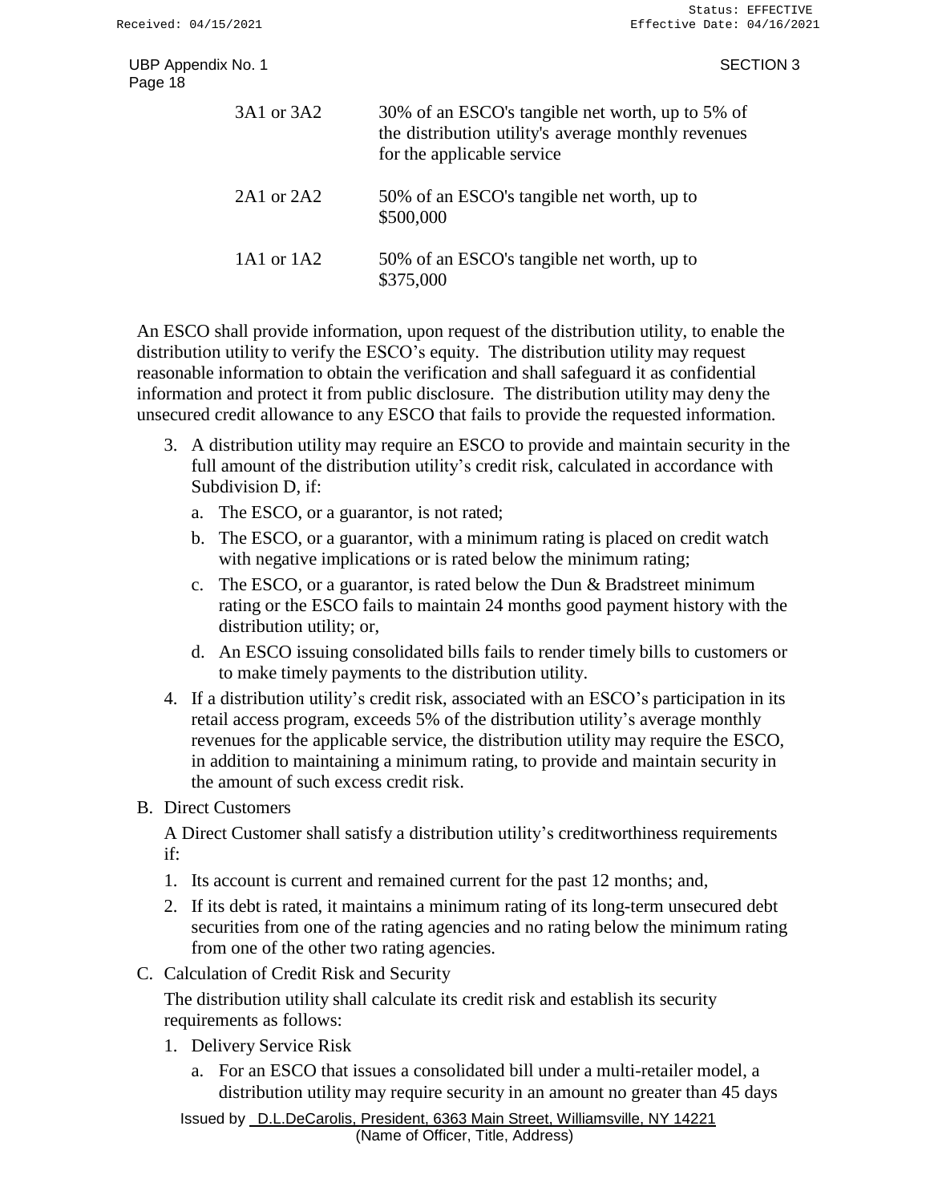| | |
|---|---|
| 3A1 or 3A2 | 30% of an ESCO's tangible net worth, up to 5% of the distribution utility's average monthly revenues for the applicable service |
| 2A1 or 2A2 | 50% of an ESCO's tangible net worth, up to $500,000 |
| 1A1 or 1A2 | 50% of an ESCO's tangible net worth, up to $375,000 |

An ESCO shall provide information, upon request of the distribution utility, to enable the distribution utility to verify the ESCO's equity. The distribution utility may request reasonable information to obtain the verification and shall safeguard it as confidential information and protect it from public disclosure. The distribution utility may deny the unsecured credit allowance to any ESCO that fails to provide the requested information.

3. A distribution utility may require an ESCO to provide and maintain security in the full amount of the distribution utility's credit risk, calculated in accordance with Subdivision D, if:
   a. The ESCO, or a guarantor, is not rated;
   b. The ESCO, or a guarantor, with a minimum rating is placed on credit watch with negative implications or is rated below the minimum rating;
   c. The ESCO, or a guarantor, is rated below the Dun & Bradstreet minimum rating or the ESCO fails to maintain 24 months good payment history with the distribution utility; or,
   d. An ESCO issuing consolidated bills fails to render timely bills to customers or to make timely payments to the distribution utility.
4. If a distribution utility's credit risk, associated with an ESCO's participation in its retail access program, exceeds 5% of the distribution utility's average monthly revenues for the applicable service, the distribution utility may require the ESCO, in addition to maintaining a minimum rating, to provide and maintain security in the amount of such excess credit risk.

B. Direct Customers

A Direct Customer shall satisfy a distribution utility's creditworthiness requirements if:

1. Its account is current and remained current for the past 12 months; and,
2. If its debt is rated, it maintains a minimum rating of its long-term unsecured debt securities from one of the rating agencies and no rating below the minimum rating from one of the other two rating agencies.

C. Calculation of Credit Risk and Security

The distribution utility shall calculate its credit risk and establish its security requirements as follows:

1. Delivery Service Risk
   a. For an ESCO that issues a consolidated bill under a multi-retailer model, a distribution utility may require security in an amount no greater than 45 days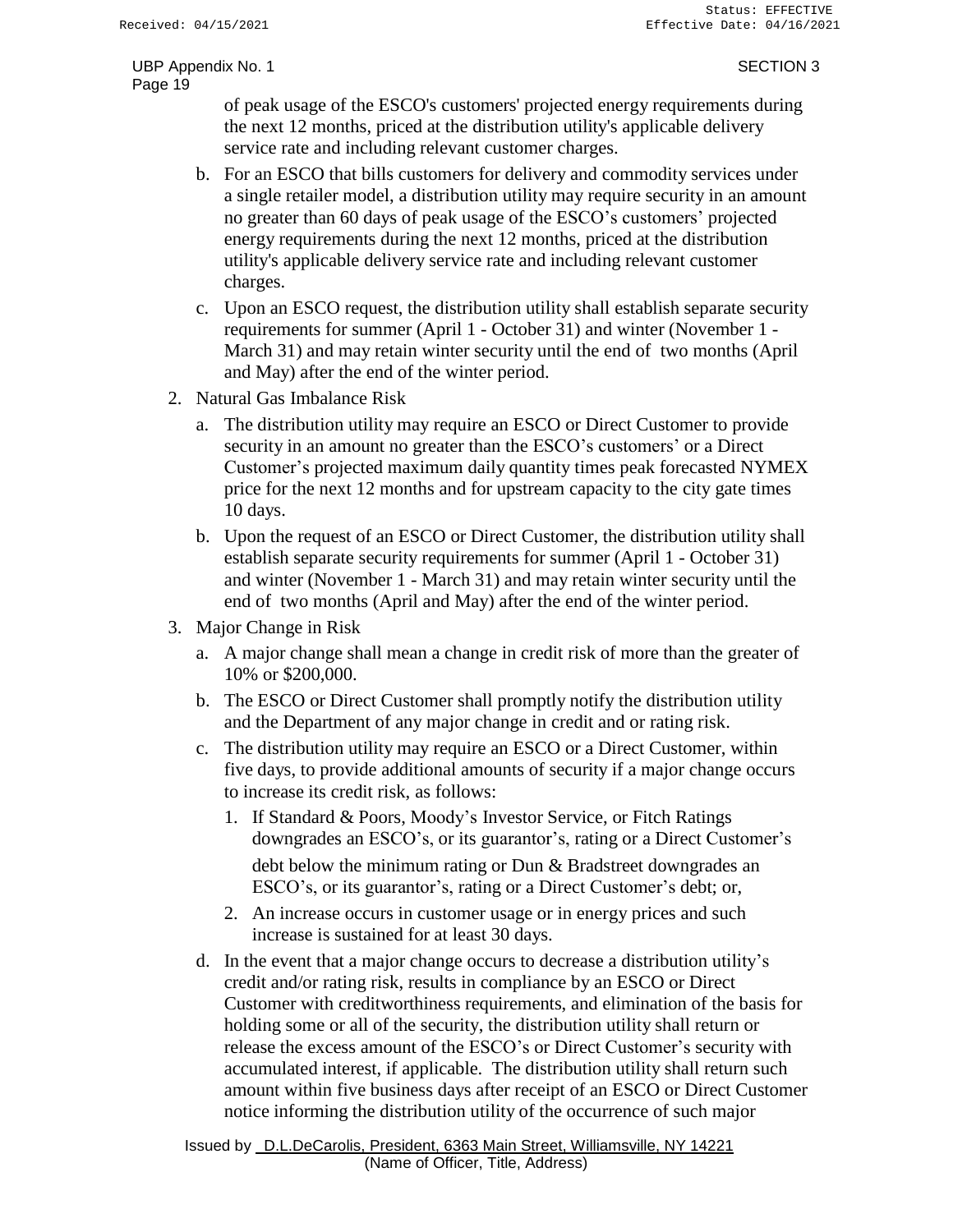of peak usage of the ESCO's customers' projected energy requirements during the next 12 months, priced at the distribution utility's applicable delivery service rate and including relevant customer charges.

   b. For an ESCO that bills customers for delivery and commodity services under a single retailer model, a distribution utility may require security in an amount no greater than 60 days of peak usage of the ESCO's customers' projected energy requirements during the next 12 months, priced at the distribution utility's applicable delivery service rate and including relevant customer charges.

   c. Upon an ESCO request, the distribution utility shall establish separate security requirements for summer (April 1 - October 31) and winter (November 1 - March 31) and may retain winter security until the end of two months (April and May) after the end of the winter period.

2. Natural Gas Imbalance Risk

   a. The distribution utility may require an ESCO or Direct Customer to provide security in an amount no greater than the ESCO's customers' or a Direct Customer's projected maximum daily quantity times peak forecasted NYMEX price for the next 12 months and for upstream capacity to the city gate times 10 days.

   b. Upon the request of an ESCO or Direct Customer, the distribution utility shall establish separate security requirements for summer (April 1 - October 31) and winter (November 1 - March 31) and may retain winter security until the end of two months (April and May) after the end of the winter period.

3. Major Change in Risk

   a. A major change shall mean a change in credit risk of more than the greater of 10% or $200,000.

   b. The ESCO or Direct Customer shall promptly notify the distribution utility and the Department of any major change in credit and or rating risk.

   c. The distribution utility may require an ESCO or a Direct Customer, within five days, to provide additional amounts of security if a major change occurs to increase its credit risk, as follows:

      1. If Standard & Poors, Moody's Investor Service, or Fitch Ratings downgrades an ESCO's, or its guarantor's, rating or a Direct Customer's debt below the minimum rating or Dun & Bradstreet downgrades an ESCO's, or its guarantor's, rating or a Direct Customer's debt; or,

      2. An increase occurs in customer usage or in energy prices and such increase is sustained for at least 30 days.

   d. In the event that a major change occurs to decrease a distribution utility's credit and/or rating risk, results in compliance by an ESCO or Direct Customer with creditworthiness requirements, and elimination of the basis for holding some or all of the security, the distribution utility shall return or release the excess amount of the ESCO's or Direct Customer's security with accumulated interest, if applicable. The distribution utility shall return such amount within five business days after receipt of an ESCO or Direct Customer notice informing the distribution utility of the occurrence of such major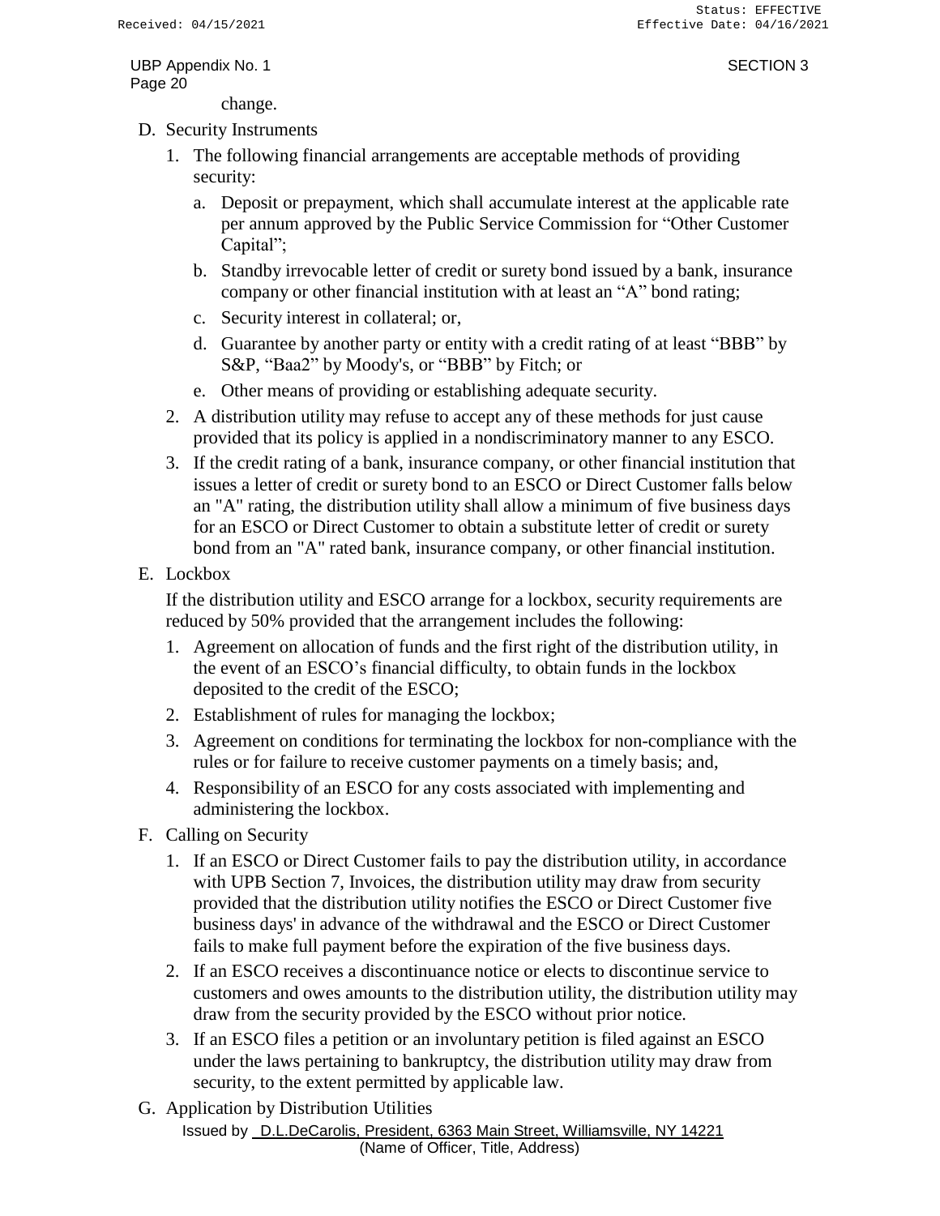change.

D. Security Instruments

1. The following financial arrangements are acceptable methods of providing security:
    a. Deposit or prepayment, which shall accumulate interest at the applicable rate per annum approved by the Public Service Commission for "Other Customer Capital";
    b. Standby irrevocable letter of credit or surety bond issued by a bank, insurance company or other financial institution with at least an "A" bond rating;
    c. Security interest in collateral; or,
    d. Guarantee by another party or entity with a credit rating of at least "BBB" by S&P, "Baa2" by Moody's, or "BBB" by Fitch; or
    e. Other means of providing or establishing adequate security.
2. A distribution utility may refuse to accept any of these methods for just cause provided that its policy is applied in a nondiscriminatory manner to any ESCO.
3. If the credit rating of a bank, insurance company, or other financial institution that issues a letter of credit or surety bond to an ESCO or Direct Customer falls below an "A" rating, the distribution utility shall allow a minimum of five business days for an ESCO or Direct Customer to obtain a substitute letter of credit or surety bond from an "A" rated bank, insurance company, or other financial institution.

E. Lockbox

If the distribution utility and ESCO arrange for a lockbox, security requirements are reduced by 50% provided that the arrangement includes the following:

1. Agreement on allocation of funds and the first right of the distribution utility, in the event of an ESCO's financial difficulty, to obtain funds in the lockbox deposited to the credit of the ESCO;
2. Establishment of rules for managing the lockbox;
3. Agreement on conditions for terminating the lockbox for non-compliance with the rules or for failure to receive customer payments on a timely basis; and,
4. Responsibility of an ESCO for any costs associated with implementing and administering the lockbox.

F. Calling on Security

1. If an ESCO or Direct Customer fails to pay the distribution utility, in accordance with UPB Section 7, Invoices, the distribution utility may draw from security provided that the distribution utility notifies the ESCO or Direct Customer five business days' in advance of the withdrawal and the ESCO or Direct Customer fails to make full payment before the expiration of the five business days.
2. If an ESCO receives a discontinuance notice or elects to discontinue service to customers and owes amounts to the distribution utility, the distribution utility may draw from the security provided by the ESCO without prior notice.
3. If an ESCO files a petition or an involuntary petition is filed against an ESCO under the laws pertaining to bankruptcy, the distribution utility may draw from security, to the extent permitted by applicable law.

G. Application by Distribution Utilities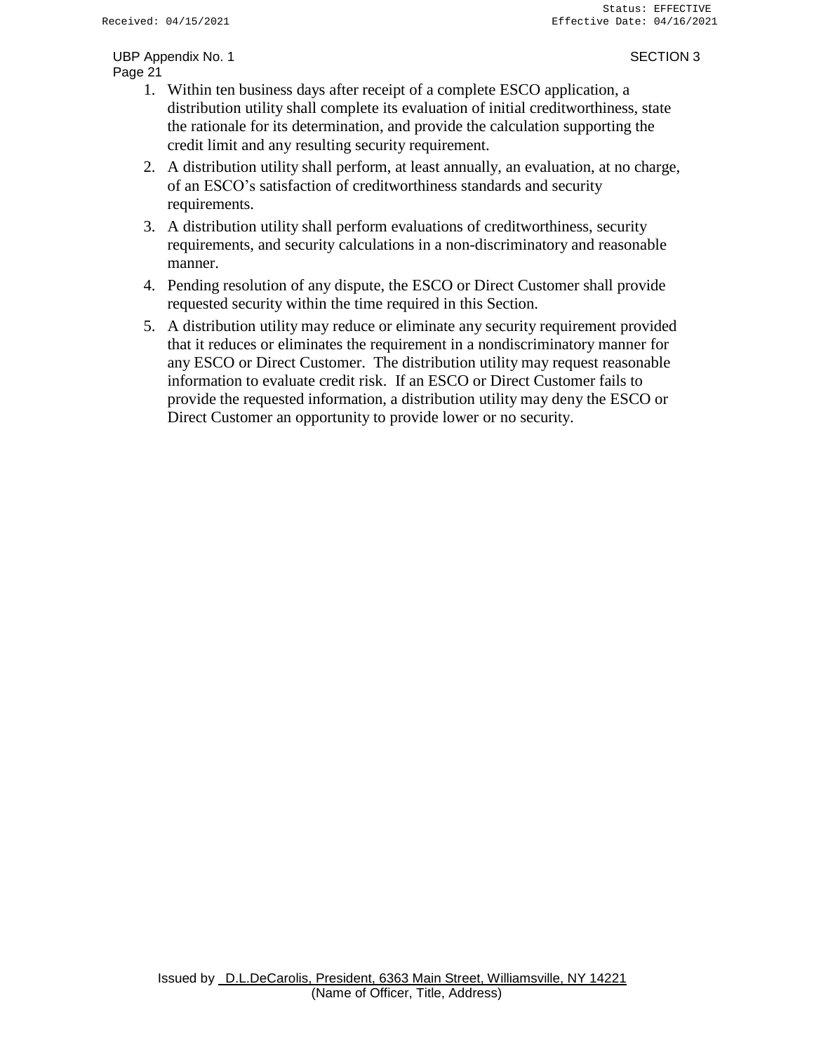1. Within ten business days after receipt of a complete ESCO application, a distribution utility shall complete its evaluation of initial creditworthiness, state the rationale for its determination, and provide the calculation supporting the credit limit and any resulting security requirement.
2. A distribution utility shall perform, at least annually, an evaluation, at no charge, of an ESCO's satisfaction of creditworthiness standards and security requirements.
3. A distribution utility shall perform evaluations of creditworthiness, security requirements, and security calculations in a non-discriminatory and reasonable manner.
4. Pending resolution of any dispute, the ESCO or Direct Customer shall provide requested security within the time required in this Section.
5. A distribution utility may reduce or eliminate any security requirement provided that it reduces or eliminates the requirement in a nondiscriminatory manner for any ESCO or Direct Customer. The distribution utility may request reasonable information to evaluate credit risk. If an ESCO or Direct Customer fails to provide the requested information, a distribution utility may deny the ESCO or Direct Customer an opportunity to provide lower or no security.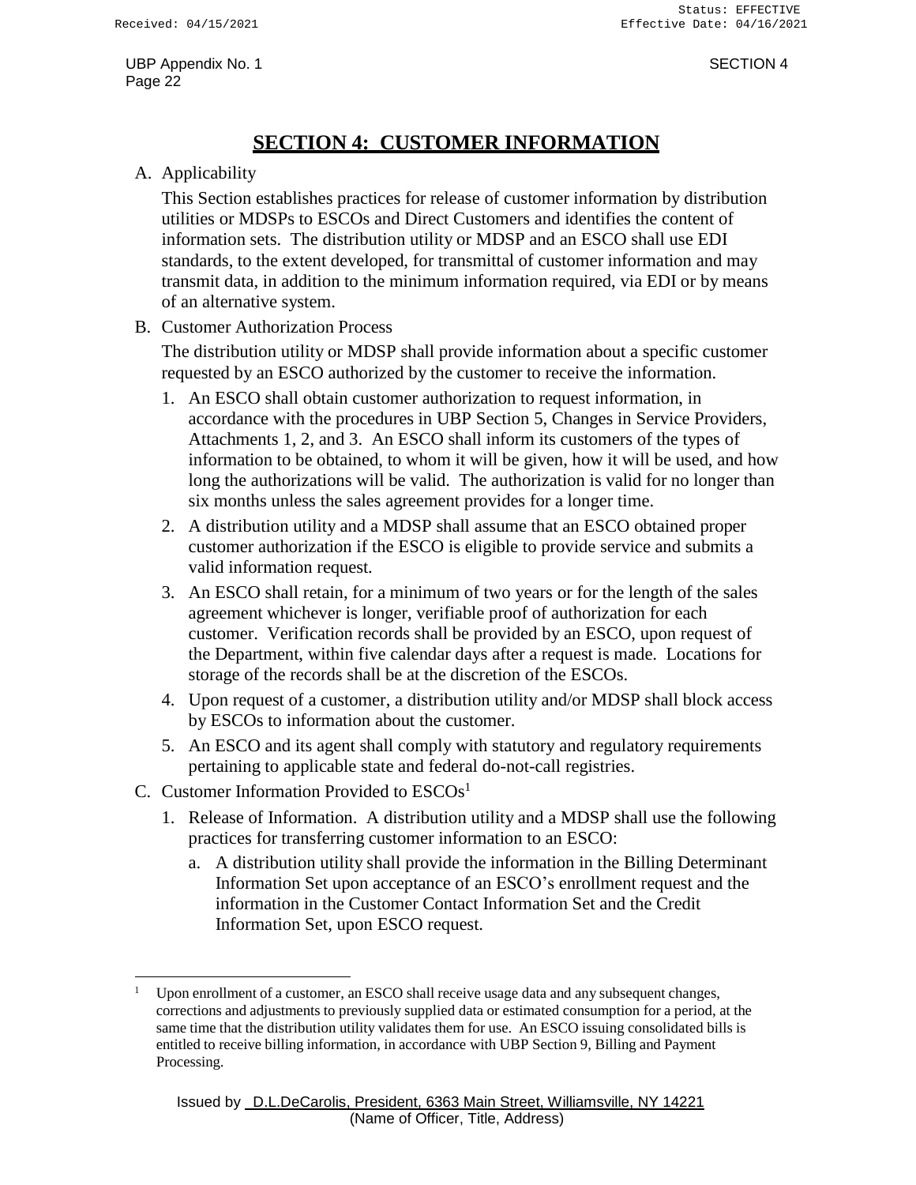# SECTION 4: CUSTOMER INFORMATION

A. Applicability

This Section establishes practices for release of customer information by distribution utilities or MDSPs to ESCOs and Direct Customers and identifies the content of information sets. The distribution utility or MDSP and an ESCO shall use EDI standards, to the extent developed, for transmittal of customer information and may transmit data, in addition to the minimum information required, via EDI or by means of an alternative system.

B. Customer Authorization Process

The distribution utility or MDSP shall provide information about a specific customer requested by an ESCO authorized by the customer to receive the information.

1. An ESCO shall obtain customer authorization to request information, in accordance with the procedures in UBP Section 5, Changes in Service Providers, Attachments 1, 2, and 3. An ESCO shall inform its customers of the types of information to be obtained, to whom it will be given, how it will be used, and how long the authorizations will be valid. The authorization is valid for no longer than six months unless the sales agreement provides for a longer time.
2. A distribution utility and a MDSP shall assume that an ESCO obtained proper customer authorization if the ESCO is eligible to provide service and submits a valid information request.
3. An ESCO shall retain, for a minimum of two years or for the length of the sales agreement whichever is longer, verifiable proof of authorization for each customer. Verification records shall be provided by an ESCO, upon request of the Department, within five calendar days after a request is made. Locations for storage of the records shall be at the discretion of the ESCOs.
4. Upon request of a customer, a distribution utility and/or MDSP shall block access by ESCOs to information about the customer.
5. An ESCO and its agent shall comply with statutory and regulatory requirements pertaining to applicable state and federal do-not-call registries.

C. Customer Information Provided to ESCOs[1]

1. Release of Information. A distribution utility and a MDSP shall use the following practices for transferring customer information to an ESCO:
   a. A distribution utility shall provide the information in the Billing Determinant Information Set upon acceptance of an ESCO's enrollment request and the information in the Customer Contact Information Set and the Credit Information Set, upon ESCO request.

---

[1] Upon enrollment of a customer, an ESCO shall receive usage data and any subsequent changes, corrections and adjustments to previously supplied data or estimated consumption for a period, at the same time that the distribution utility validates them for use. An ESCO issuing consolidated bills is entitled to receive billing information, in accordance with UBP Section 9, Billing and Payment Processing.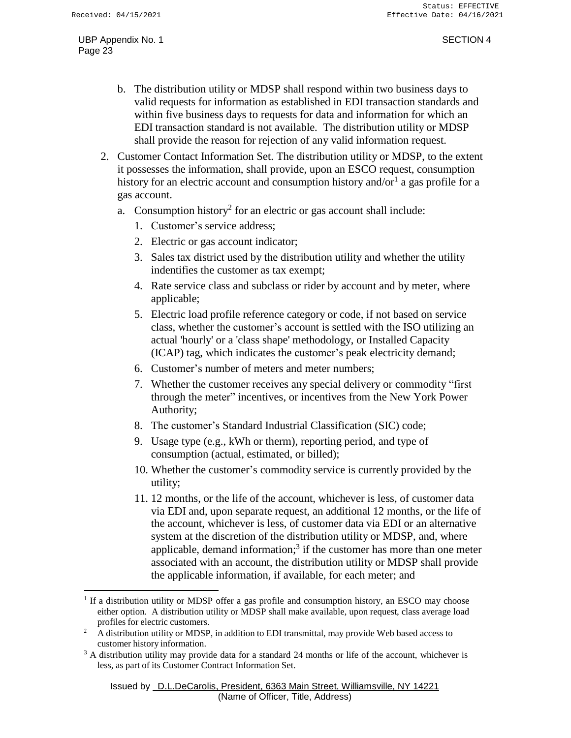b. The distribution utility or MDSP shall respond within two business days to valid requests for information as established in EDI transaction standards and within five business days to requests for data and information for which an EDI transaction standard is not available. The distribution utility or MDSP shall provide the reason for rejection of any valid information request.

2. Customer Contact Information Set. The distribution utility or MDSP, to the extent it possesses the information, shall provide, upon an ESCO request, consumption history for an electric account and consumption history and/or[1] a gas profile for a gas account.

   a. Consumption history[2] for an electric or gas account shall include:

      1. Customer's service address;
      2. Electric or gas account indicator;
      3. Sales tax district used by the distribution utility and whether the utility indentifies the customer as tax exempt;
      4. Rate service class and subclass or rider by account and by meter, where applicable;
      5. Electric load profile reference category or code, if not based on service class, whether the customer's account is settled with the ISO utilizing an actual 'hourly' or a 'class shape' methodology, or Installed Capacity (ICAP) tag, which indicates the customer's peak electricity demand;
      6. Customer's number of meters and meter numbers;
      7. Whether the customer receives any special delivery or commodity "first through the meter" incentives, or incentives from the New York Power Authority;
      8. The customer's Standard Industrial Classification (SIC) code;
      9. Usage type (e.g., kWh or therm), reporting period, and type of consumption (actual, estimated, or billed);
      10. Whether the customer's commodity service is currently provided by the utility;
      11. 12 months, or the life of the account, whichever is less, of customer data via EDI and, upon separate request, an additional 12 months, or the life of the account, whichever is less, of customer data via EDI or an alternative system at the discretion of the distribution utility or MDSP, and, where applicable, demand information;[3] if the customer has more than one meter associated with an account, the distribution utility or MDSP shall provide the applicable information, if available, for each meter; and

---

[1] If a distribution utility or MDSP offer a gas profile and consumption history, an ESCO may choose either option. A distribution utility or MDSP shall make available, upon request, class average load profiles for electric customers.

[2] A distribution utility or MDSP, in addition to EDI transmittal, may provide Web based access to customer history information.

[3] A distribution utility may provide data for a standard 24 months or life of the account, whichever is less, as part of its Customer Contract Information Set.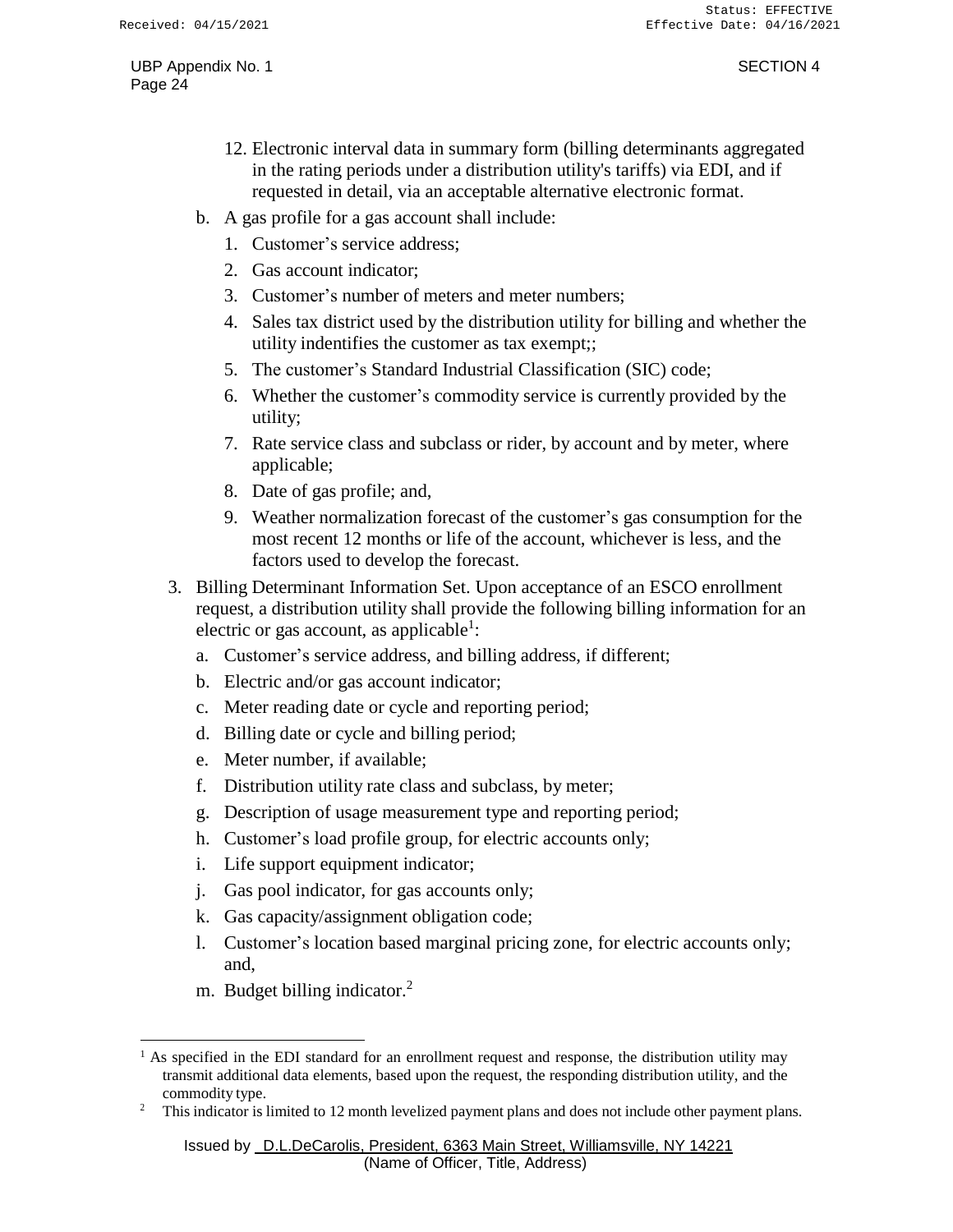12. Electronic interval data in summary form (billing determinants aggregated in the rating periods under a distribution utility's tariffs) via EDI, and if requested in detail, via an acceptable alternative electronic format.

b. A gas profile for a gas account shall include:

   1. Customer's service address;
   2. Gas account indicator;
   3. Customer's number of meters and meter numbers;
   4. Sales tax district used by the distribution utility for billing and whether the utility indentifies the customer as tax exempt;;
   5. The customer's Standard Industrial Classification (SIC) code;
   6. Whether the customer's commodity service is currently provided by the utility;
   7. Rate service class and subclass or rider, by account and by meter, where applicable;
   8. Date of gas profile; and,
   9. Weather normalization forecast of the customer's gas consumption for the most recent 12 months or life of the account, whichever is less, and the factors used to develop the forecast.

3. Billing Determinant Information Set. Upon acceptance of an ESCO enrollment request, a distribution utility shall provide the following billing information for an electric or gas account, as applicable[1]:

   a. Customer's service address, and billing address, if different;
   b. Electric and/or gas account indicator;
   c. Meter reading date or cycle and reporting period;
   d. Billing date or cycle and billing period;
   e. Meter number, if available;
   f. Distribution utility rate class and subclass, by meter;
   g. Description of usage measurement type and reporting period;
   h. Customer's load profile group, for electric accounts only;
   i. Life support equipment indicator;
   j. Gas pool indicator, for gas accounts only;
   k. Gas capacity/assignment obligation code;
   l. Customer's location based marginal pricing zone, for electric accounts only; and,
   m. Budget billing indicator.[2]

---

[1] As specified in the EDI standard for an enrollment request and response, the distribution utility may transmit additional data elements, based upon the request, the responding distribution utility, and the commodity type.

[2] This indicator is limited to 12 month levelized payment plans and does not include other payment plans.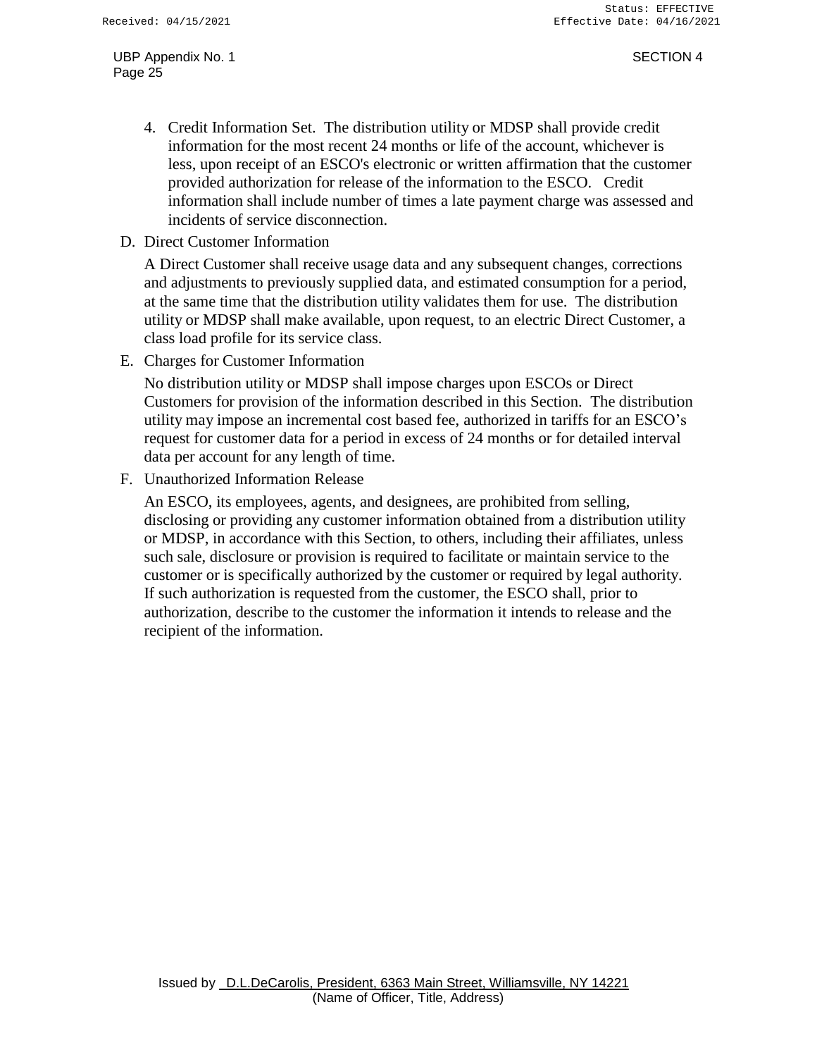4. Credit Information Set. The distribution utility or MDSP shall provide credit information for the most recent 24 months or life of the account, whichever is less, upon receipt of an ESCO's electronic or written affirmation that the customer provided authorization for release of the information to the ESCO. Credit information shall include number of times a late payment charge was assessed and incidents of service disconnection.

D. Direct Customer Information

A Direct Customer shall receive usage data and any subsequent changes, corrections and adjustments to previously supplied data, and estimated consumption for a period, at the same time that the distribution utility validates them for use. The distribution utility or MDSP shall make available, upon request, to an electric Direct Customer, a class load profile for its service class.

E. Charges for Customer Information

No distribution utility or MDSP shall impose charges upon ESCOs or Direct Customers for provision of the information described in this Section. The distribution utility may impose an incremental cost based fee, authorized in tariffs for an ESCO's request for customer data for a period in excess of 24 months or for detailed interval data per account for any length of time.

F. Unauthorized Information Release

An ESCO, its employees, agents, and designees, are prohibited from selling, disclosing or providing any customer information obtained from a distribution utility or MDSP, in accordance with this Section, to others, including their affiliates, unless such sale, disclosure or provision is required to facilitate or maintain service to the customer or is specifically authorized by the customer or required by legal authority. If such authorization is requested from the customer, the ESCO shall, prior to authorization, describe to the customer the information it intends to release and the recipient of the information.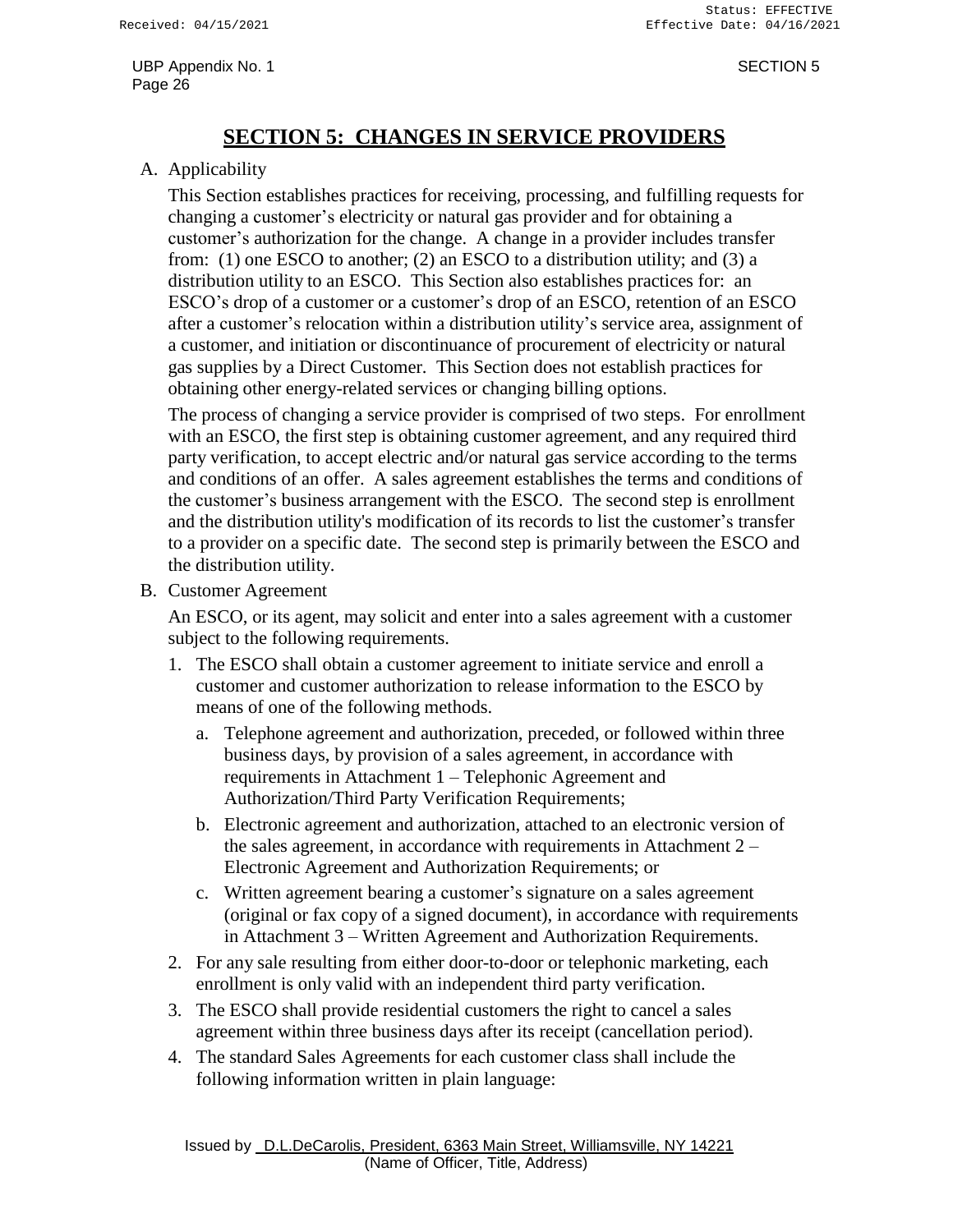# SECTION 5: CHANGES IN SERVICE PROVIDERS

A. Applicability

This Section establishes practices for receiving, processing, and fulfilling requests for changing a customer's electricity or natural gas provider and for obtaining a customer's authorization for the change. A change in a provider includes transfer from: (1) one ESCO to another; (2) an ESCO to a distribution utility; and (3) a distribution utility to an ESCO. This Section also establishes practices for: an ESCO's drop of a customer or a customer's drop of an ESCO, retention of an ESCO after a customer's relocation within a distribution utility's service area, assignment of a customer, and initiation or discontinuance of procurement of electricity or natural gas supplies by a Direct Customer. This Section does not establish practices for obtaining other energy-related services or changing billing options.

The process of changing a service provider is comprised of two steps. For enrollment with an ESCO, the first step is obtaining customer agreement, and any required third party verification, to accept electric and/or natural gas service according to the terms and conditions of an offer. A sales agreement establishes the terms and conditions of the customer's business arrangement with the ESCO. The second step is enrollment and the distribution utility's modification of its records to list the customer's transfer to a provider on a specific date. The second step is primarily between the ESCO and the distribution utility.

B. Customer Agreement

An ESCO, or its agent, may solicit and enter into a sales agreement with a customer subject to the following requirements.

1. The ESCO shall obtain a customer agreement to initiate service and enroll a customer and customer authorization to release information to the ESCO by means of one of the following methods.
   a. Telephone agreement and authorization, preceded, or followed within three business days, by provision of a sales agreement, in accordance with requirements in Attachment 1 – Telephonic Agreement and Authorization/Third Party Verification Requirements;
   b. Electronic agreement and authorization, attached to an electronic version of the sales agreement, in accordance with requirements in Attachment 2 – Electronic Agreement and Authorization Requirements; or
   c. Written agreement bearing a customer's signature on a sales agreement (original or fax copy of a signed document), in accordance with requirements in Attachment 3 – Written Agreement and Authorization Requirements.
2. For any sale resulting from either door-to-door or telephonic marketing, each enrollment is only valid with an independent third party verification.
3. The ESCO shall provide residential customers the right to cancel a sales agreement within three business days after its receipt (cancellation period).
4. The standard Sales Agreements for each customer class shall include the following information written in plain language: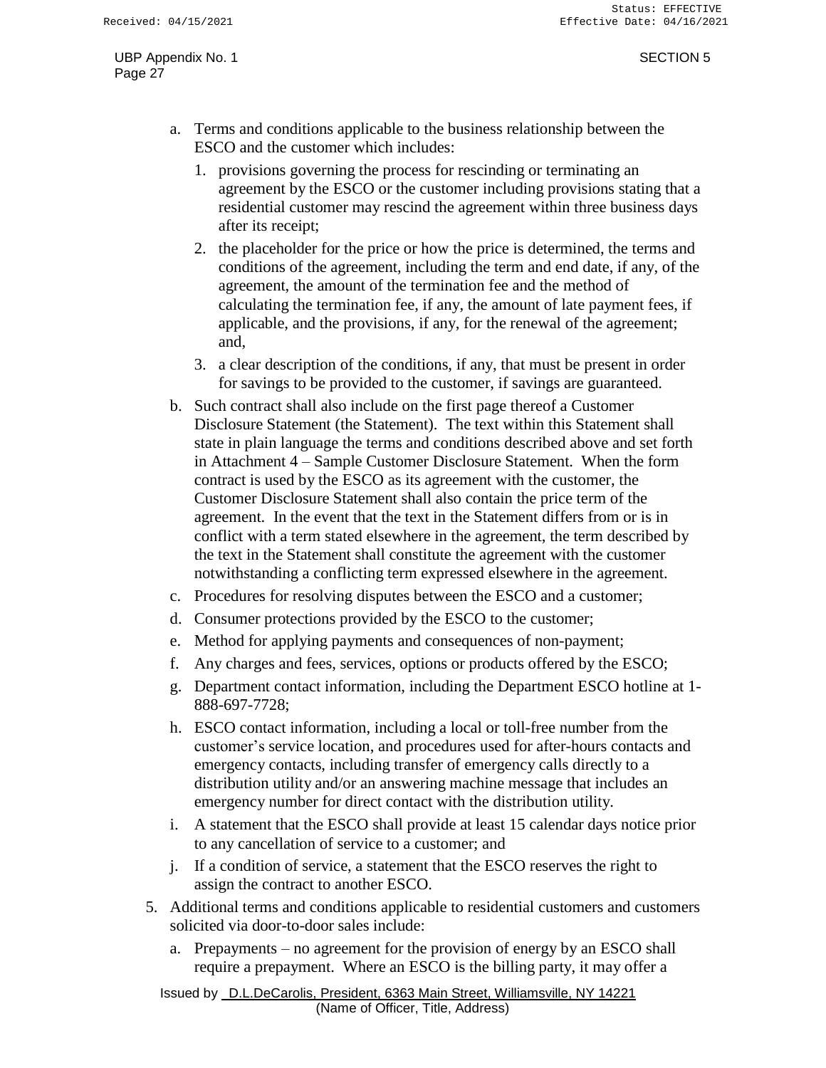a. Terms and conditions applicable to the business relationship between the ESCO and the customer which includes:

   1. provisions governing the process for rescinding or terminating an agreement by the ESCO or the customer including provisions stating that a residential customer may rescind the agreement within three business days after its receipt;

   2. the placeholder for the price or how the price is determined, the terms and conditions of the agreement, including the term and end date, if any, of the agreement, the amount of the termination fee and the method of calculating the termination fee, if any, the amount of late payment fees, if applicable, and the provisions, if any, for the renewal of the agreement; and,

   3. a clear description of the conditions, if any, that must be present in order for savings to be provided to the customer, if savings are guaranteed.

b. Such contract shall also include on the first page thereof a Customer Disclosure Statement (the Statement). The text within this Statement shall state in plain language the terms and conditions described above and set forth in Attachment 4 – Sample Customer Disclosure Statement. When the form contract is used by the ESCO as its agreement with the customer, the Customer Disclosure Statement shall also contain the price term of the agreement. In the event that the text in the Statement differs from or is in conflict with a term stated elsewhere in the agreement, the term described by the text in the Statement shall constitute the agreement with the customer notwithstanding a conflicting term expressed elsewhere in the agreement.

c. Procedures for resolving disputes between the ESCO and a customer;

d. Consumer protections provided by the ESCO to the customer;

e. Method for applying payments and consequences of non-payment;

f. Any charges and fees, services, options or products offered by the ESCO;

g. Department contact information, including the Department ESCO hotline at 1-888-697-7728;

h. ESCO contact information, including a local or toll-free number from the customer's service location, and procedures used for after-hours contacts and emergency contacts, including transfer of emergency calls directly to a distribution utility and/or an answering machine message that includes an emergency number for direct contact with the distribution utility.

i. A statement that the ESCO shall provide at least 15 calendar days notice prior to any cancellation of service to a customer; and

j. If a condition of service, a statement that the ESCO reserves the right to assign the contract to another ESCO.

5. Additional terms and conditions applicable to residential customers and customers solicited via door-to-door sales include:

   a. Prepayments – no agreement for the provision of energy by an ESCO shall require a prepayment. Where an ESCO is the billing party, it may offer a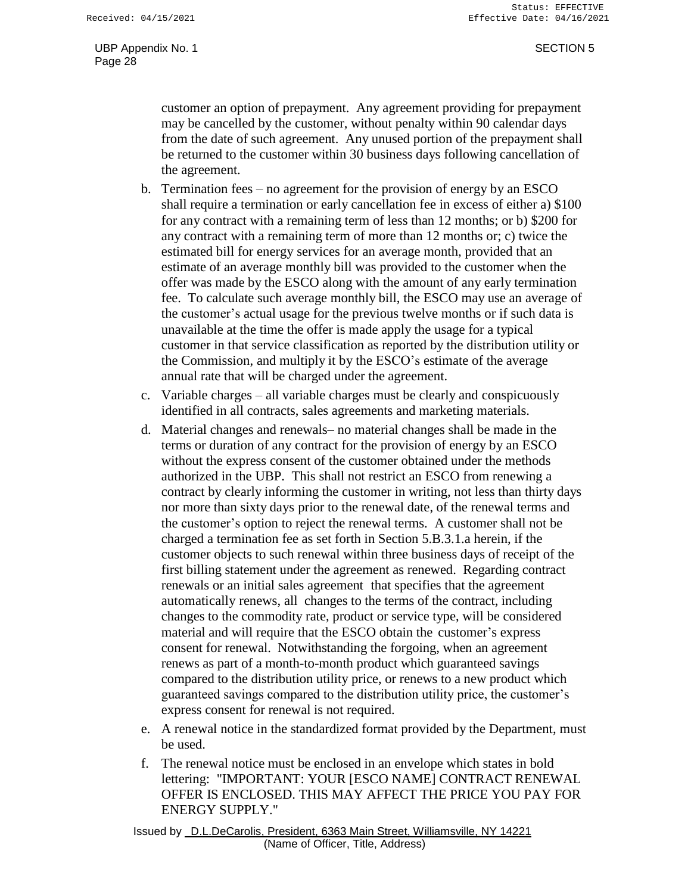customer an option of prepayment. Any agreement providing for prepayment may be cancelled by the customer, without penalty within 90 calendar days from the date of such agreement. Any unused portion of the prepayment shall be returned to the customer within 30 business days following cancellation of the agreement.

b. Termination fees – no agreement for the provision of energy by an ESCO shall require a termination or early cancellation fee in excess of either a) $100 for any contract with a remaining term of less than 12 months; or b) $200 for any contract with a remaining term of more than 12 months or; c) twice the estimated bill for energy services for an average month, provided that an estimate of an average monthly bill was provided to the customer when the offer was made by the ESCO along with the amount of any early termination fee. To calculate such average monthly bill, the ESCO may use an average of the customer's actual usage for the previous twelve months or if such data is unavailable at the time the offer is made apply the usage for a typical customer in that service classification as reported by the distribution utility or the Commission, and multiply it by the ESCO's estimate of the average annual rate that will be charged under the agreement.

c. Variable charges – all variable charges must be clearly and conspicuously identified in all contracts, sales agreements and marketing materials.

d. Material changes and renewals– no material changes shall be made in the terms or duration of any contract for the provision of energy by an ESCO without the express consent of the customer obtained under the methods authorized in the UBP. This shall not restrict an ESCO from renewing a contract by clearly informing the customer in writing, not less than thirty days nor more than sixty days prior to the renewal date, of the renewal terms and the customer's option to reject the renewal terms. A customer shall not be charged a termination fee as set forth in Section 5.B.3.1.a herein, if the customer objects to such renewal within three business days of receipt of the first billing statement under the agreement as renewed. Regarding contract renewals or an initial sales agreement that specifies that the agreement automatically renews, all changes to the terms of the contract, including changes to the commodity rate, product or service type, will be considered material and will require that the ESCO obtain the customer's express consent for renewal. Notwithstanding the forgoing, when an agreement renews as part of a month-to-month product which guaranteed savings compared to the distribution utility price, or renews to a new product which guaranteed savings compared to the distribution utility price, the customer's express consent for renewal is not required.

e. A renewal notice in the standardized format provided by the Department, must be used.

f. The renewal notice must be enclosed in an envelope which states in bold lettering: "IMPORTANT: YOUR [ESCO NAME] CONTRACT RENEWAL OFFER IS ENCLOSED. THIS MAY AFFECT THE PRICE YOU PAY FOR ENERGY SUPPLY."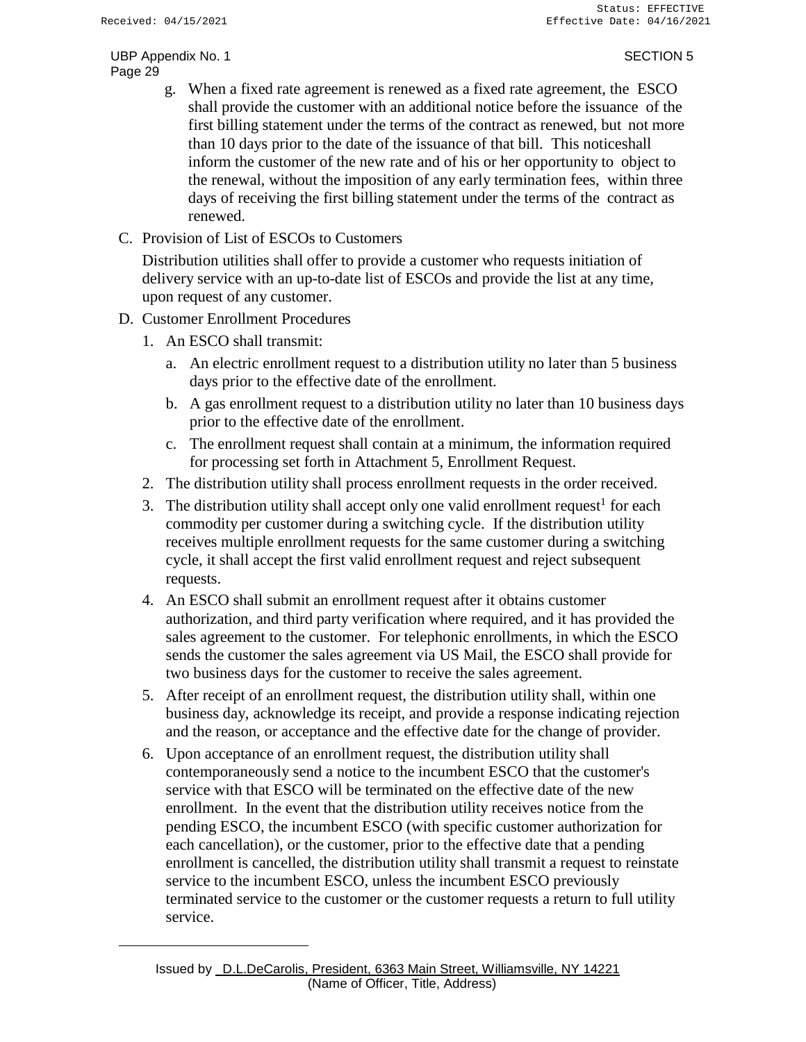g. When a fixed rate agreement is renewed as a fixed rate agreement, the ESCO shall provide the customer with an additional notice before the issuance of the first billing statement under the terms of the contract as renewed, but not more than 10 days prior to the date of the issuance of that bill. This noticeshall inform the customer of the new rate and of his or her opportunity to object to the renewal, without the imposition of any early termination fees, within three days of receiving the first billing statement under the terms of the contract as renewed.

C. Provision of List of ESCOs to Customers

Distribution utilities shall offer to provide a customer who requests initiation of delivery service with an up-to-date list of ESCOs and provide the list at any time, upon request of any customer.

D. Customer Enrollment Procedures

1. An ESCO shall transmit:
   a. An electric enrollment request to a distribution utility no later than 5 business days prior to the effective date of the enrollment.
   b. A gas enrollment request to a distribution utility no later than 10 business days prior to the effective date of the enrollment.
   c. The enrollment request shall contain at a minimum, the information required for processing set forth in Attachment 5, Enrollment Request.
2. The distribution utility shall process enrollment requests in the order received.
3. The distribution utility shall accept only one valid enrollment request[1] for each commodity per customer during a switching cycle. If the distribution utility receives multiple enrollment requests for the same customer during a switching cycle, it shall accept the first valid enrollment request and reject subsequent requests.
4. An ESCO shall submit an enrollment request after it obtains customer authorization, and third party verification where required, and it has provided the sales agreement to the customer. For telephonic enrollments, in which the ESCO sends the customer the sales agreement via US Mail, the ESCO shall provide for two business days for the customer to receive the sales agreement.
5. After receipt of an enrollment request, the distribution utility shall, within one business day, acknowledge its receipt, and provide a response indicating rejection and the reason, or acceptance and the effective date for the change of provider.
6. Upon acceptance of an enrollment request, the distribution utility shall contemporaneously send a notice to the incumbent ESCO that the customer's service with that ESCO will be terminated on the effective date of the new enrollment. In the event that the distribution utility receives notice from the pending ESCO, the incumbent ESCO (with specific customer authorization for each cancellation), or the customer, prior to the effective date that a pending enrollment is cancelled, the distribution utility shall transmit a request to reinstate service to the incumbent ESCO, unless the incumbent ESCO previously terminated service to the customer or the customer requests a return to full utility service.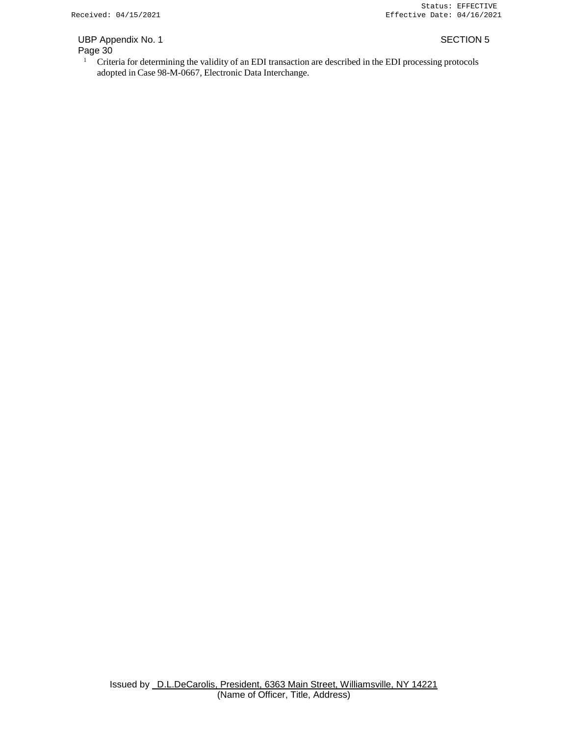[1] Criteria for determining the validity of an EDI transaction are described in the EDI processing protocols adopted in Case 98-M-0667, Electronic Data Interchange.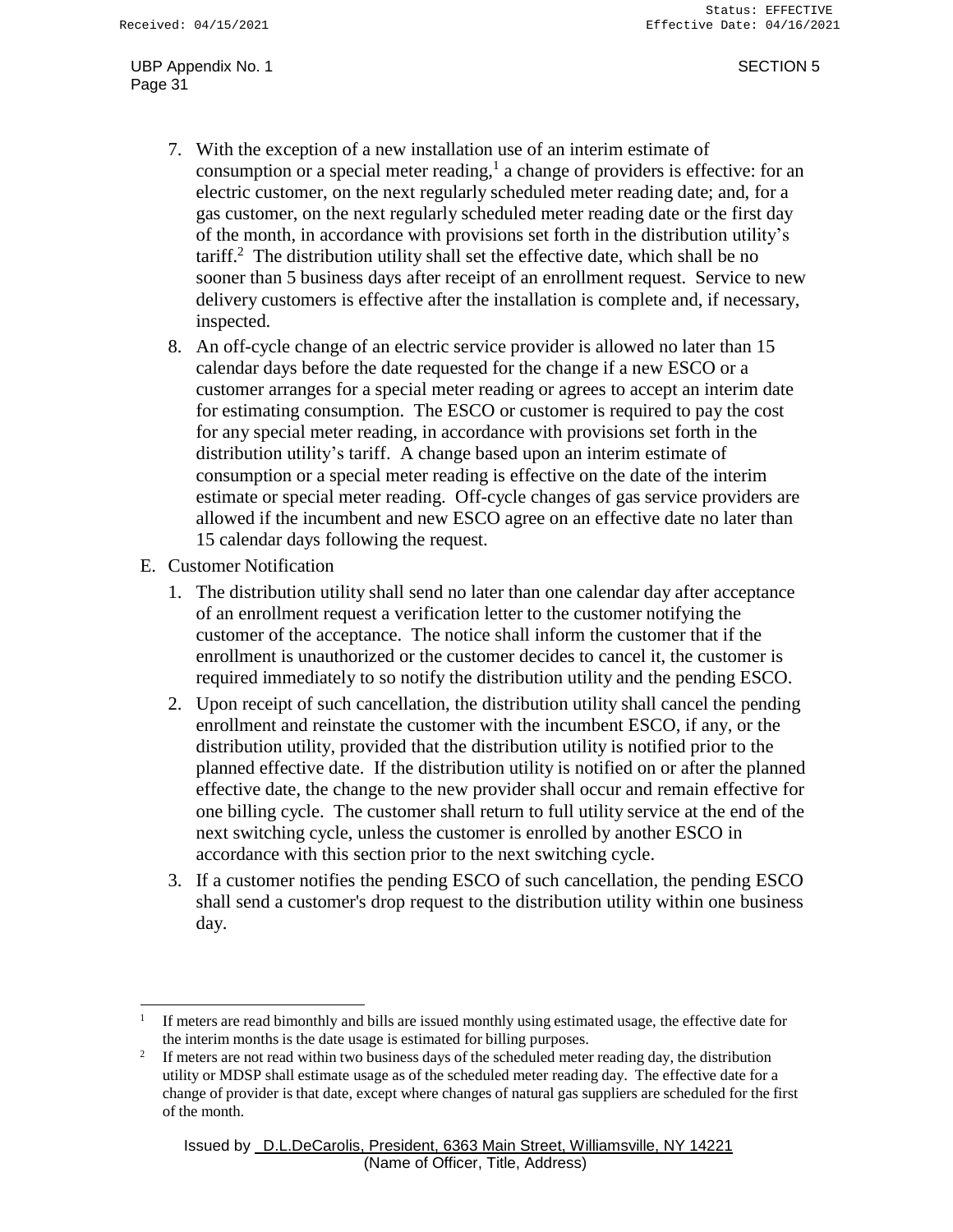7. With the exception of a new installation use of an interim estimate of consumption or a special meter reading,[1] a change of providers is effective: for an electric customer, on the next regularly scheduled meter reading date; and, for a gas customer, on the next regularly scheduled meter reading date or the first day of the month, in accordance with provisions set forth in the distribution utility's tariff.[2] The distribution utility shall set the effective date, which shall be no sooner than 5 business days after receipt of an enrollment request. Service to new delivery customers is effective after the installation is complete and, if necessary, inspected.
8. An off-cycle change of an electric service provider is allowed no later than 15 calendar days before the date requested for the change if a new ESCO or a customer arranges for a special meter reading or agrees to accept an interim date for estimating consumption. The ESCO or customer is required to pay the cost for any special meter reading, in accordance with provisions set forth in the distribution utility's tariff. A change based upon an interim estimate of consumption or a special meter reading is effective on the date of the interim estimate or special meter reading. Off-cycle changes of gas service providers are allowed if the incumbent and new ESCO agree on an effective date no later than 15 calendar days following the request.

E. Customer Notification

1. The distribution utility shall send no later than one calendar day after acceptance of an enrollment request a verification letter to the customer notifying the customer of the acceptance. The notice shall inform the customer that if the enrollment is unauthorized or the customer decides to cancel it, the customer is required immediately to so notify the distribution utility and the pending ESCO.
2. Upon receipt of such cancellation, the distribution utility shall cancel the pending enrollment and reinstate the customer with the incumbent ESCO, if any, or the distribution utility, provided that the distribution utility is notified prior to the planned effective date. If the distribution utility is notified on or after the planned effective date, the change to the new provider shall occur and remain effective for one billing cycle. The customer shall return to full utility service at the end of the next switching cycle, unless the customer is enrolled by another ESCO in accordance with this section prior to the next switching cycle.
3. If a customer notifies the pending ESCO of such cancellation, the pending ESCO shall send a customer's drop request to the distribution utility within one business day.

---

[1] If meters are read bimonthly and bills are issued monthly using estimated usage, the effective date for the interim months is the date usage is estimated for billing purposes.

[2] If meters are not read within two business days of the scheduled meter reading day, the distribution utility or MDSP shall estimate usage as of the scheduled meter reading day. The effective date for a change of provider is that date, except where changes of natural gas suppliers are scheduled for the first of the month.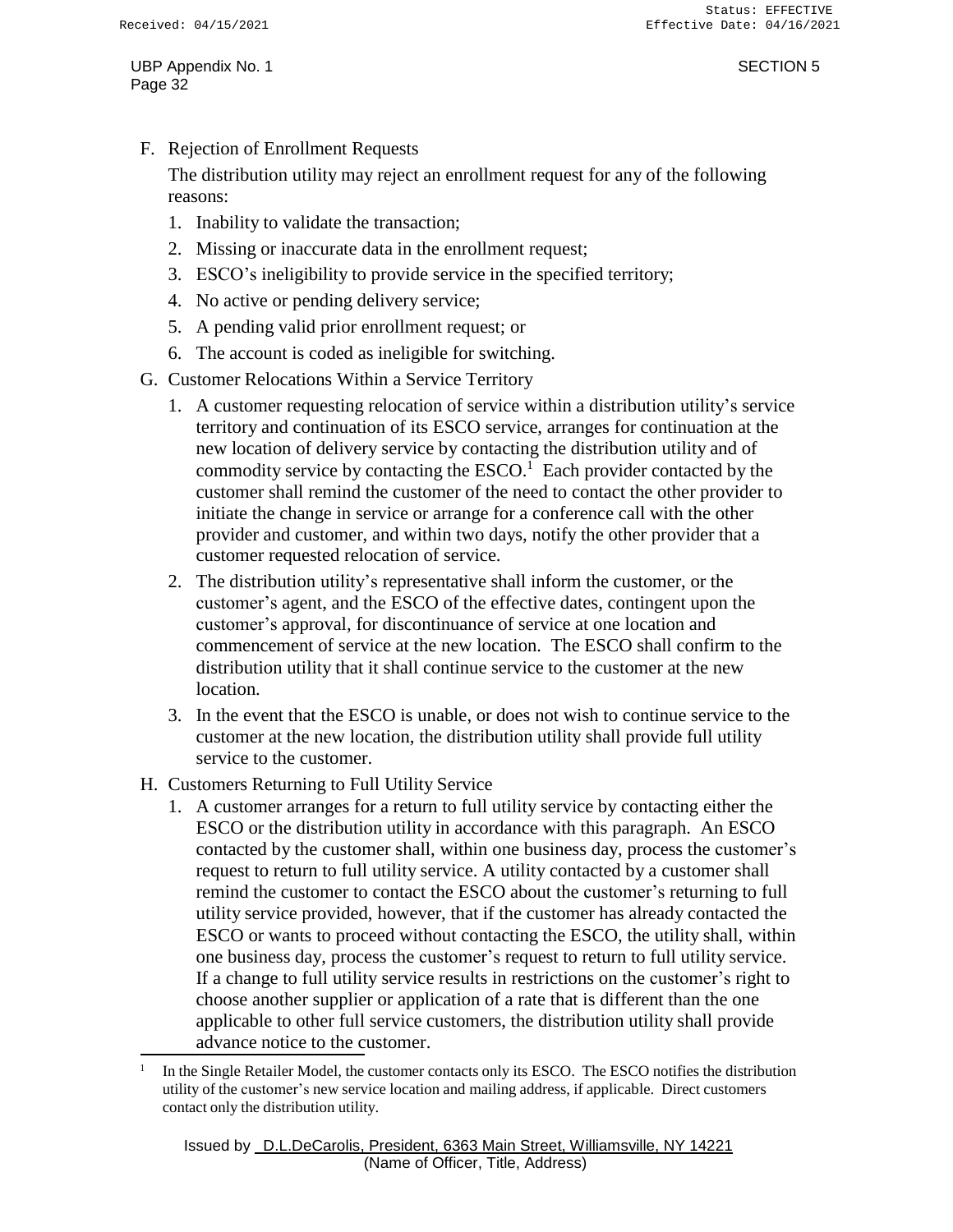F. Rejection of Enrollment Requests

   The distribution utility may reject an enrollment request for any of the following reasons:

   1. Inability to validate the transaction;
   2. Missing or inaccurate data in the enrollment request;
   3. ESCO's ineligibility to provide service in the specified territory;
   4. No active or pending delivery service;
   5. A pending valid prior enrollment request; or
   6. The account is coded as ineligible for switching.

G. Customer Relocations Within a Service Territory

   1. A customer requesting relocation of service within a distribution utility's service territory and continuation of its ESCO service, arranges for continuation at the new location of delivery service by contacting the distribution utility and of commodity service by contacting the ESCO.[1] Each provider contacted by the customer shall remind the customer of the need to contact the other provider to initiate the change in service or arrange for a conference call with the other provider and customer, and within two days, notify the other provider that a customer requested relocation of service.
   2. The distribution utility's representative shall inform the customer, or the customer's agent, and the ESCO of the effective dates, contingent upon the customer's approval, for discontinuance of service at one location and commencement of service at the new location. The ESCO shall confirm to the distribution utility that it shall continue service to the customer at the new location.
   3. In the event that the ESCO is unable, or does not wish to continue service to the customer at the new location, the distribution utility shall provide full utility service to the customer.

H. Customers Returning to Full Utility Service

   1. A customer arranges for a return to full utility service by contacting either the ESCO or the distribution utility in accordance with this paragraph. An ESCO contacted by the customer shall, within one business day, process the customer's request to return to full utility service. A utility contacted by a customer shall remind the customer to contact the ESCO about the customer's returning to full utility service provided, however, that if the customer has already contacted the ESCO or wants to proceed without contacting the ESCO, the utility shall, within one business day, process the customer's request to return to full utility service. If a change to full utility service results in restrictions on the customer's right to choose another supplier or application of a rate that is different than the one applicable to other full service customers, the distribution utility shall provide advance notice to the customer.

---

[1] In the Single Retailer Model, the customer contacts only its ESCO. The ESCO notifies the distribution utility of the customer's new service location and mailing address, if applicable. Direct customers contact only the distribution utility.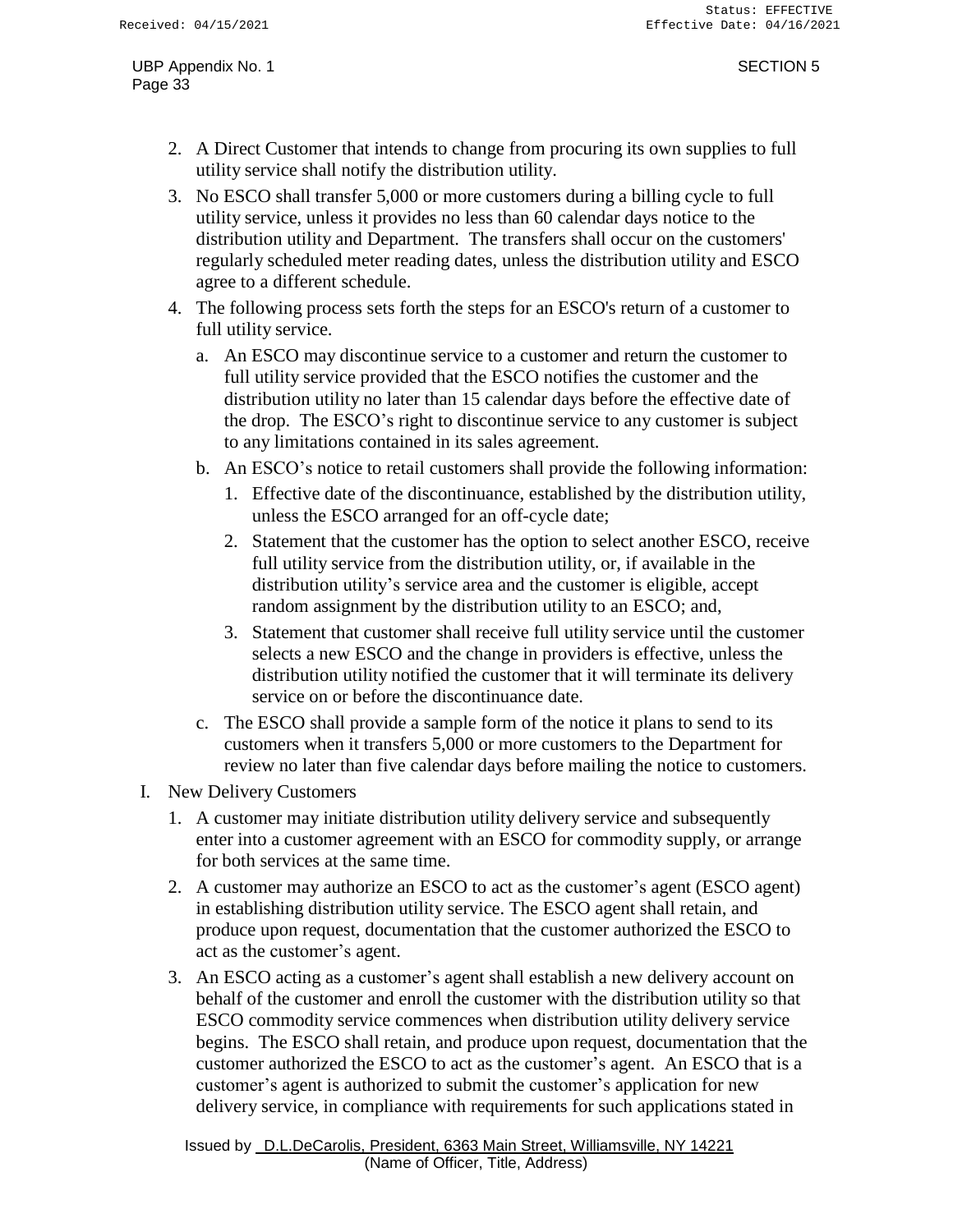2. A Direct Customer that intends to change from procuring its own supplies to full utility service shall notify the distribution utility.
3. No ESCO shall transfer 5,000 or more customers during a billing cycle to full utility service, unless it provides no less than 60 calendar days notice to the distribution utility and Department. The transfers shall occur on the customers' regularly scheduled meter reading dates, unless the distribution utility and ESCO agree to a different schedule.
4. The following process sets forth the steps for an ESCO's return of a customer to full utility service.
   a. An ESCO may discontinue service to a customer and return the customer to full utility service provided that the ESCO notifies the customer and the distribution utility no later than 15 calendar days before the effective date of the drop. The ESCO's right to discontinue service to any customer is subject to any limitations contained in its sales agreement.
   b. An ESCO's notice to retail customers shall provide the following information:
      1. Effective date of the discontinuance, established by the distribution utility, unless the ESCO arranged for an off-cycle date;
      2. Statement that the customer has the option to select another ESCO, receive full utility service from the distribution utility, or, if available in the distribution utility's service area and the customer is eligible, accept random assignment by the distribution utility to an ESCO; and,
      3. Statement that customer shall receive full utility service until the customer selects a new ESCO and the change in providers is effective, unless the distribution utility notified the customer that it will terminate its delivery service on or before the discontinuance date.
   c. The ESCO shall provide a sample form of the notice it plans to send to its customers when it transfers 5,000 or more customers to the Department for review no later than five calendar days before mailing the notice to customers.

I. New Delivery Customers

1. A customer may initiate distribution utility delivery service and subsequently enter into a customer agreement with an ESCO for commodity supply, or arrange for both services at the same time.
2. A customer may authorize an ESCO to act as the customer's agent (ESCO agent) in establishing distribution utility service. The ESCO agent shall retain, and produce upon request, documentation that the customer authorized the ESCO to act as the customer's agent.
3. An ESCO acting as a customer's agent shall establish a new delivery account on behalf of the customer and enroll the customer with the distribution utility so that ESCO commodity service commences when distribution utility delivery service begins. The ESCO shall retain, and produce upon request, documentation that the customer authorized the ESCO to act as the customer's agent. An ESCO that is a customer's agent is authorized to submit the customer's application for new delivery service, in compliance with requirements for such applications stated in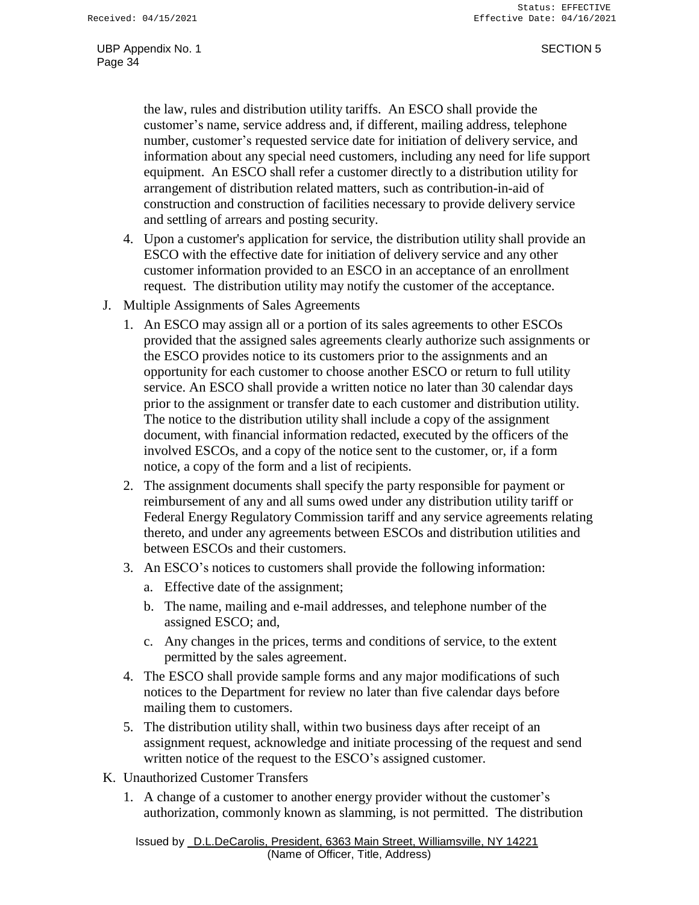the law, rules and distribution utility tariffs. An ESCO shall provide the customer's name, service address and, if different, mailing address, telephone number, customer's requested service date for initiation of delivery service, and information about any special need customers, including any need for life support equipment. An ESCO shall refer a customer directly to a distribution utility for arrangement of distribution related matters, such as contribution-in-aid of construction and construction of facilities necessary to provide delivery service and settling of arrears and posting security.

4. Upon a customer's application for service, the distribution utility shall provide an ESCO with the effective date for initiation of delivery service and any other customer information provided to an ESCO in an acceptance of an enrollment request. The distribution utility may notify the customer of the acceptance.

J. Multiple Assignments of Sales Agreements

1. An ESCO may assign all or a portion of its sales agreements to other ESCOs provided that the assigned sales agreements clearly authorize such assignments or the ESCO provides notice to its customers prior to the assignments and an opportunity for each customer to choose another ESCO or return to full utility service. An ESCO shall provide a written notice no later than 30 calendar days prior to the assignment or transfer date to each customer and distribution utility. The notice to the distribution utility shall include a copy of the assignment document, with financial information redacted, executed by the officers of the involved ESCOs, and a copy of the notice sent to the customer, or, if a form notice, a copy of the form and a list of recipients.

2. The assignment documents shall specify the party responsible for payment or reimbursement of any and all sums owed under any distribution utility tariff or Federal Energy Regulatory Commission tariff and any service agreements relating thereto, and under any agreements between ESCOs and distribution utilities and between ESCOs and their customers.

3. An ESCO's notices to customers shall provide the following information:
   a. Effective date of the assignment;
   b. The name, mailing and e-mail addresses, and telephone number of the assigned ESCO; and,
   c. Any changes in the prices, terms and conditions of service, to the extent permitted by the sales agreement.

4. The ESCO shall provide sample forms and any major modifications of such notices to the Department for review no later than five calendar days before mailing them to customers.

5. The distribution utility shall, within two business days after receipt of an assignment request, acknowledge and initiate processing of the request and send written notice of the request to the ESCO's assigned customer.

K. Unauthorized Customer Transfers

1. A change of a customer to another energy provider without the customer's authorization, commonly known as slamming, is not permitted. The distribution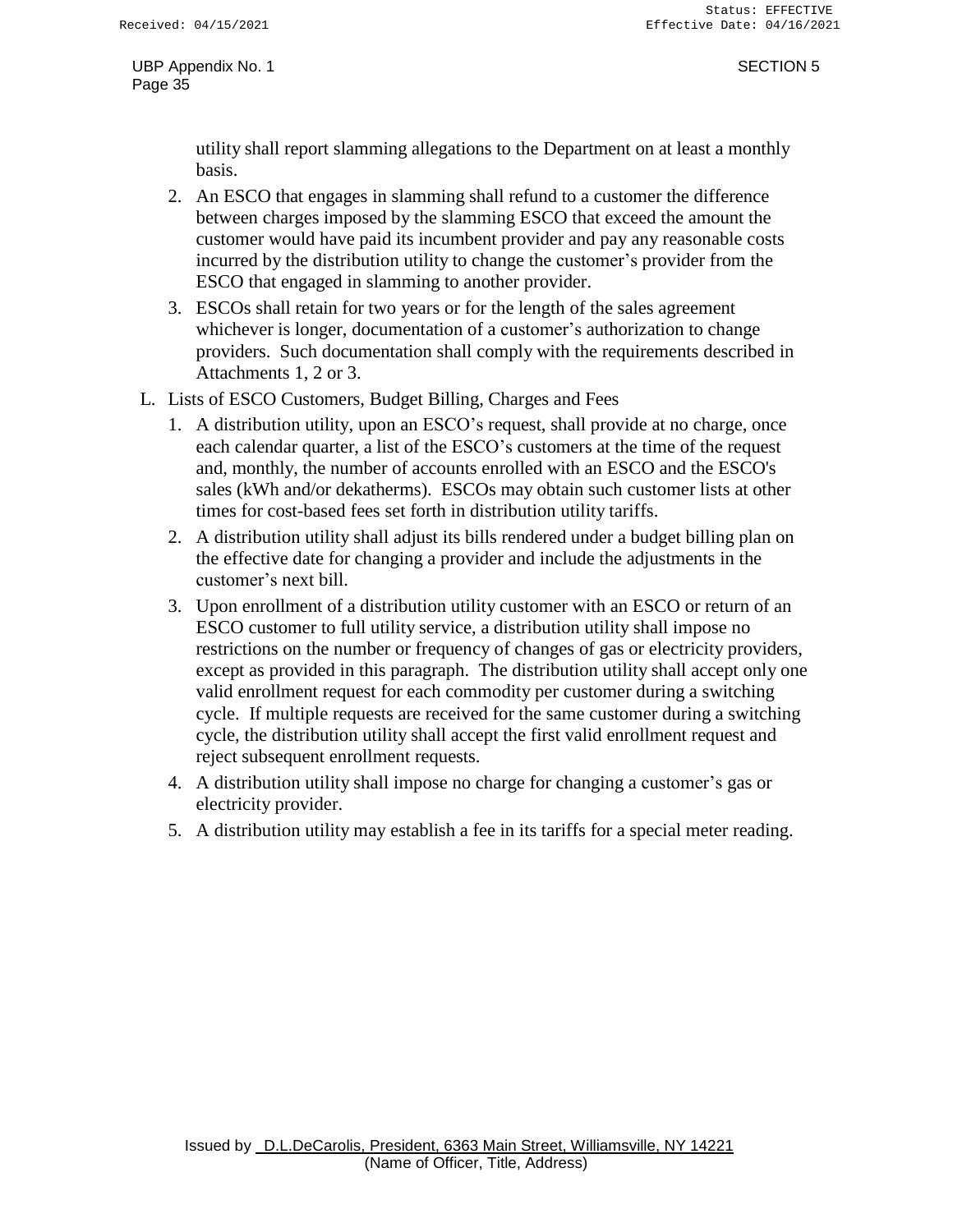utility shall report slamming allegations to the Department on at least a monthly basis.

2. An ESCO that engages in slamming shall refund to a customer the difference between charges imposed by the slamming ESCO that exceed the amount the customer would have paid its incumbent provider and pay any reasonable costs incurred by the distribution utility to change the customer's provider from the ESCO that engaged in slamming to another provider.
3. ESCOs shall retain for two years or for the length of the sales agreement whichever is longer, documentation of a customer's authorization to change providers. Such documentation shall comply with the requirements described in Attachments 1, 2 or 3.

L. Lists of ESCO Customers, Budget Billing, Charges and Fees

1. A distribution utility, upon an ESCO's request, shall provide at no charge, once each calendar quarter, a list of the ESCO's customers at the time of the request and, monthly, the number of accounts enrolled with an ESCO and the ESCO's sales (kWh and/or dekatherms). ESCOs may obtain such customer lists at other times for cost-based fees set forth in distribution utility tariffs.
2. A distribution utility shall adjust its bills rendered under a budget billing plan on the effective date for changing a provider and include the adjustments in the customer's next bill.
3. Upon enrollment of a distribution utility customer with an ESCO or return of an ESCO customer to full utility service, a distribution utility shall impose no restrictions on the number or frequency of changes of gas or electricity providers, except as provided in this paragraph. The distribution utility shall accept only one valid enrollment request for each commodity per customer during a switching cycle. If multiple requests are received for the same customer during a switching cycle, the distribution utility shall accept the first valid enrollment request and reject subsequent enrollment requests.
4. A distribution utility shall impose no charge for changing a customer's gas or electricity provider.
5. A distribution utility may establish a fee in its tariffs for a special meter reading.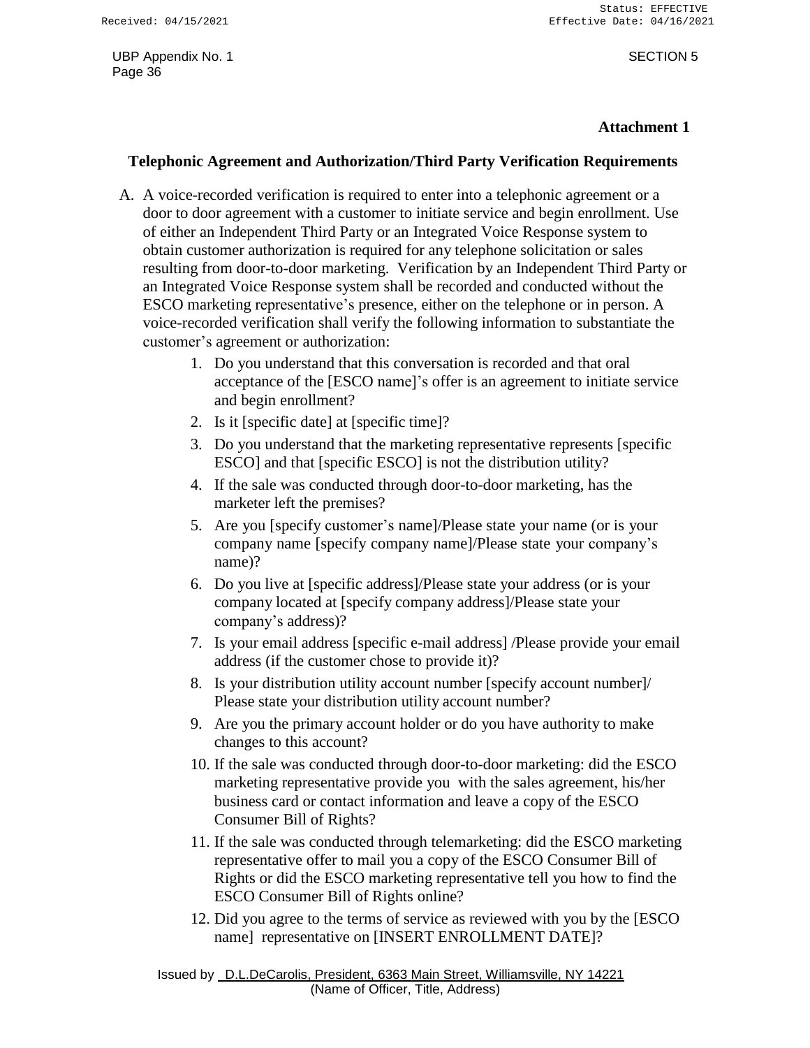## Attachment 1

### Telephonic Agreement and Authorization/Third Party Verification Requirements

A. A voice-recorded verification is required to enter into a telephonic agreement or a door to door agreement with a customer to initiate service and begin enrollment. Use of either an Independent Third Party or an Integrated Voice Response system to obtain customer authorization is required for any telephone solicitation or sales resulting from door-to-door marketing. Verification by an Independent Third Party or an Integrated Voice Response system shall be recorded and conducted without the ESCO marketing representative's presence, either on the telephone or in person. A voice-recorded verification shall verify the following information to substantiate the customer's agreement or authorization:

1. Do you understand that this conversation is recorded and that oral acceptance of the [ESCO name]'s offer is an agreement to initiate service and begin enrollment?
2. Is it [specific date] at [specific time]?
3. Do you understand that the marketing representative represents [specific ESCO] and that [specific ESCO] is not the distribution utility?
4. If the sale was conducted through door-to-door marketing, has the marketer left the premises?
5. Are you [specify customer's name]/Please state your name (or is your company name [specify company name]/Please state your company's name)?
6. Do you live at [specific address]/Please state your address (or is your company located at [specify company address]/Please state your company's address)?
7. Is your email address [specific e-mail address] /Please provide your email address (if the customer chose to provide it)?
8. Is your distribution utility account number [specify account number]/ Please state your distribution utility account number?
9. Are you the primary account holder or do you have authority to make changes to this account?
10. If the sale was conducted through door-to-door marketing: did the ESCO marketing representative provide you with the sales agreement, his/her business card or contact information and leave a copy of the ESCO Consumer Bill of Rights?
11. If the sale was conducted through telemarketing: did the ESCO marketing representative offer to mail you a copy of the ESCO Consumer Bill of Rights or did the ESCO marketing representative tell you how to find the ESCO Consumer Bill of Rights online?
12. Did you agree to the terms of service as reviewed with you by the [ESCO name] representative on [INSERT ENROLLMENT DATE]?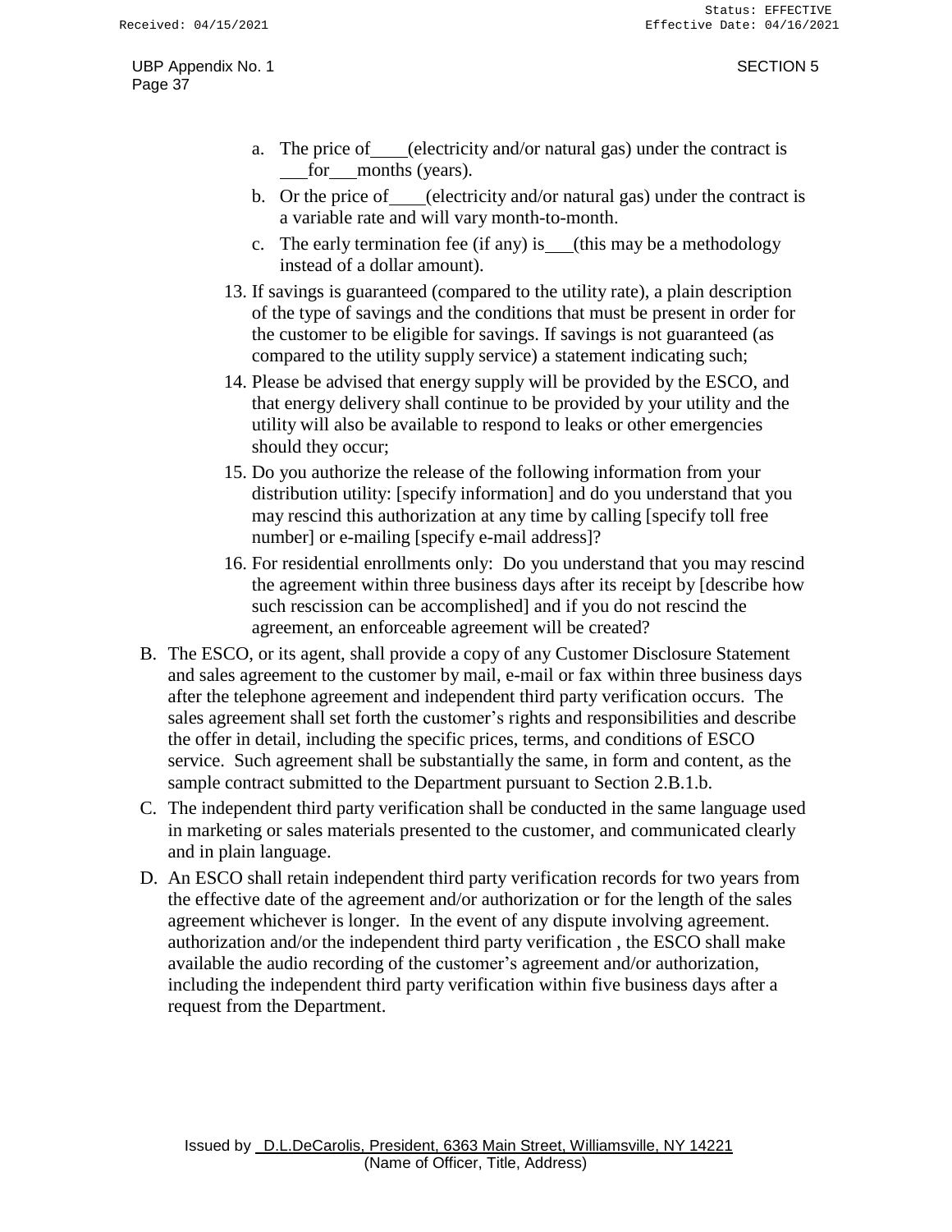a. The price of ____ (electricity and/or natural gas) under the contract is ___ for ___ months (years).

b. Or the price of ____ (electricity and/or natural gas) under the contract is a variable rate and will vary month-to-month.

c. The early termination fee (if any) is ___ (this may be a methodology instead of a dollar amount).

13. If savings is guaranteed (compared to the utility rate), a plain description of the type of savings and the conditions that must be present in order for the customer to be eligible for savings. If savings is not guaranteed (as compared to the utility supply service) a statement indicating such;

14. Please be advised that energy supply will be provided by the ESCO, and that energy delivery shall continue to be provided by your utility and the utility will also be available to respond to leaks or other emergencies should they occur;

15. Do you authorize the release of the following information from your distribution utility: [specify information] and do you understand that you may rescind this authorization at any time by calling [specify toll free number] or e-mailing [specify e-mail address]?

16. For residential enrollments only: Do you understand that you may rescind the agreement within three business days after its receipt by [describe how such rescission can be accomplished] and if you do not rescind the agreement, an enforceable agreement will be created?

B. The ESCO, or its agent, shall provide a copy of any Customer Disclosure Statement and sales agreement to the customer by mail, e-mail or fax within three business days after the telephone agreement and independent third party verification occurs. The sales agreement shall set forth the customer's rights and responsibilities and describe the offer in detail, including the specific prices, terms, and conditions of ESCO service. Such agreement shall be substantially the same, in form and content, as the sample contract submitted to the Department pursuant to Section 2.B.1.b.

C. The independent third party verification shall be conducted in the same language used in marketing or sales materials presented to the customer, and communicated clearly and in plain language.

D. An ESCO shall retain independent third party verification records for two years from the effective date of the agreement and/or authorization or for the length of the sales agreement whichever is longer. In the event of any dispute involving agreement. authorization and/or the independent third party verification , the ESCO shall make available the audio recording of the customer's agreement and/or authorization, including the independent third party verification within five business days after a request from the Department.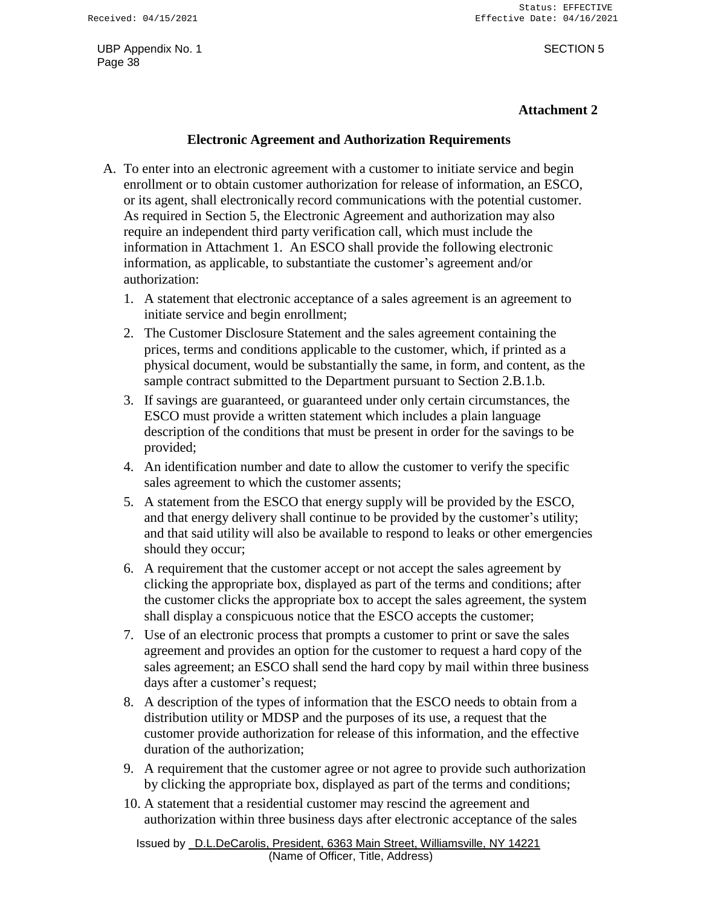**Attachment 2**

## Electronic Agreement and Authorization Requirements

A. To enter into an electronic agreement with a customer to initiate service and begin enrollment or to obtain customer authorization for release of information, an ESCO, or its agent, shall electronically record communications with the potential customer. As required in Section 5, the Electronic Agreement and authorization may also require an independent third party verification call, which must include the information in Attachment 1. An ESCO shall provide the following electronic information, as applicable, to substantiate the customer's agreement and/or authorization:

   1. A statement that electronic acceptance of a sales agreement is an agreement to initiate service and begin enrollment;
   2. The Customer Disclosure Statement and the sales agreement containing the prices, terms and conditions applicable to the customer, which, if printed as a physical document, would be substantially the same, in form, and content, as the sample contract submitted to the Department pursuant to Section 2.B.1.b.
   3. If savings are guaranteed, or guaranteed under only certain circumstances, the ESCO must provide a written statement which includes a plain language description of the conditions that must be present in order for the savings to be provided;
   4. An identification number and date to allow the customer to verify the specific sales agreement to which the customer assents;
   5. A statement from the ESCO that energy supply will be provided by the ESCO, and that energy delivery shall continue to be provided by the customer's utility; and that said utility will also be available to respond to leaks or other emergencies should they occur;
   6. A requirement that the customer accept or not accept the sales agreement by clicking the appropriate box, displayed as part of the terms and conditions; after the customer clicks the appropriate box to accept the sales agreement, the system shall display a conspicuous notice that the ESCO accepts the customer;
   7. Use of an electronic process that prompts a customer to print or save the sales agreement and provides an option for the customer to request a hard copy of the sales agreement; an ESCO shall send the hard copy by mail within three business days after a customer's request;
   8. A description of the types of information that the ESCO needs to obtain from a distribution utility or MDSP and the purposes of its use, a request that the customer provide authorization for release of this information, and the effective duration of the authorization;
   9. A requirement that the customer agree or not agree to provide such authorization by clicking the appropriate box, displayed as part of the terms and conditions;
   10. A statement that a residential customer may rescind the agreement and authorization within three business days after electronic acceptance of the sales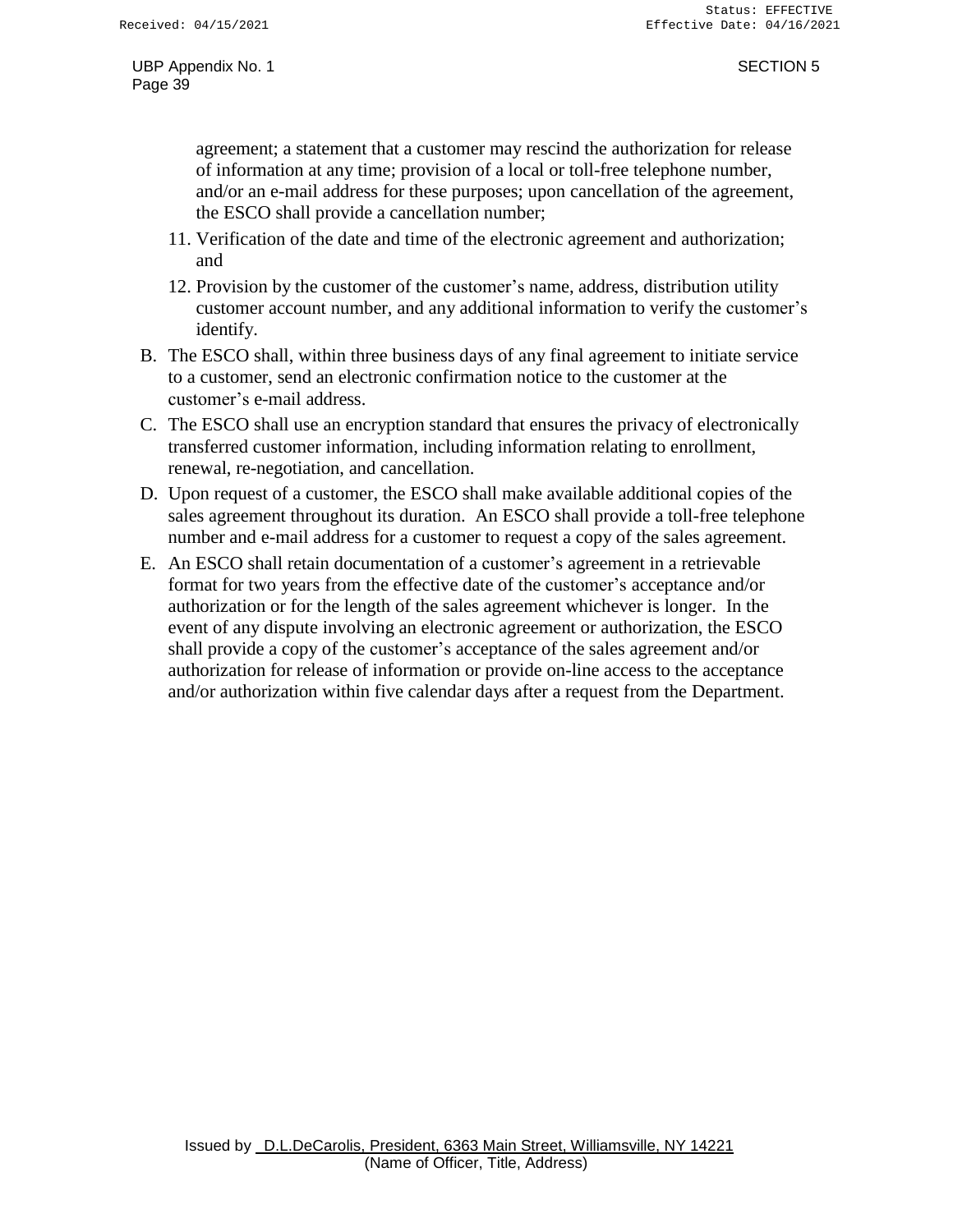agreement; a statement that a customer may rescind the authorization for release of information at any time; provision of a local or toll-free telephone number, and/or an e-mail address for these purposes; upon cancellation of the agreement, the ESCO shall provide a cancellation number;

11. Verification of the date and time of the electronic agreement and authorization; and
12. Provision by the customer of the customer's name, address, distribution utility customer account number, and any additional information to verify the customer's identify.

B. The ESCO shall, within three business days of any final agreement to initiate service to a customer, send an electronic confirmation notice to the customer at the customer's e-mail address.

C. The ESCO shall use an encryption standard that ensures the privacy of electronically transferred customer information, including information relating to enrollment, renewal, re-negotiation, and cancellation.

D. Upon request of a customer, the ESCO shall make available additional copies of the sales agreement throughout its duration. An ESCO shall provide a toll-free telephone number and e-mail address for a customer to request a copy of the sales agreement.

E. An ESCO shall retain documentation of a customer's agreement in a retrievable format for two years from the effective date of the customer's acceptance and/or authorization or for the length of the sales agreement whichever is longer. In the event of any dispute involving an electronic agreement or authorization, the ESCO shall provide a copy of the customer's acceptance of the sales agreement and/or authorization for release of information or provide on-line access to the acceptance and/or authorization within five calendar days after a request from the Department.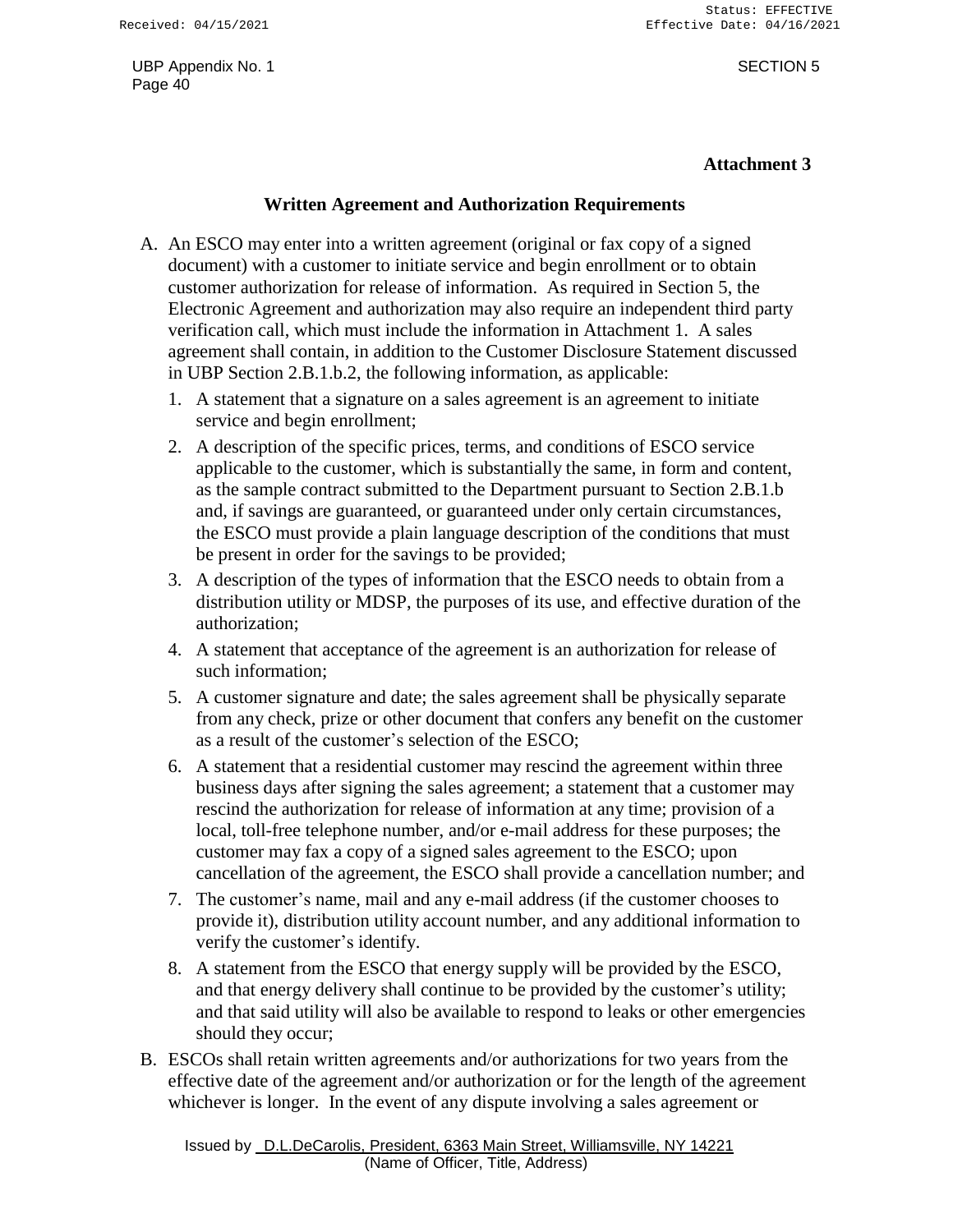**Attachment 3**

## Written Agreement and Authorization Requirements

A. An ESCO may enter into a written agreement (original or fax copy of a signed document) with a customer to initiate service and begin enrollment or to obtain customer authorization for release of information. As required in Section 5, the Electronic Agreement and authorization may also require an independent third party verification call, which must include the information in Attachment 1. A sales agreement shall contain, in addition to the Customer Disclosure Statement discussed in UBP Section 2.B.1.b.2, the following information, as applicable:

   1. A statement that a signature on a sales agreement is an agreement to initiate service and begin enrollment;
   2. A description of the specific prices, terms, and conditions of ESCO service applicable to the customer, which is substantially the same, in form and content, as the sample contract submitted to the Department pursuant to Section 2.B.1.b and, if savings are guaranteed, or guaranteed under only certain circumstances, the ESCO must provide a plain language description of the conditions that must be present in order for the savings to be provided;
   3. A description of the types of information that the ESCO needs to obtain from a distribution utility or MDSP, the purposes of its use, and effective duration of the authorization;
   4. A statement that acceptance of the agreement is an authorization for release of such information;
   5. A customer signature and date; the sales agreement shall be physically separate from any check, prize or other document that confers any benefit on the customer as a result of the customer's selection of the ESCO;
   6. A statement that a residential customer may rescind the agreement within three business days after signing the sales agreement; a statement that a customer may rescind the authorization for release of information at any time; provision of a local, toll-free telephone number, and/or e-mail address for these purposes; the customer may fax a copy of a signed sales agreement to the ESCO; upon cancellation of the agreement, the ESCO shall provide a cancellation number; and
   7. The customer's name, mail and any e-mail address (if the customer chooses to provide it), distribution utility account number, and any additional information to verify the customer's identify.
   8. A statement from the ESCO that energy supply will be provided by the ESCO, and that energy delivery shall continue to be provided by the customer's utility; and that said utility will also be available to respond to leaks or other emergencies should they occur;

B. ESCOs shall retain written agreements and/or authorizations for two years from the effective date of the agreement and/or authorization or for the length of the agreement whichever is longer. In the event of any dispute involving a sales agreement or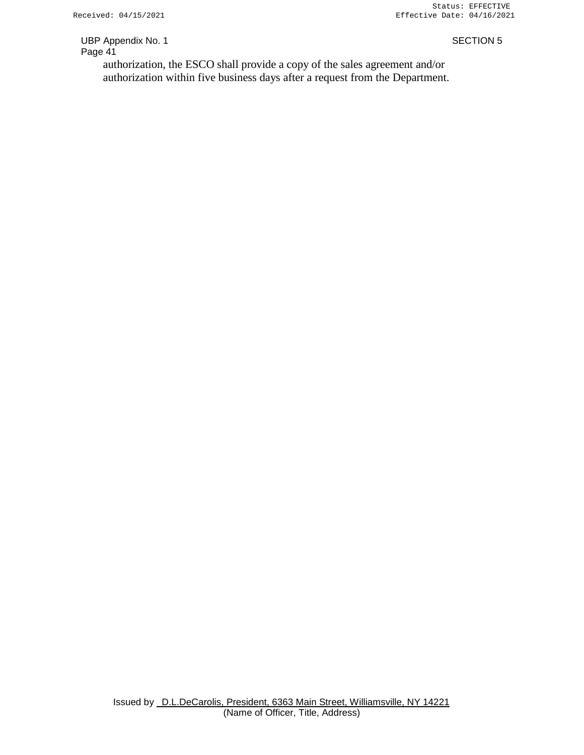authorization, the ESCO shall provide a copy of the sales agreement and/or authorization within five business days after a request from the Department.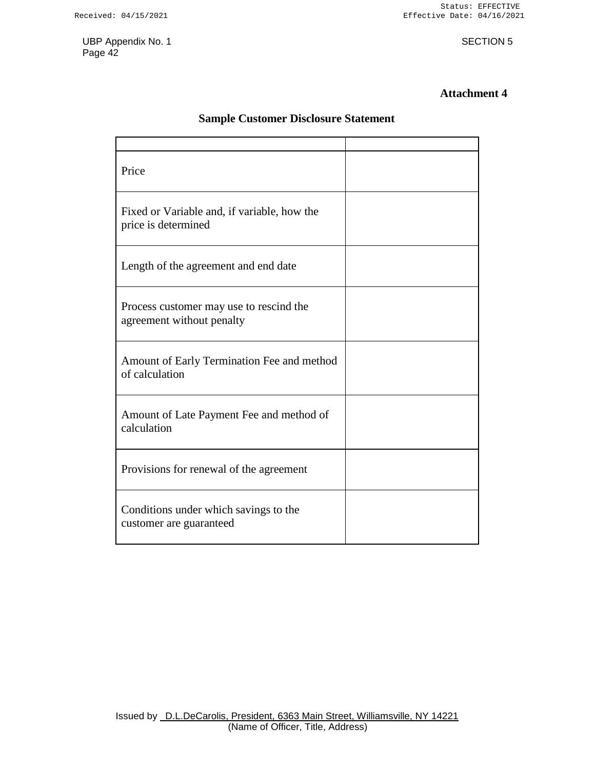**Attachment 4**

## Sample Customer Disclosure Statement

| | |
|---|---|
| Price | |
| Fixed or Variable and, if variable, how the price is determined | |
| Length of the agreement and end date | |
| Process customer may use to rescind the agreement without penalty | |
| Amount of Early Termination Fee and method of calculation | |
| Amount of Late Payment Fee and method of calculation | |
| Provisions for renewal of the agreement | |
| Conditions under which savings to the customer are guaranteed | |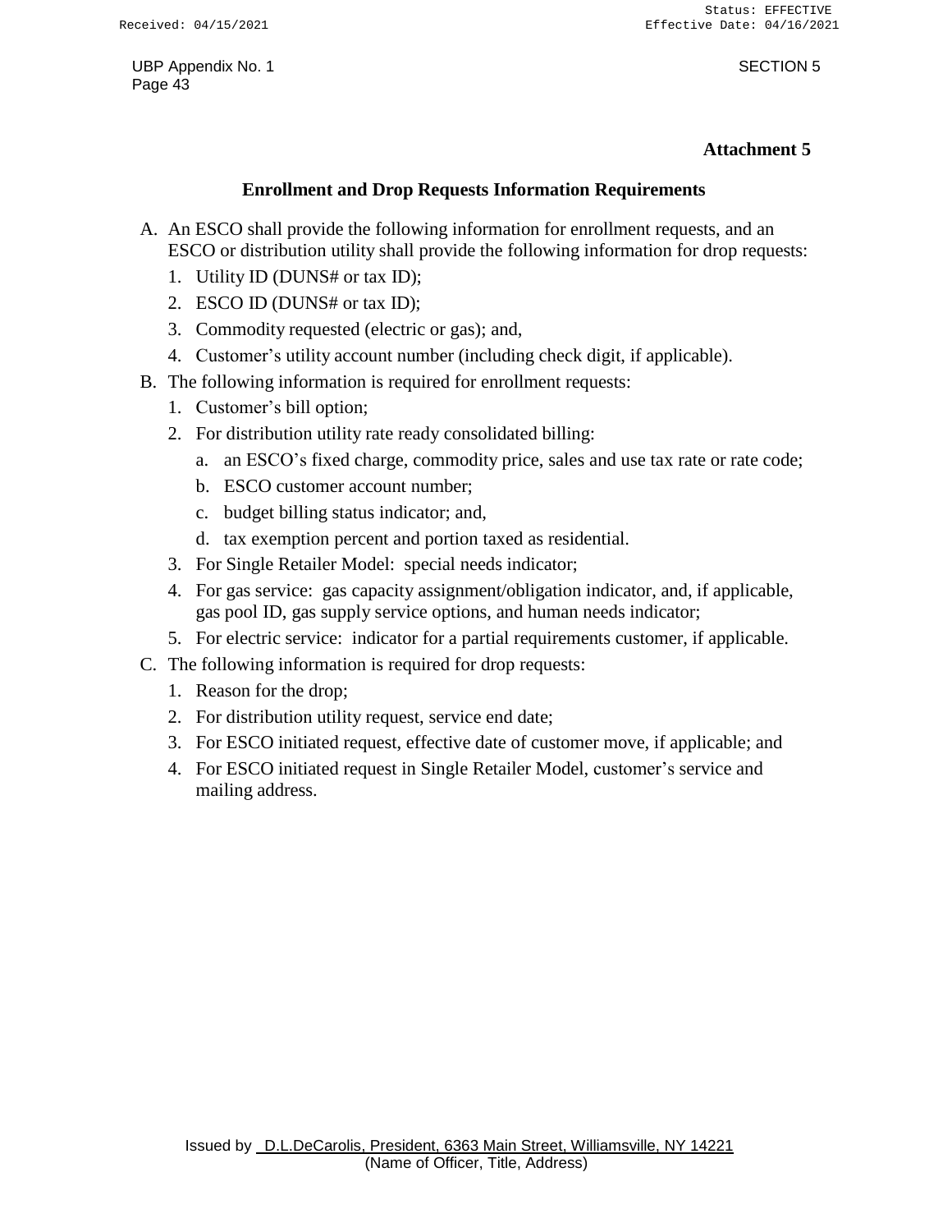**Attachment 5**

## Enrollment and Drop Requests Information Requirements

A. An ESCO shall provide the following information for enrollment requests, and an ESCO or distribution utility shall provide the following information for drop requests:

   1. Utility ID (DUNS# or tax ID);
   2. ESCO ID (DUNS# or tax ID);
   3. Commodity requested (electric or gas); and,
   4. Customer's utility account number (including check digit, if applicable).

B. The following information is required for enrollment requests:

   1. Customer's bill option;
   2. For distribution utility rate ready consolidated billing:
      a. an ESCO's fixed charge, commodity price, sales and use tax rate or rate code;
      b. ESCO customer account number;
      c. budget billing status indicator; and,
      d. tax exemption percent and portion taxed as residential.
   3. For Single Retailer Model: special needs indicator;
   4. For gas service: gas capacity assignment/obligation indicator, and, if applicable, gas pool ID, gas supply service options, and human needs indicator;
   5. For electric service: indicator for a partial requirements customer, if applicable.

C. The following information is required for drop requests:

   1. Reason for the drop;
   2. For distribution utility request, service end date;
   3. For ESCO initiated request, effective date of customer move, if applicable; and
   4. For ESCO initiated request in Single Retailer Model, customer's service and mailing address.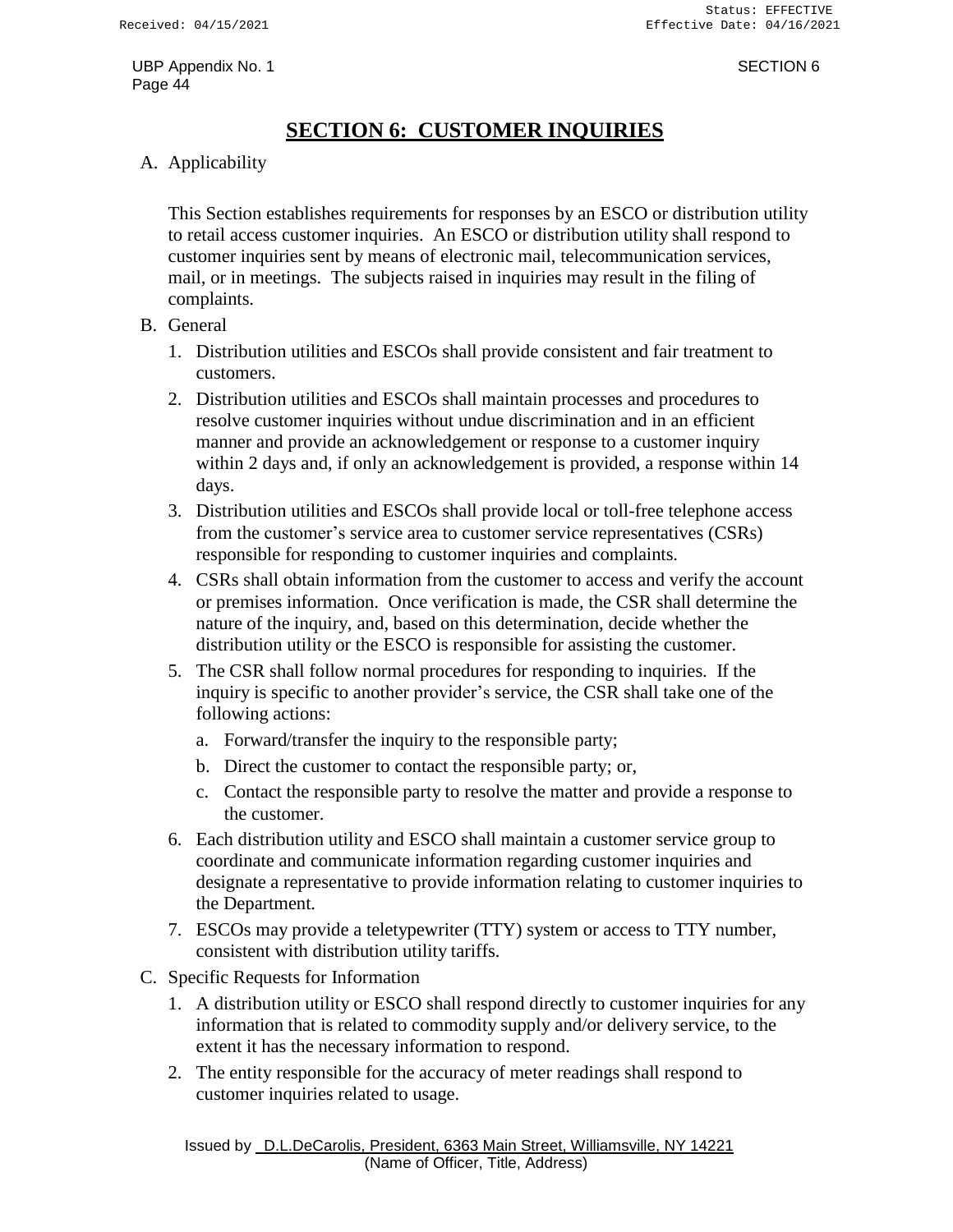# SECTION 6: CUSTOMER INQUIRIES

A. Applicability

This Section establishes requirements for responses by an ESCO or distribution utility to retail access customer inquiries. An ESCO or distribution utility shall respond to customer inquiries sent by means of electronic mail, telecommunication services, mail, or in meetings. The subjects raised in inquiries may result in the filing of complaints.

B. General

1. Distribution utilities and ESCOs shall provide consistent and fair treatment to customers.
2. Distribution utilities and ESCOs shall maintain processes and procedures to resolve customer inquiries without undue discrimination and in an efficient manner and provide an acknowledgement or response to a customer inquiry within 2 days and, if only an acknowledgement is provided, a response within 14 days.
3. Distribution utilities and ESCOs shall provide local or toll-free telephone access from the customer's service area to customer service representatives (CSRs) responsible for responding to customer inquiries and complaints.
4. CSRs shall obtain information from the customer to access and verify the account or premises information. Once verification is made, the CSR shall determine the nature of the inquiry, and, based on this determination, decide whether the distribution utility or the ESCO is responsible for assisting the customer.
5. The CSR shall follow normal procedures for responding to inquiries. If the inquiry is specific to another provider's service, the CSR shall take one of the following actions:
   a. Forward/transfer the inquiry to the responsible party;
   b. Direct the customer to contact the responsible party; or,
   c. Contact the responsible party to resolve the matter and provide a response to the customer.
6. Each distribution utility and ESCO shall maintain a customer service group to coordinate and communicate information regarding customer inquiries and designate a representative to provide information relating to customer inquiries to the Department.
7. ESCOs may provide a teletypewriter (TTY) system or access to TTY number, consistent with distribution utility tariffs.

C. Specific Requests for Information

1. A distribution utility or ESCO shall respond directly to customer inquiries for any information that is related to commodity supply and/or delivery service, to the extent it has the necessary information to respond.
2. The entity responsible for the accuracy of meter readings shall respond to customer inquiries related to usage.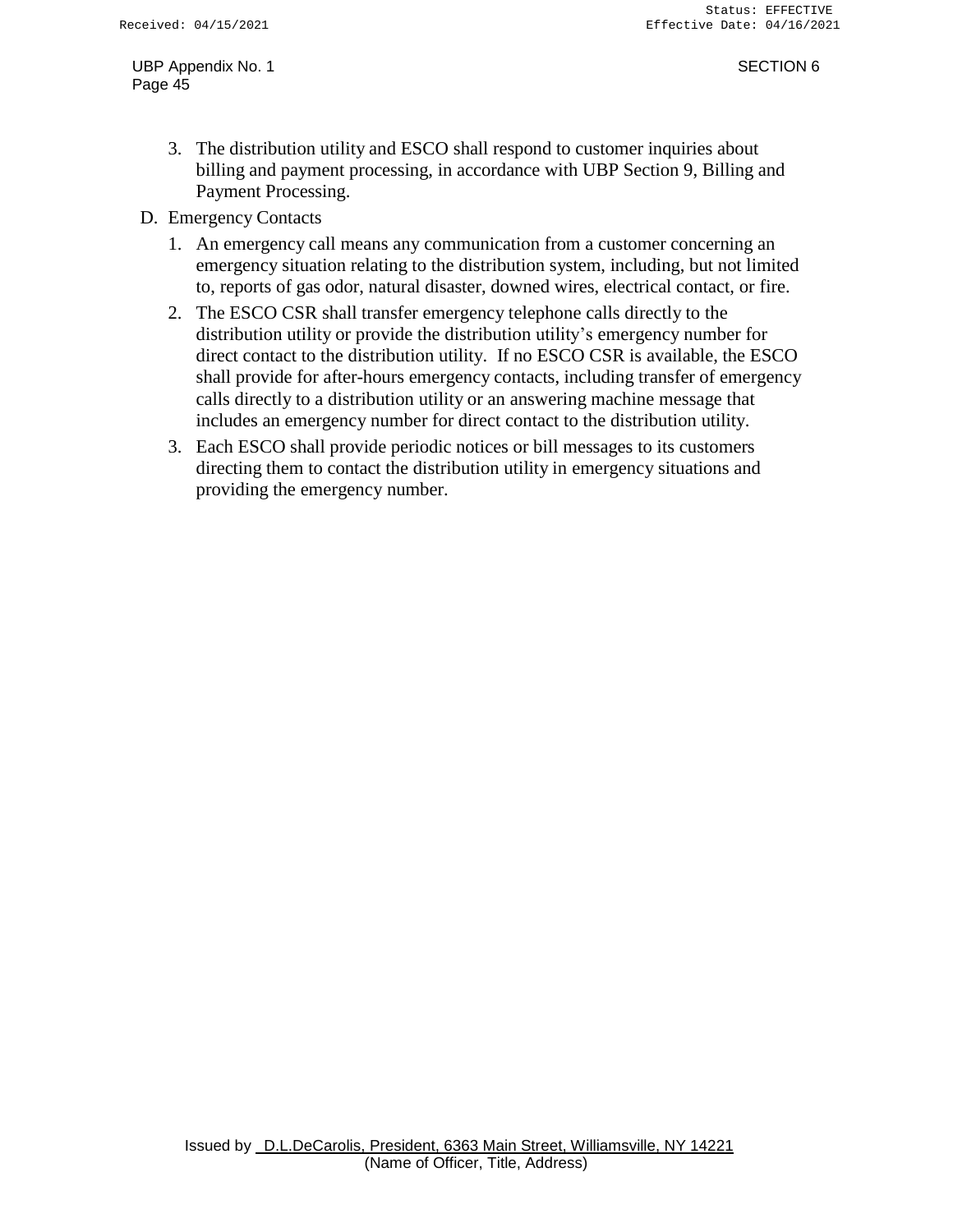3. The distribution utility and ESCO shall respond to customer inquiries about billing and payment processing, in accordance with UBP Section 9, Billing and Payment Processing.

D. Emergency Contacts

1. An emergency call means any communication from a customer concerning an emergency situation relating to the distribution system, including, but not limited to, reports of gas odor, natural disaster, downed wires, electrical contact, or fire.
2. The ESCO CSR shall transfer emergency telephone calls directly to the distribution utility or provide the distribution utility's emergency number for direct contact to the distribution utility. If no ESCO CSR is available, the ESCO shall provide for after-hours emergency contacts, including transfer of emergency calls directly to a distribution utility or an answering machine message that includes an emergency number for direct contact to the distribution utility.
3. Each ESCO shall provide periodic notices or bill messages to its customers directing them to contact the distribution utility in emergency situations and providing the emergency number.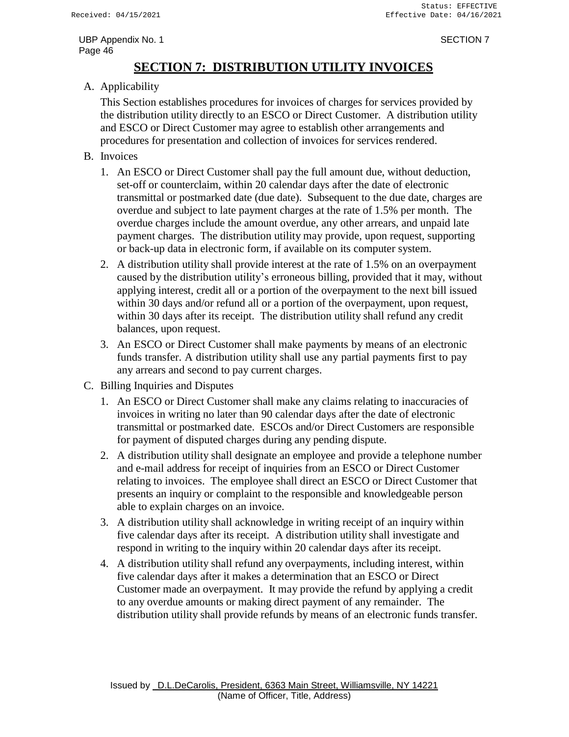# SECTION 7: DISTRIBUTION UTILITY INVOICES

A. Applicability

This Section establishes procedures for invoices of charges for services provided by the distribution utility directly to an ESCO or Direct Customer. A distribution utility and ESCO or Direct Customer may agree to establish other arrangements and procedures for presentation and collection of invoices for services rendered.

B. Invoices

1. An ESCO or Direct Customer shall pay the full amount due, without deduction, set-off or counterclaim, within 20 calendar days after the date of electronic transmittal or postmarked date (due date). Subsequent to the due date, charges are overdue and subject to late payment charges at the rate of 1.5% per month. The overdue charges include the amount overdue, any other arrears, and unpaid late payment charges. The distribution utility may provide, upon request, supporting or back-up data in electronic form, if available on its computer system.
2. A distribution utility shall provide interest at the rate of 1.5% on an overpayment caused by the distribution utility's erroneous billing, provided that it may, without applying interest, credit all or a portion of the overpayment to the next bill issued within 30 days and/or refund all or a portion of the overpayment, upon request, within 30 days after its receipt. The distribution utility shall refund any credit balances, upon request.
3. An ESCO or Direct Customer shall make payments by means of an electronic funds transfer. A distribution utility shall use any partial payments first to pay any arrears and second to pay current charges.

C. Billing Inquiries and Disputes

1. An ESCO or Direct Customer shall make any claims relating to inaccuracies of invoices in writing no later than 90 calendar days after the date of electronic transmittal or postmarked date. ESCOs and/or Direct Customers are responsible for payment of disputed charges during any pending dispute.
2. A distribution utility shall designate an employee and provide a telephone number and e-mail address for receipt of inquiries from an ESCO or Direct Customer relating to invoices. The employee shall direct an ESCO or Direct Customer that presents an inquiry or complaint to the responsible and knowledgeable person able to explain charges on an invoice.
3. A distribution utility shall acknowledge in writing receipt of an inquiry within five calendar days after its receipt. A distribution utility shall investigate and respond in writing to the inquiry within 20 calendar days after its receipt.
4. A distribution utility shall refund any overpayments, including interest, within five calendar days after it makes a determination that an ESCO or Direct Customer made an overpayment. It may provide the refund by applying a credit to any overdue amounts or making direct payment of any remainder. The distribution utility shall provide refunds by means of an electronic funds transfer.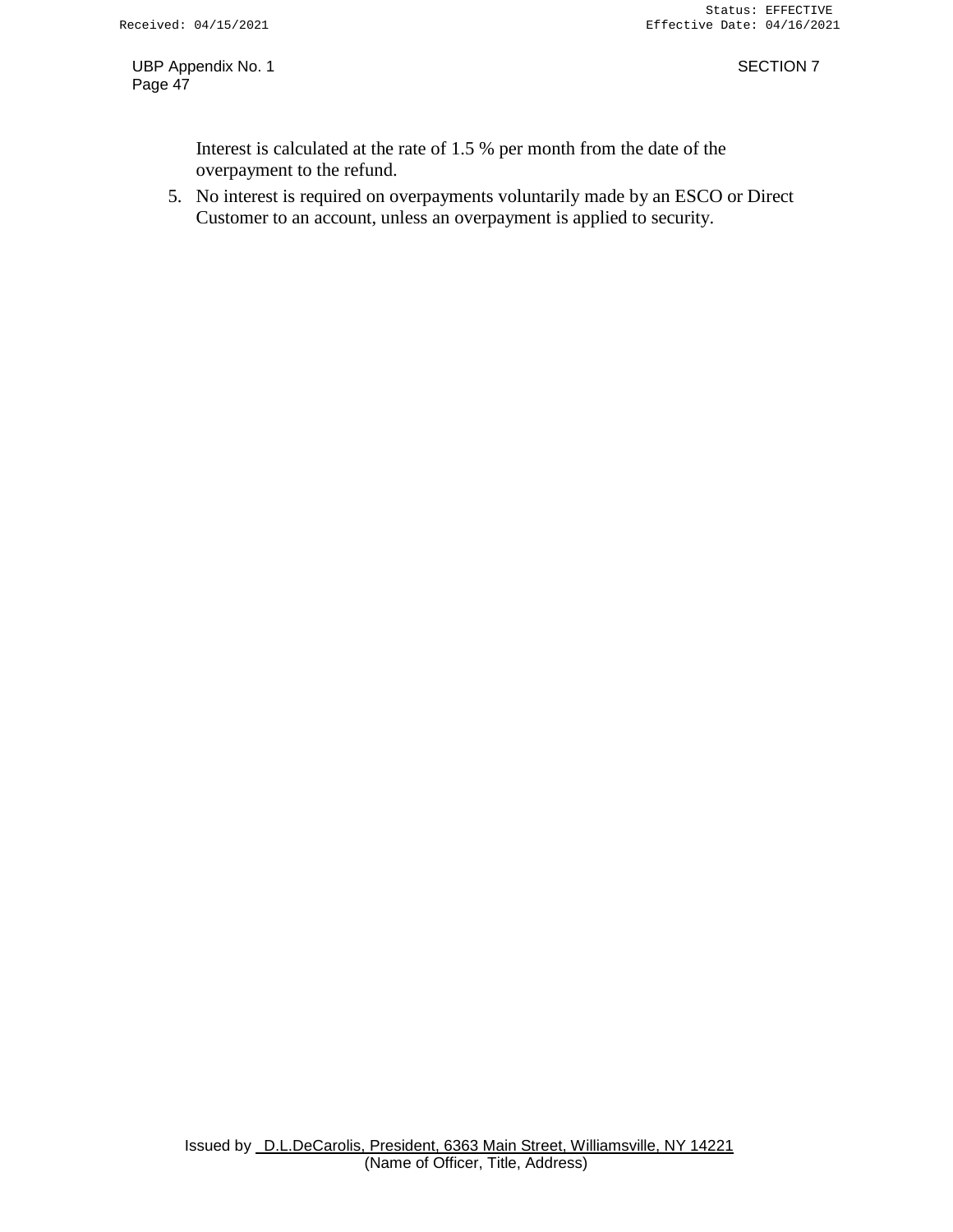Interest is calculated at the rate of 1.5 % per month from the date of the overpayment to the refund.

5. No interest is required on overpayments voluntarily made by an ESCO or Direct Customer to an account, unless an overpayment is applied to security.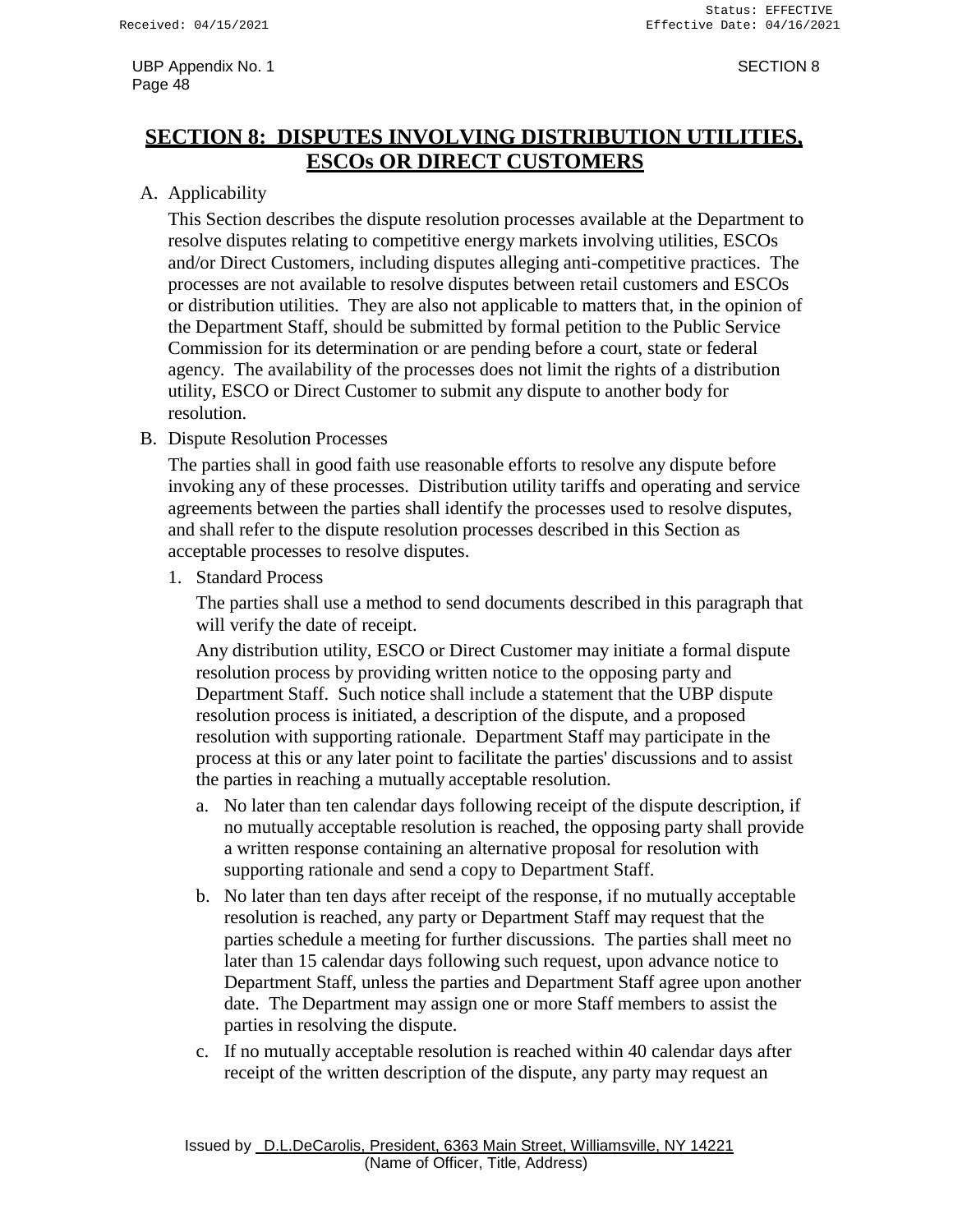# SECTION 8: DISPUTES INVOLVING DISTRIBUTION UTILITIES, ESCOs OR DIRECT CUSTOMERS

A. Applicability

This Section describes the dispute resolution processes available at the Department to resolve disputes relating to competitive energy markets involving utilities, ESCOs and/or Direct Customers, including disputes alleging anti-competitive practices. The processes are not available to resolve disputes between retail customers and ESCOs or distribution utilities. They are also not applicable to matters that, in the opinion of the Department Staff, should be submitted by formal petition to the Public Service Commission for its determination or are pending before a court, state or federal agency. The availability of the processes does not limit the rights of a distribution utility, ESCO or Direct Customer to submit any dispute to another body for resolution.

B. Dispute Resolution Processes

The parties shall in good faith use reasonable efforts to resolve any dispute before invoking any of these processes. Distribution utility tariffs and operating and service agreements between the parties shall identify the processes used to resolve disputes, and shall refer to the dispute resolution processes described in this Section as acceptable processes to resolve disputes.

1. Standard Process

   The parties shall use a method to send documents described in this paragraph that will verify the date of receipt.

   Any distribution utility, ESCO or Direct Customer may initiate a formal dispute resolution process by providing written notice to the opposing party and Department Staff. Such notice shall include a statement that the UBP dispute resolution process is initiated, a description of the dispute, and a proposed resolution with supporting rationale. Department Staff may participate in the process at this or any later point to facilitate the parties' discussions and to assist the parties in reaching a mutually acceptable resolution.

   a. No later than ten calendar days following receipt of the dispute description, if no mutually acceptable resolution is reached, the opposing party shall provide a written response containing an alternative proposal for resolution with supporting rationale and send a copy to Department Staff.

   b. No later than ten days after receipt of the response, if no mutually acceptable resolution is reached, any party or Department Staff may request that the parties schedule a meeting for further discussions. The parties shall meet no later than 15 calendar days following such request, upon advance notice to Department Staff, unless the parties and Department Staff agree upon another date. The Department may assign one or more Staff members to assist the parties in resolving the dispute.

   c. If no mutually acceptable resolution is reached within 40 calendar days after receipt of the written description of the dispute, any party may request an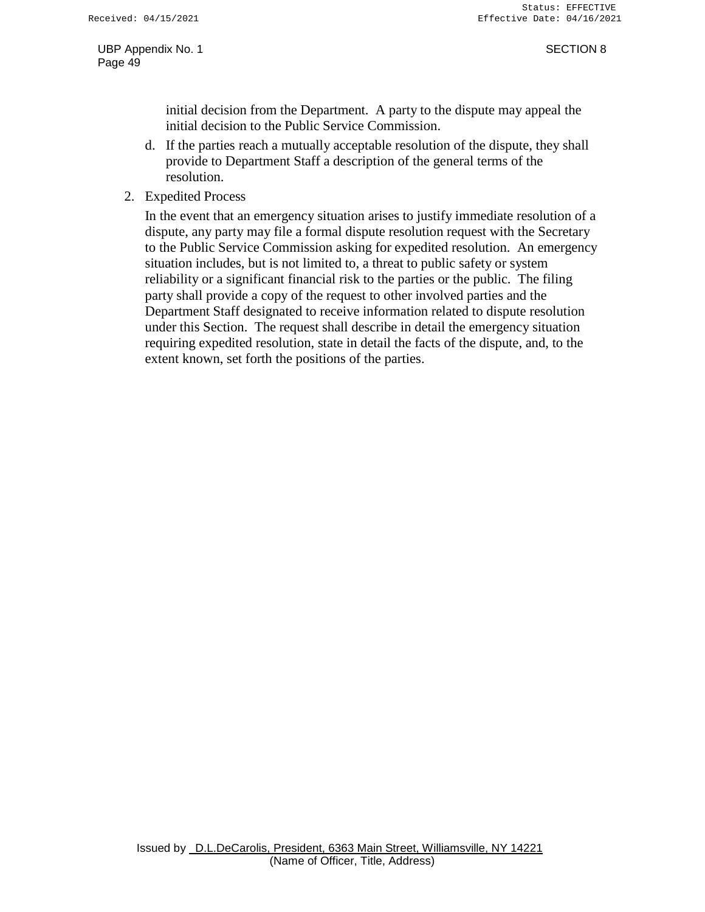initial decision from the Department. A party to the dispute may appeal the initial decision to the Public Service Commission.

d. If the parties reach a mutually acceptable resolution of the dispute, they shall provide to Department Staff a description of the general terms of the resolution.

2. Expedited Process

   In the event that an emergency situation arises to justify immediate resolution of a dispute, any party may file a formal dispute resolution request with the Secretary to the Public Service Commission asking for expedited resolution. An emergency situation includes, but is not limited to, a threat to public safety or system reliability or a significant financial risk to the parties or the public. The filing party shall provide a copy of the request to other involved parties and the Department Staff designated to receive information related to dispute resolution under this Section. The request shall describe in detail the emergency situation requiring expedited resolution, state in detail the facts of the dispute, and, to the extent known, set forth the positions of the parties.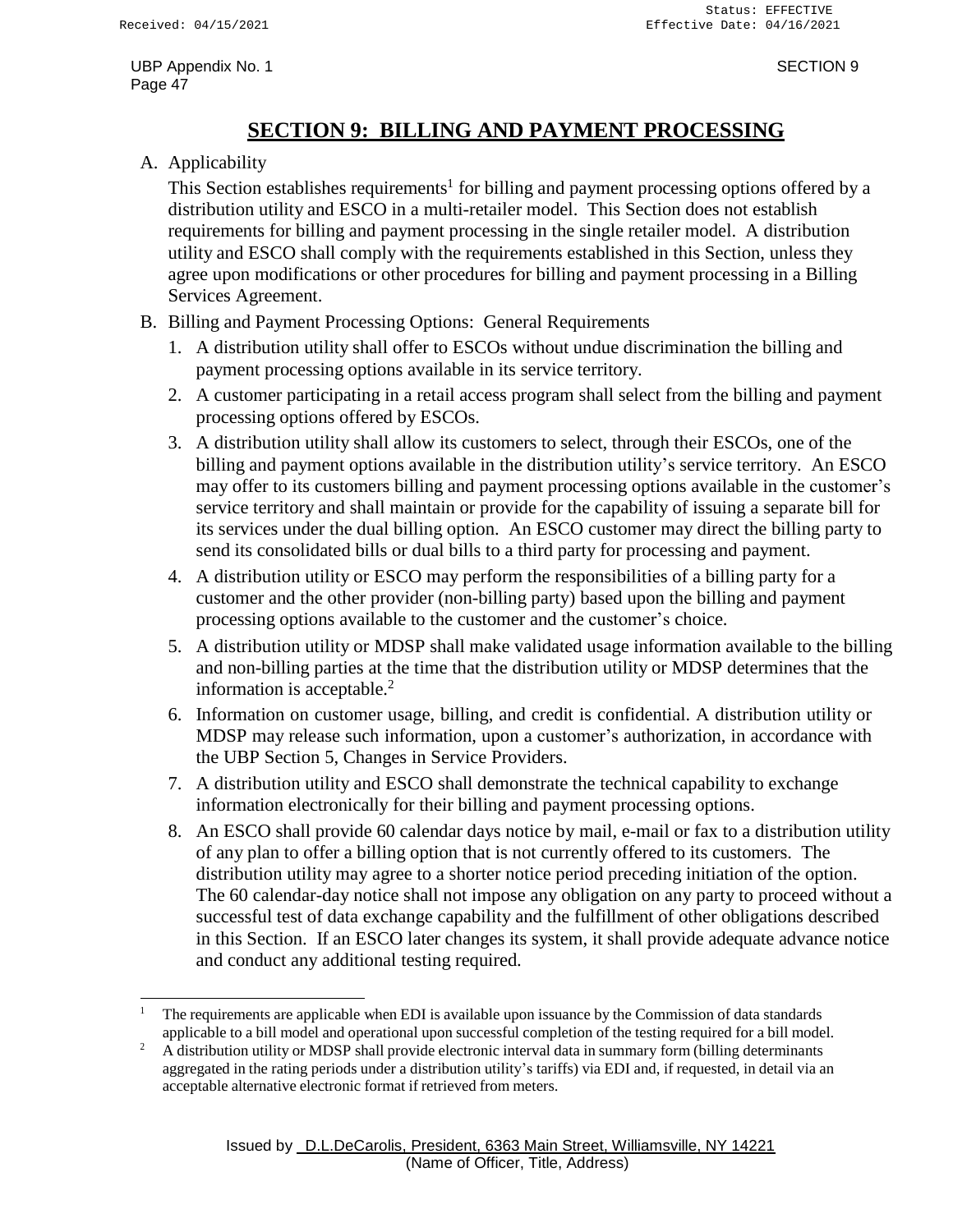# SECTION 9: BILLING AND PAYMENT PROCESSING

A. Applicability

This Section establishes requirements[1] for billing and payment processing options offered by a distribution utility and ESCO in a multi-retailer model. This Section does not establish requirements for billing and payment processing in the single retailer model. A distribution utility and ESCO shall comply with the requirements established in this Section, unless they agree upon modifications or other procedures for billing and payment processing in a Billing Services Agreement.

B. Billing and Payment Processing Options: General Requirements

1. A distribution utility shall offer to ESCOs without undue discrimination the billing and payment processing options available in its service territory.
2. A customer participating in a retail access program shall select from the billing and payment processing options offered by ESCOs.
3. A distribution utility shall allow its customers to select, through their ESCOs, one of the billing and payment options available in the distribution utility's service territory. An ESCO may offer to its customers billing and payment processing options available in the customer's service territory and shall maintain or provide for the capability of issuing a separate bill for its services under the dual billing option. An ESCO customer may direct the billing party to send its consolidated bills or dual bills to a third party for processing and payment.
4. A distribution utility or ESCO may perform the responsibilities of a billing party for a customer and the other provider (non-billing party) based upon the billing and payment processing options available to the customer and the customer's choice.
5. A distribution utility or MDSP shall make validated usage information available to the billing and non-billing parties at the time that the distribution utility or MDSP determines that the information is acceptable.[2]
6. Information on customer usage, billing, and credit is confidential. A distribution utility or MDSP may release such information, upon a customer's authorization, in accordance with the UBP Section 5, Changes in Service Providers.
7. A distribution utility and ESCO shall demonstrate the technical capability to exchange information electronically for their billing and payment processing options.
8. An ESCO shall provide 60 calendar days notice by mail, e-mail or fax to a distribution utility of any plan to offer a billing option that is not currently offered to its customers. The distribution utility may agree to a shorter notice period preceding initiation of the option. The 60 calendar-day notice shall not impose any obligation on any party to proceed without a successful test of data exchange capability and the fulfillment of other obligations described in this Section. If an ESCO later changes its system, it shall provide adequate advance notice and conduct any additional testing required.

[1] The requirements are applicable when EDI is available upon issuance by the Commission of data standards applicable to a bill model and operational upon successful completion of the testing required for a bill model.

[2] A distribution utility or MDSP shall provide electronic interval data in summary form (billing determinants aggregated in the rating periods under a distribution utility's tariffs) via EDI and, if requested, in detail via an acceptable alternative electronic format if retrieved from meters.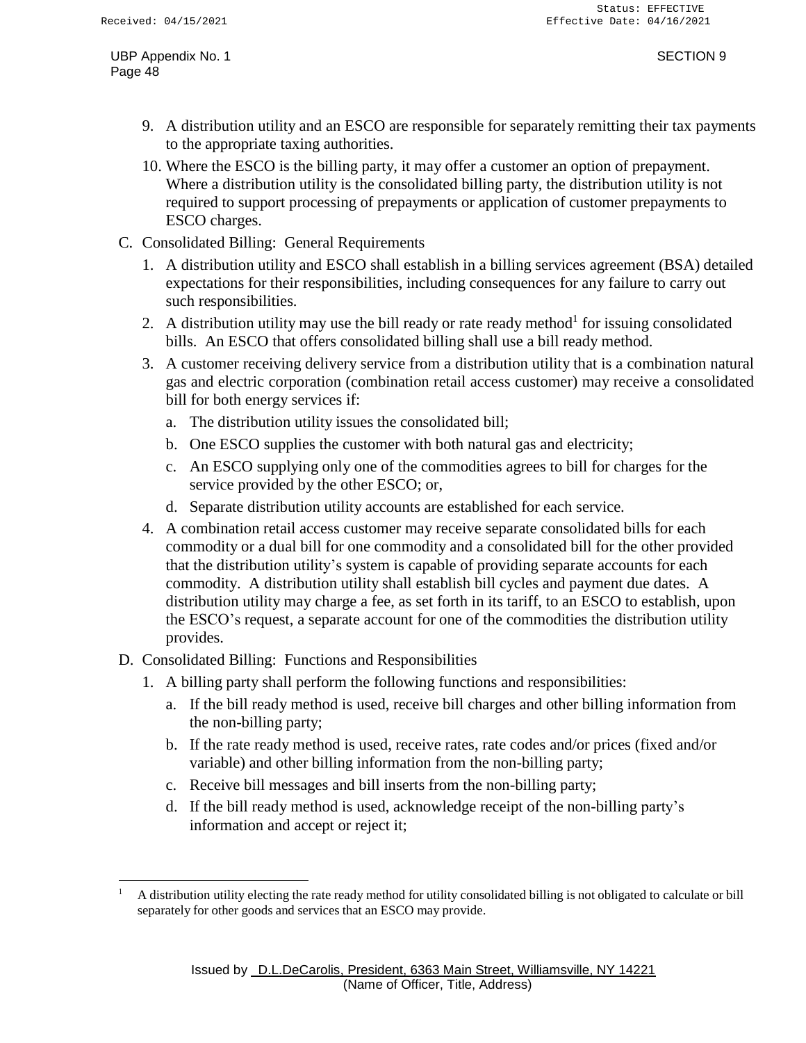9. A distribution utility and an ESCO are responsible for separately remitting their tax payments to the appropriate taxing authorities.
10. Where the ESCO is the billing party, it may offer a customer an option of prepayment. Where a distribution utility is the consolidated billing party, the distribution utility is not required to support processing of prepayments or application of customer prepayments to ESCO charges.

C. Consolidated Billing: General Requirements

1. A distribution utility and ESCO shall establish in a billing services agreement (BSA) detailed expectations for their responsibilities, including consequences for any failure to carry out such responsibilities.
2. A distribution utility may use the bill ready or rate ready method[1] for issuing consolidated bills. An ESCO that offers consolidated billing shall use a bill ready method.
3. A customer receiving delivery service from a distribution utility that is a combination natural gas and electric corporation (combination retail access customer) may receive a consolidated bill for both energy services if:
   a. The distribution utility issues the consolidated bill;
   b. One ESCO supplies the customer with both natural gas and electricity;
   c. An ESCO supplying only one of the commodities agrees to bill for charges for the service provided by the other ESCO; or,
   d. Separate distribution utility accounts are established for each service.
4. A combination retail access customer may receive separate consolidated bills for each commodity or a dual bill for one commodity and a consolidated bill for the other provided that the distribution utility's system is capable of providing separate accounts for each commodity. A distribution utility shall establish bill cycles and payment due dates. A distribution utility may charge a fee, as set forth in its tariff, to an ESCO to establish, upon the ESCO's request, a separate account for one of the commodities the distribution utility provides.

D. Consolidated Billing: Functions and Responsibilities

1. A billing party shall perform the following functions and responsibilities:
   a. If the bill ready method is used, receive bill charges and other billing information from the non-billing party;
   b. If the rate ready method is used, receive rates, rate codes and/or prices (fixed and/or variable) and other billing information from the non-billing party;
   c. Receive bill messages and bill inserts from the non-billing party;
   d. If the bill ready method is used, acknowledge receipt of the non-billing party's information and accept or reject it;

---

[1] A distribution utility electing the rate ready method for utility consolidated billing is not obligated to calculate or bill separately for other goods and services that an ESCO may provide.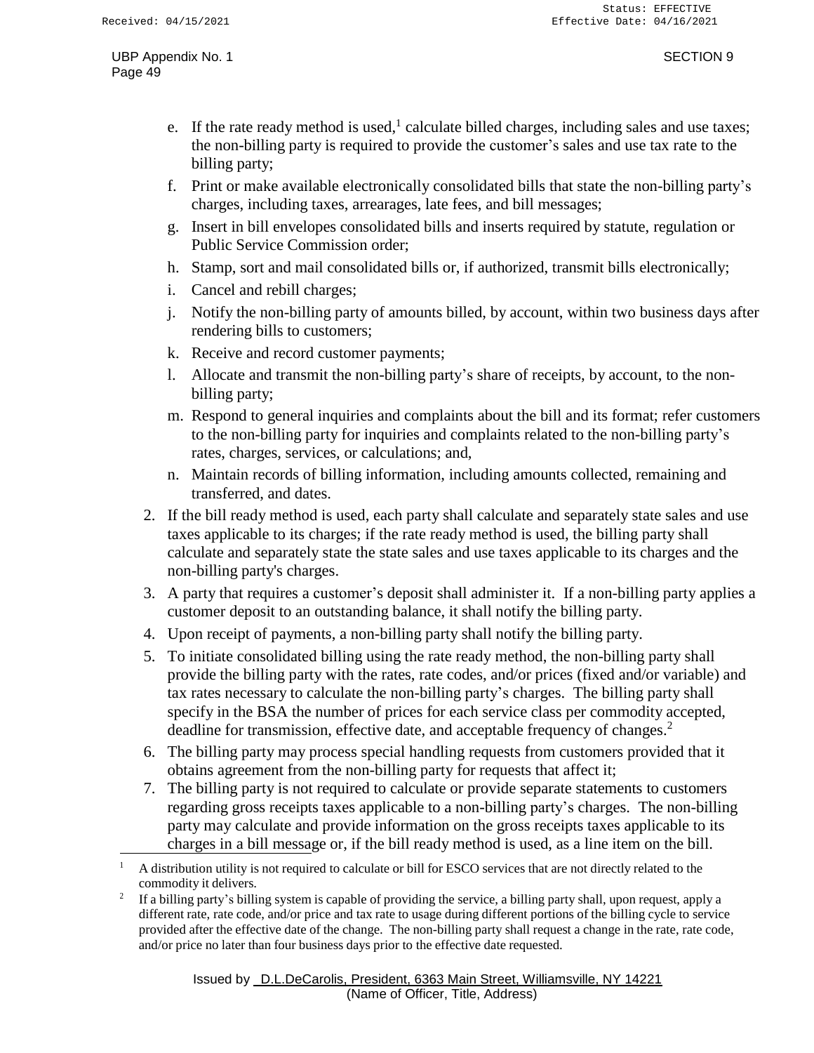e. If the rate ready method is used,[1] calculate billed charges, including sales and use taxes; the non-billing party is required to provide the customer's sales and use tax rate to the billing party;

f. Print or make available electronically consolidated bills that state the non-billing party's charges, including taxes, arrearages, late fees, and bill messages;

g. Insert in bill envelopes consolidated bills and inserts required by statute, regulation or Public Service Commission order;

h. Stamp, sort and mail consolidated bills or, if authorized, transmit bills electronically;

i. Cancel and rebill charges;

j. Notify the non-billing party of amounts billed, by account, within two business days after rendering bills to customers;

k. Receive and record customer payments;

l. Allocate and transmit the non-billing party's share of receipts, by account, to the non-billing party;

m. Respond to general inquiries and complaints about the bill and its format; refer customers to the non-billing party for inquiries and complaints related to the non-billing party's rates, charges, services, or calculations; and,

n. Maintain records of billing information, including amounts collected, remaining and transferred, and dates.

2. If the bill ready method is used, each party shall calculate and separately state sales and use taxes applicable to its charges; if the rate ready method is used, the billing party shall calculate and separately state the state sales and use taxes applicable to its charges and the non-billing party's charges.

3. A party that requires a customer's deposit shall administer it. If a non-billing party applies a customer deposit to an outstanding balance, it shall notify the billing party.

4. Upon receipt of payments, a non-billing party shall notify the billing party.

5. To initiate consolidated billing using the rate ready method, the non-billing party shall provide the billing party with the rates, rate codes, and/or prices (fixed and/or variable) and tax rates necessary to calculate the non-billing party's charges. The billing party shall specify in the BSA the number of prices for each service class per commodity accepted, deadline for transmission, effective date, and acceptable frequency of changes.[2]

6. The billing party may process special handling requests from customers provided that it obtains agreement from the non-billing party for requests that affect it;

7. The billing party is not required to calculate or provide separate statements to customers regarding gross receipts taxes applicable to a non-billing party's charges. The non-billing party may calculate and provide information on the gross receipts taxes applicable to its charges in a bill message or, if the bill ready method is used, as a line item on the bill.

---

[1] A distribution utility is not required to calculate or bill for ESCO services that are not directly related to the commodity it delivers.

[2] If a billing party's billing system is capable of providing the service, a billing party shall, upon request, apply a different rate, rate code, and/or price and tax rate to usage during different portions of the billing cycle to service provided after the effective date of the change. The non-billing party shall request a change in the rate, rate code, and/or price no later than four business days prior to the effective date requested.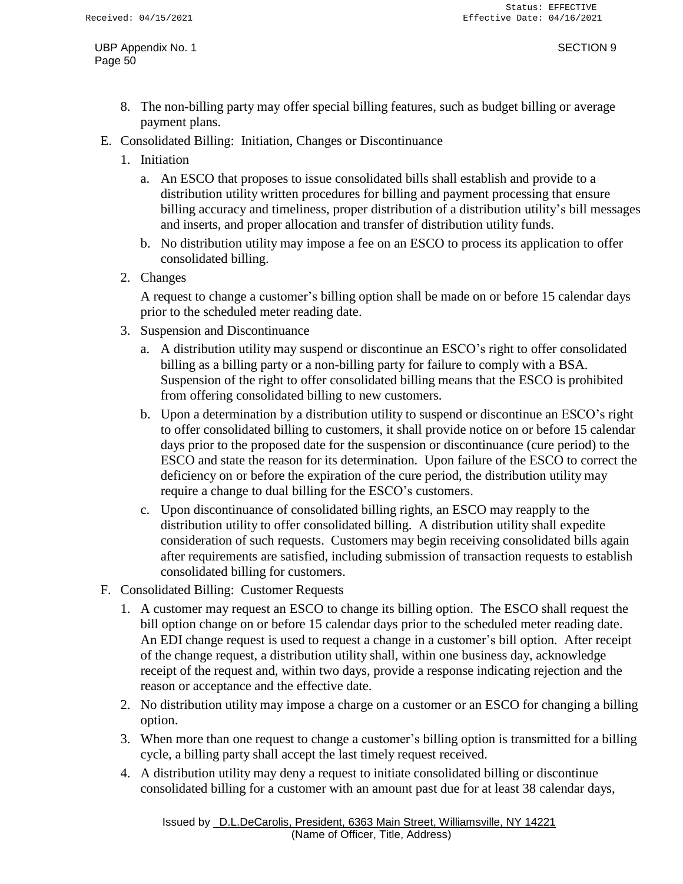8. The non-billing party may offer special billing features, such as budget billing or average payment plans.

E. Consolidated Billing: Initiation, Changes or Discontinuance

   1. Initiation

      a. An ESCO that proposes to issue consolidated bills shall establish and provide to a distribution utility written procedures for billing and payment processing that ensure billing accuracy and timeliness, proper distribution of a distribution utility's bill messages and inserts, and proper allocation and transfer of distribution utility funds.

      b. No distribution utility may impose a fee on an ESCO to process its application to offer consolidated billing.

   2. Changes

      A request to change a customer's billing option shall be made on or before 15 calendar days prior to the scheduled meter reading date.

   3. Suspension and Discontinuance

      a. A distribution utility may suspend or discontinue an ESCO's right to offer consolidated billing as a billing party or a non-billing party for failure to comply with a BSA. Suspension of the right to offer consolidated billing means that the ESCO is prohibited from offering consolidated billing to new customers.

      b. Upon a determination by a distribution utility to suspend or discontinue an ESCO's right to offer consolidated billing to customers, it shall provide notice on or before 15 calendar days prior to the proposed date for the suspension or discontinuance (cure period) to the ESCO and state the reason for its determination. Upon failure of the ESCO to correct the deficiency on or before the expiration of the cure period, the distribution utility may require a change to dual billing for the ESCO's customers.

      c. Upon discontinuance of consolidated billing rights, an ESCO may reapply to the distribution utility to offer consolidated billing. A distribution utility shall expedite consideration of such requests. Customers may begin receiving consolidated bills again after requirements are satisfied, including submission of transaction requests to establish consolidated billing for customers.

F. Consolidated Billing: Customer Requests

   1. A customer may request an ESCO to change its billing option. The ESCO shall request the bill option change on or before 15 calendar days prior to the scheduled meter reading date. An EDI change request is used to request a change in a customer's bill option. After receipt of the change request, a distribution utility shall, within one business day, acknowledge receipt of the request and, within two days, provide a response indicating rejection and the reason or acceptance and the effective date.

   2. No distribution utility may impose a charge on a customer or an ESCO for changing a billing option.

   3. When more than one request to change a customer's billing option is transmitted for a billing cycle, a billing party shall accept the last timely request received.

   4. A distribution utility may deny a request to initiate consolidated billing or discontinue consolidated billing for a customer with an amount past due for at least 38 calendar days,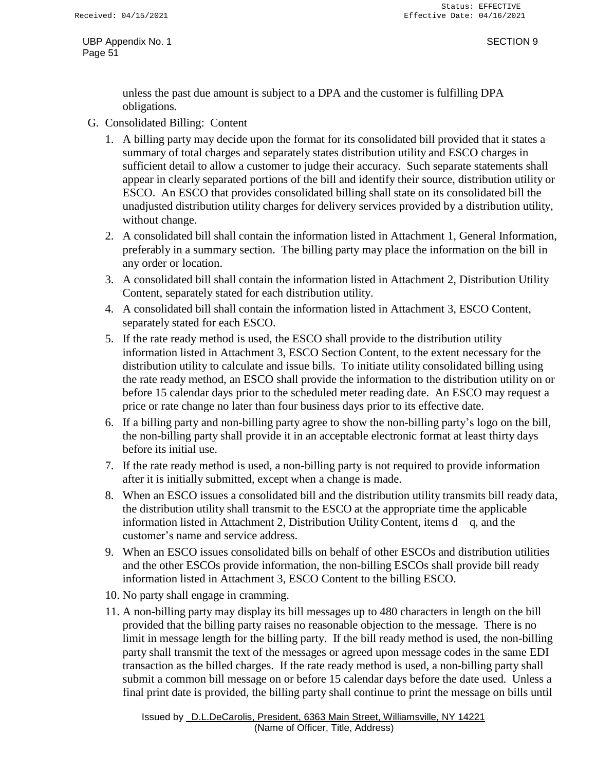unless the past due amount is subject to a DPA and the customer is fulfilling DPA obligations.

G. Consolidated Billing: Content

1. A billing party may decide upon the format for its consolidated bill provided that it states a summary of total charges and separately states distribution utility and ESCO charges in sufficient detail to allow a customer to judge their accuracy. Such separate statements shall appear in clearly separated portions of the bill and identify their source, distribution utility or ESCO. An ESCO that provides consolidated billing shall state on its consolidated bill the unadjusted distribution utility charges for delivery services provided by a distribution utility, without change.
2. A consolidated bill shall contain the information listed in Attachment 1, General Information, preferably in a summary section. The billing party may place the information on the bill in any order or location.
3. A consolidated bill shall contain the information listed in Attachment 2, Distribution Utility Content, separately stated for each distribution utility.
4. A consolidated bill shall contain the information listed in Attachment 3, ESCO Content, separately stated for each ESCO.
5. If the rate ready method is used, the ESCO shall provide to the distribution utility information listed in Attachment 3, ESCO Section Content, to the extent necessary for the distribution utility to calculate and issue bills. To initiate utility consolidated billing using the rate ready method, an ESCO shall provide the information to the distribution utility on or before 15 calendar days prior to the scheduled meter reading date. An ESCO may request a price or rate change no later than four business days prior to its effective date.
6. If a billing party and non-billing party agree to show the non-billing party's logo on the bill, the non-billing party shall provide it in an acceptable electronic format at least thirty days before its initial use.
7. If the rate ready method is used, a non-billing party is not required to provide information after it is initially submitted, except when a change is made.
8. When an ESCO issues a consolidated bill and the distribution utility transmits bill ready data, the distribution utility shall transmit to the ESCO at the appropriate time the applicable information listed in Attachment 2, Distribution Utility Content, items d – q, and the customer's name and service address.
9. When an ESCO issues consolidated bills on behalf of other ESCOs and distribution utilities and the other ESCOs provide information, the non-billing ESCOs shall provide bill ready information listed in Attachment 3, ESCO Content to the billing ESCO.
10. No party shall engage in cramming.
11. A non-billing party may display its bill messages up to 480 characters in length on the bill provided that the billing party raises no reasonable objection to the message. There is no limit in message length for the billing party. If the bill ready method is used, the non-billing party shall transmit the text of the messages or agreed upon message codes in the same EDI transaction as the billed charges. If the rate ready method is used, a non-billing party shall submit a common bill message on or before 15 calendar days before the date used. Unless a final print date is provided, the billing party shall continue to print the message on bills until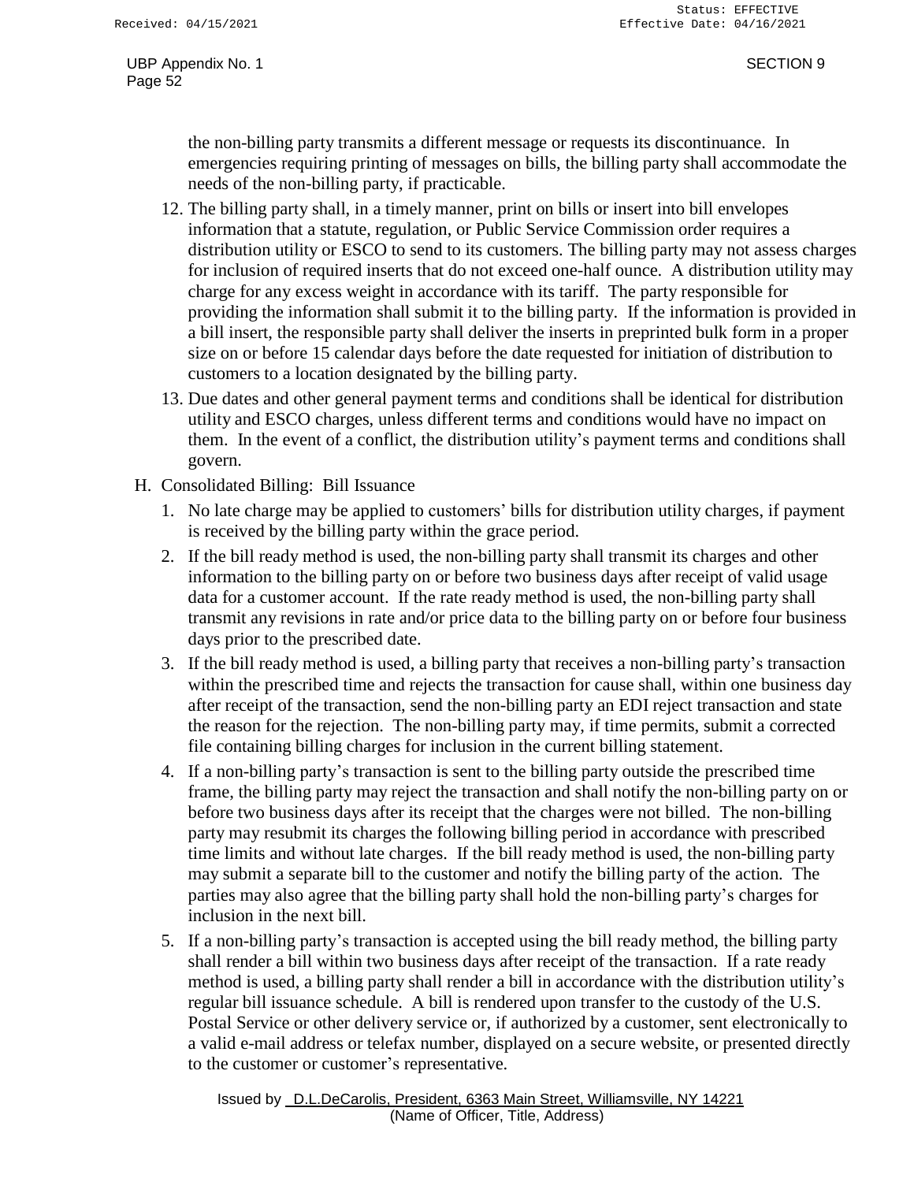the non-billing party transmits a different message or requests its discontinuance. In emergencies requiring printing of messages on bills, the billing party shall accommodate the needs of the non-billing party, if practicable.

12. The billing party shall, in a timely manner, print on bills or insert into bill envelopes information that a statute, regulation, or Public Service Commission order requires a distribution utility or ESCO to send to its customers. The billing party may not assess charges for inclusion of required inserts that do not exceed one-half ounce. A distribution utility may charge for any excess weight in accordance with its tariff. The party responsible for providing the information shall submit it to the billing party. If the information is provided in a bill insert, the responsible party shall deliver the inserts in preprinted bulk form in a proper size on or before 15 calendar days before the date requested for initiation of distribution to customers to a location designated by the billing party.
13. Due dates and other general payment terms and conditions shall be identical for distribution utility and ESCO charges, unless different terms and conditions would have no impact on them. In the event of a conflict, the distribution utility's payment terms and conditions shall govern.

H. Consolidated Billing: Bill Issuance

1. No late charge may be applied to customers' bills for distribution utility charges, if payment is received by the billing party within the grace period.
2. If the bill ready method is used, the non-billing party shall transmit its charges and other information to the billing party on or before two business days after receipt of valid usage data for a customer account. If the rate ready method is used, the non-billing party shall transmit any revisions in rate and/or price data to the billing party on or before four business days prior to the prescribed date.
3. If the bill ready method is used, a billing party that receives a non-billing party's transaction within the prescribed time and rejects the transaction for cause shall, within one business day after receipt of the transaction, send the non-billing party an EDI reject transaction and state the reason for the rejection. The non-billing party may, if time permits, submit a corrected file containing billing charges for inclusion in the current billing statement.
4. If a non-billing party's transaction is sent to the billing party outside the prescribed time frame, the billing party may reject the transaction and shall notify the non-billing party on or before two business days after its receipt that the charges were not billed. The non-billing party may resubmit its charges the following billing period in accordance with prescribed time limits and without late charges. If the bill ready method is used, the non-billing party may submit a separate bill to the customer and notify the billing party of the action. The parties may also agree that the billing party shall hold the non-billing party's charges for inclusion in the next bill.
5. If a non-billing party's transaction is accepted using the bill ready method, the billing party shall render a bill within two business days after receipt of the transaction. If a rate ready method is used, a billing party shall render a bill in accordance with the distribution utility's regular bill issuance schedule. A bill is rendered upon transfer to the custody of the U.S. Postal Service or other delivery service or, if authorized by a customer, sent electronically to a valid e-mail address or telefax number, displayed on a secure website, or presented directly to the customer or customer's representative.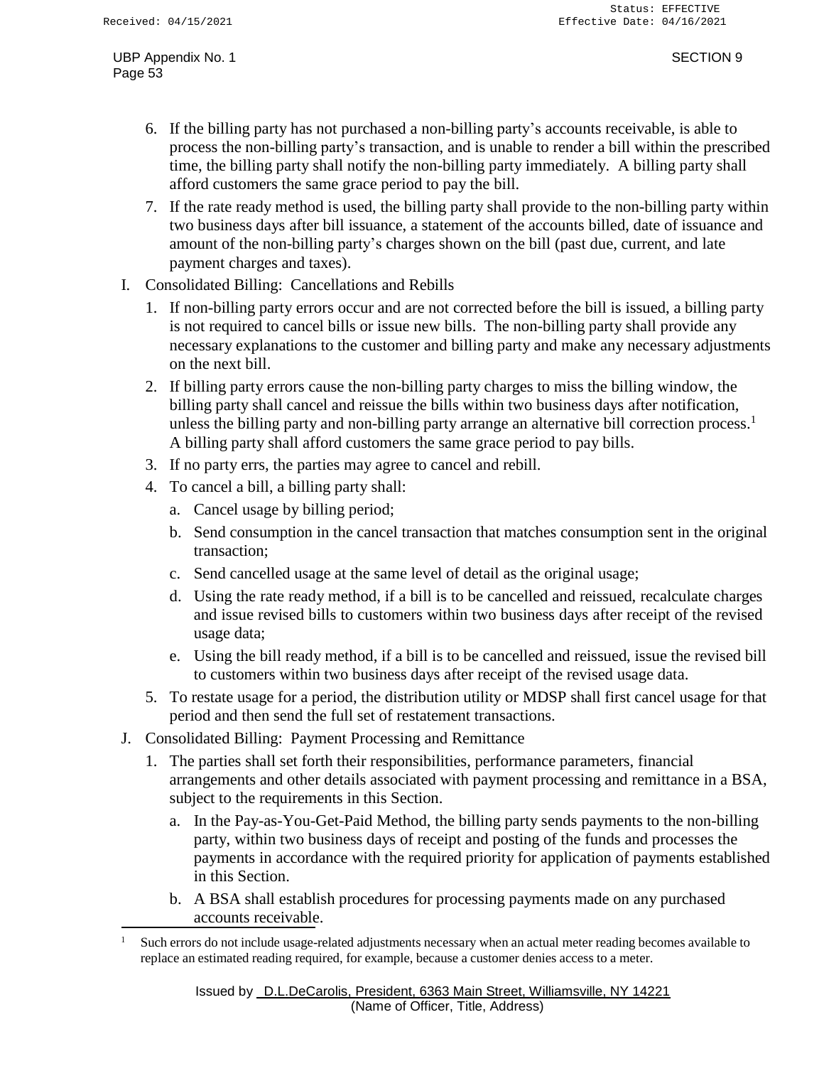6. If the billing party has not purchased a non-billing party's accounts receivable, is able to process the non-billing party's transaction, and is unable to render a bill within the prescribed time, the billing party shall notify the non-billing party immediately. A billing party shall afford customers the same grace period to pay the bill.
7. If the rate ready method is used, the billing party shall provide to the non-billing party within two business days after bill issuance, a statement of the accounts billed, date of issuance and amount of the non-billing party's charges shown on the bill (past due, current, and late payment charges and taxes).

I. Consolidated Billing: Cancellations and Rebills

1. If non-billing party errors occur and are not corrected before the bill is issued, a billing party is not required to cancel bills or issue new bills. The non-billing party shall provide any necessary explanations to the customer and billing party and make any necessary adjustments on the next bill.
2. If billing party errors cause the non-billing party charges to miss the billing window, the billing party shall cancel and reissue the bills within two business days after notification, unless the billing party and non-billing party arrange an alternative bill correction process.[1] A billing party shall afford customers the same grace period to pay bills.
3. If no party errs, the parties may agree to cancel and rebill.
4. To cancel a bill, a billing party shall:
   a. Cancel usage by billing period;
   b. Send consumption in the cancel transaction that matches consumption sent in the original transaction;
   c. Send cancelled usage at the same level of detail as the original usage;
   d. Using the rate ready method, if a bill is to be cancelled and reissued, recalculate charges and issue revised bills to customers within two business days after receipt of the revised usage data;
   e. Using the bill ready method, if a bill is to be cancelled and reissued, issue the revised bill to customers within two business days after receipt of the revised usage data.
5. To restate usage for a period, the distribution utility or MDSP shall first cancel usage for that period and then send the full set of restatement transactions.

J. Consolidated Billing: Payment Processing and Remittance

1. The parties shall set forth their responsibilities, performance parameters, financial arrangements and other details associated with payment processing and remittance in a BSA, subject to the requirements in this Section.
   a. In the Pay-as-You-Get-Paid Method, the billing party sends payments to the non-billing party, within two business days of receipt and posting of the funds and processes the payments in accordance with the required priority for application of payments established in this Section.
   b. A BSA shall establish procedures for processing payments made on any purchased accounts receivable.

[1] Such errors do not include usage-related adjustments necessary when an actual meter reading becomes available to replace an estimated reading required, for example, because a customer denies access to a meter.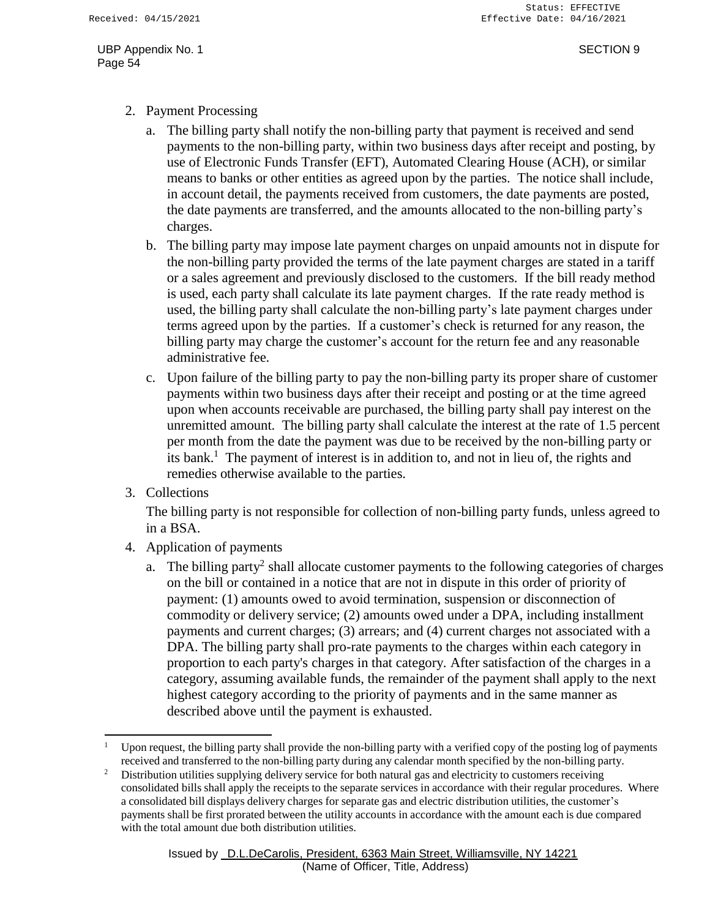2. Payment Processing

   a. The billing party shall notify the non-billing party that payment is received and send payments to the non-billing party, within two business days after receipt and posting, by use of Electronic Funds Transfer (EFT), Automated Clearing House (ACH), or similar means to banks or other entities as agreed upon by the parties. The notice shall include, in account detail, the payments received from customers, the date payments are posted, the date payments are transferred, and the amounts allocated to the non-billing party's charges.

   b. The billing party may impose late payment charges on unpaid amounts not in dispute for the non-billing party provided the terms of the late payment charges are stated in a tariff or a sales agreement and previously disclosed to the customers. If the bill ready method is used, each party shall calculate its late payment charges. If the rate ready method is used, the billing party shall calculate the non-billing party's late payment charges under terms agreed upon by the parties. If a customer's check is returned for any reason, the billing party may charge the customer's account for the return fee and any reasonable administrative fee.

   c. Upon failure of the billing party to pay the non-billing party its proper share of customer payments within two business days after their receipt and posting or at the time agreed upon when accounts receivable are purchased, the billing party shall pay interest on the unremitted amount. The billing party shall calculate the interest at the rate of 1.5 percent per month from the date the payment was due to be received by the non-billing party or its bank.[1] The payment of interest is in addition to, and not in lieu of, the rights and remedies otherwise available to the parties.

3. Collections

   The billing party is not responsible for collection of non-billing party funds, unless agreed to in a BSA.

4. Application of payments

   a. The billing party[2] shall allocate customer payments to the following categories of charges on the bill or contained in a notice that are not in dispute in this order of priority of payment: (1) amounts owed to avoid termination, suspension or disconnection of commodity or delivery service; (2) amounts owed under a DPA, including installment payments and current charges; (3) arrears; and (4) current charges not associated with a DPA. The billing party shall pro-rate payments to the charges within each category in proportion to each party's charges in that category. After satisfaction of the charges in a category, assuming available funds, the remainder of the payment shall apply to the next highest category according to the priority of payments and in the same manner as described above until the payment is exhausted.

---

[1] Upon request, the billing party shall provide the non-billing party with a verified copy of the posting log of payments received and transferred to the non-billing party during any calendar month specified by the non-billing party.

[2] Distribution utilities supplying delivery service for both natural gas and electricity to customers receiving consolidated bills shall apply the receipts to the separate services in accordance with their regular procedures. Where a consolidated bill displays delivery charges for separate gas and electric distribution utilities, the customer's payments shall be first prorated between the utility accounts in accordance with the amount each is due compared with the total amount due both distribution utilities.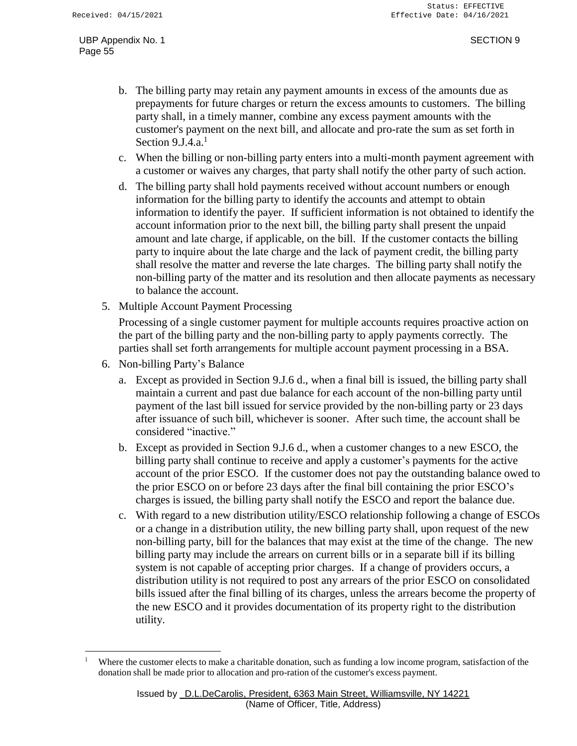b. The billing party may retain any payment amounts in excess of the amounts due as prepayments for future charges or return the excess amounts to customers. The billing party shall, in a timely manner, combine any excess payment amounts with the customer's payment on the next bill, and allocate and pro-rate the sum as set forth in Section 9.J.4.a.[1]

c. When the billing or non-billing party enters into a multi-month payment agreement with a customer or waives any charges, that party shall notify the other party of such action.

d. The billing party shall hold payments received without account numbers or enough information for the billing party to identify the accounts and attempt to obtain information to identify the payer. If sufficient information is not obtained to identify the account information prior to the next bill, the billing party shall present the unpaid amount and late charge, if applicable, on the bill. If the customer contacts the billing party to inquire about the late charge and the lack of payment credit, the billing party shall resolve the matter and reverse the late charges. The billing party shall notify the non-billing party of the matter and its resolution and then allocate payments as necessary to balance the account.

5. Multiple Account Payment Processing

   Processing of a single customer payment for multiple accounts requires proactive action on the part of the billing party and the non-billing party to apply payments correctly. The parties shall set forth arrangements for multiple account payment processing in a BSA.

6. Non-billing Party's Balance

   a. Except as provided in Section 9.J.6 d., when a final bill is issued, the billing party shall maintain a current and past due balance for each account of the non-billing party until payment of the last bill issued for service provided by the non-billing party or 23 days after issuance of such bill, whichever is sooner. After such time, the account shall be considered "inactive."

   b. Except as provided in Section 9.J.6 d., when a customer changes to a new ESCO, the billing party shall continue to receive and apply a customer's payments for the active account of the prior ESCO. If the customer does not pay the outstanding balance owed to the prior ESCO on or before 23 days after the final bill containing the prior ESCO's charges is issued, the billing party shall notify the ESCO and report the balance due.

   c. With regard to a new distribution utility/ESCO relationship following a change of ESCOs or a change in a distribution utility, the new billing party shall, upon request of the new non-billing party, bill for the balances that may exist at the time of the change. The new billing party may include the arrears on current bills or in a separate bill if its billing system is not capable of accepting prior charges. If a change of providers occurs, a distribution utility is not required to post any arrears of the prior ESCO on consolidated bills issued after the final billing of its charges, unless the arrears become the property of the new ESCO and it provides documentation of its property right to the distribution utility.

---

[1] Where the customer elects to make a charitable donation, such as funding a low income program, satisfaction of the donation shall be made prior to allocation and pro-ration of the customer's excess payment.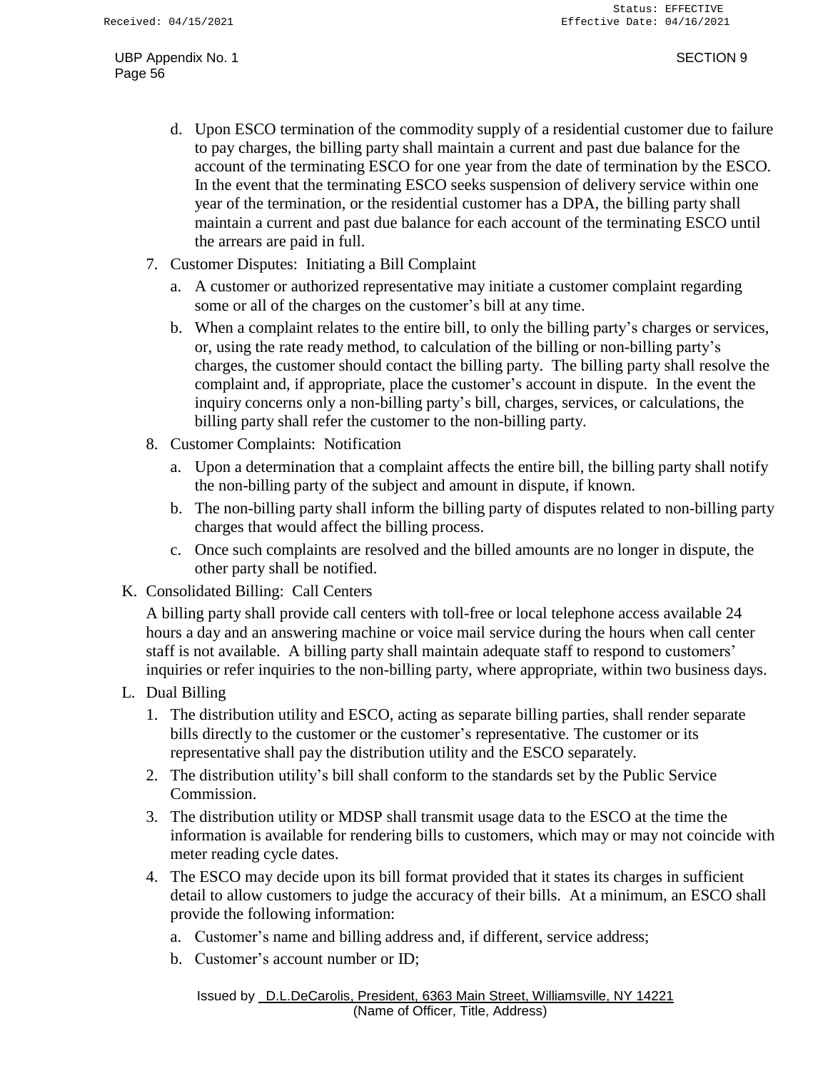d. Upon ESCO termination of the commodity supply of a residential customer due to failure to pay charges, the billing party shall maintain a current and past due balance for the account of the terminating ESCO for one year from the date of termination by the ESCO. In the event that the terminating ESCO seeks suspension of delivery service within one year of the termination, or the residential customer has a DPA, the billing party shall maintain a current and past due balance for each account of the terminating ESCO until the arrears are paid in full.

7. Customer Disputes: Initiating a Bill Complaint

   a. A customer or authorized representative may initiate a customer complaint regarding some or all of the charges on the customer's bill at any time.

   b. When a complaint relates to the entire bill, to only the billing party's charges or services, or, using the rate ready method, to calculation of the billing or non-billing party's charges, the customer should contact the billing party. The billing party shall resolve the complaint and, if appropriate, place the customer's account in dispute. In the event the inquiry concerns only a non-billing party's bill, charges, services, or calculations, the billing party shall refer the customer to the non-billing party.

8. Customer Complaints: Notification

   a. Upon a determination that a complaint affects the entire bill, the billing party shall notify the non-billing party of the subject and amount in dispute, if known.

   b. The non-billing party shall inform the billing party of disputes related to non-billing party charges that would affect the billing process.

   c. Once such complaints are resolved and the billed amounts are no longer in dispute, the other party shall be notified.

K. Consolidated Billing: Call Centers

A billing party shall provide call centers with toll-free or local telephone access available 24 hours a day and an answering machine or voice mail service during the hours when call center staff is not available. A billing party shall maintain adequate staff to respond to customers' inquiries or refer inquiries to the non-billing party, where appropriate, within two business days.

L. Dual Billing

1. The distribution utility and ESCO, acting as separate billing parties, shall render separate bills directly to the customer or the customer's representative. The customer or its representative shall pay the distribution utility and the ESCO separately.

2. The distribution utility's bill shall conform to the standards set by the Public Service Commission.

3. The distribution utility or MDSP shall transmit usage data to the ESCO at the time the information is available for rendering bills to customers, which may or may not coincide with meter reading cycle dates.

4. The ESCO may decide upon its bill format provided that it states its charges in sufficient detail to allow customers to judge the accuracy of their bills. At a minimum, an ESCO shall provide the following information:

   a. Customer's name and billing address and, if different, service address;

   b. Customer's account number or ID;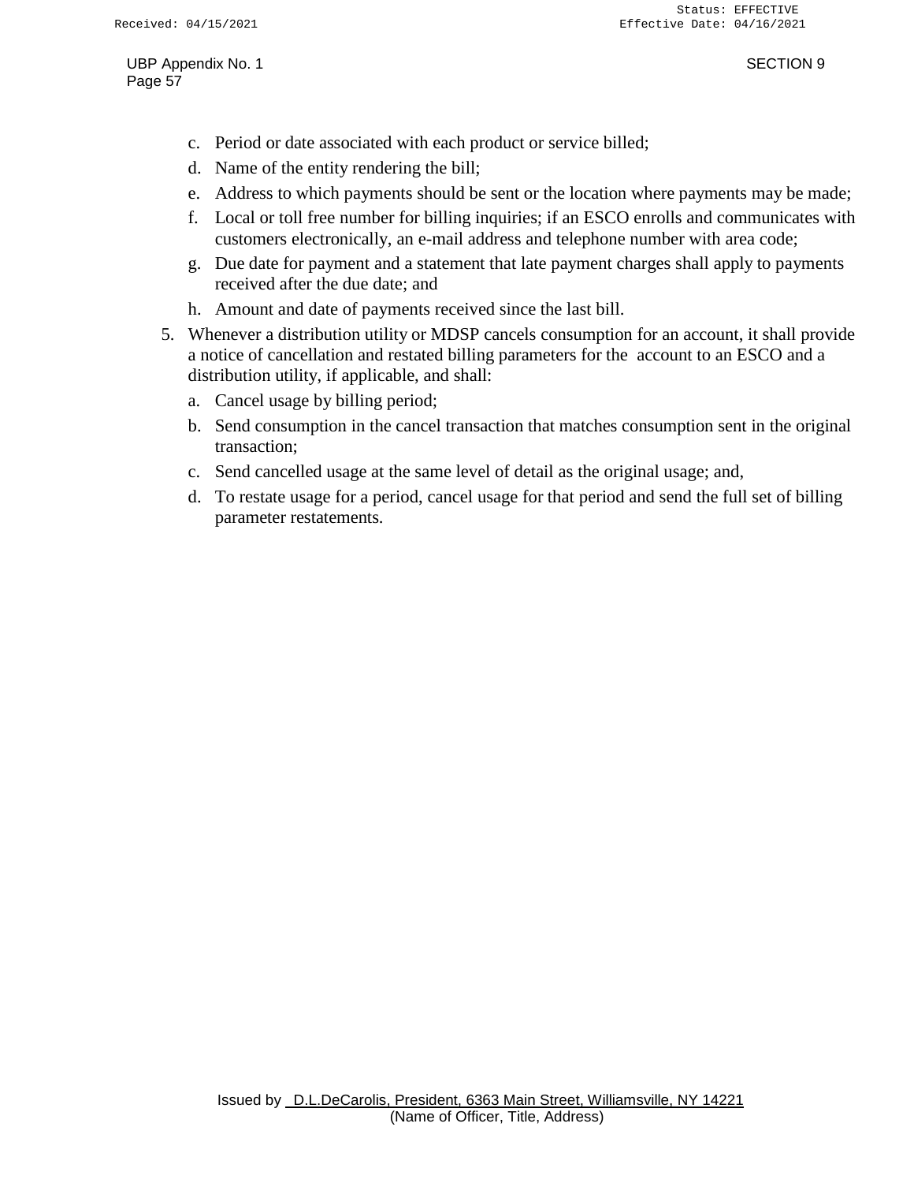c. Period or date associated with each product or service billed;
d. Name of the entity rendering the bill;
e. Address to which payments should be sent or the location where payments may be made;
f. Local or toll free number for billing inquiries; if an ESCO enrolls and communicates with customers electronically, an e-mail address and telephone number with area code;
g. Due date for payment and a statement that late payment charges shall apply to payments received after the due date; and
h. Amount and date of payments received since the last bill.

5. Whenever a distribution utility or MDSP cancels consumption for an account, it shall provide a notice of cancellation and restated billing parameters for the account to an ESCO and a distribution utility, if applicable, and shall:
   a. Cancel usage by billing period;
   b. Send consumption in the cancel transaction that matches consumption sent in the original transaction;
   c. Send cancelled usage at the same level of detail as the original usage; and,
   d. To restate usage for a period, cancel usage for that period and send the full set of billing parameter restatements.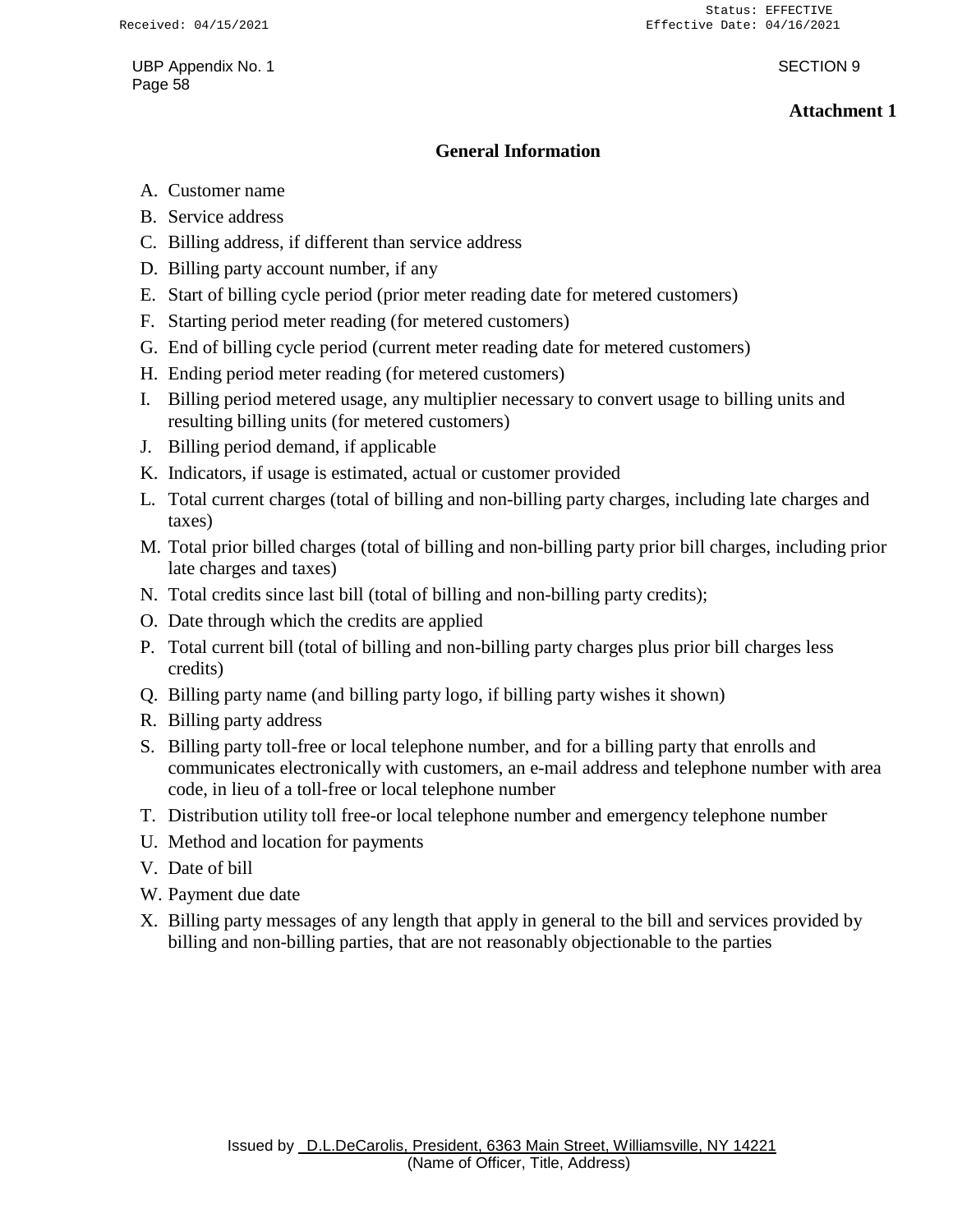**Attachment 1**

## General Information

A. Customer name
B. Service address
C. Billing address, if different than service address
D. Billing party account number, if any
E. Start of billing cycle period (prior meter reading date for metered customers)
F. Starting period meter reading (for metered customers)
G. End of billing cycle period (current meter reading date for metered customers)
H. Ending period meter reading (for metered customers)
I. Billing period metered usage, any multiplier necessary to convert usage to billing units and resulting billing units (for metered customers)
J. Billing period demand, if applicable
K. Indicators, if usage is estimated, actual or customer provided
L. Total current charges (total of billing and non-billing party charges, including late charges and taxes)
M. Total prior billed charges (total of billing and non-billing party prior bill charges, including prior late charges and taxes)
N. Total credits since last bill (total of billing and non-billing party credits);
O. Date through which the credits are applied
P. Total current bill (total of billing and non-billing party charges plus prior bill charges less credits)
Q. Billing party name (and billing party logo, if billing party wishes it shown)
R. Billing party address
S. Billing party toll-free or local telephone number, and for a billing party that enrolls and communicates electronically with customers, an e-mail address and telephone number with area code, in lieu of a toll-free or local telephone number
T. Distribution utility toll free-or local telephone number and emergency telephone number
U. Method and location for payments
V. Date of bill
W. Payment due date
X. Billing party messages of any length that apply in general to the bill and services provided by billing and non-billing parties, that are not reasonably objectionable to the parties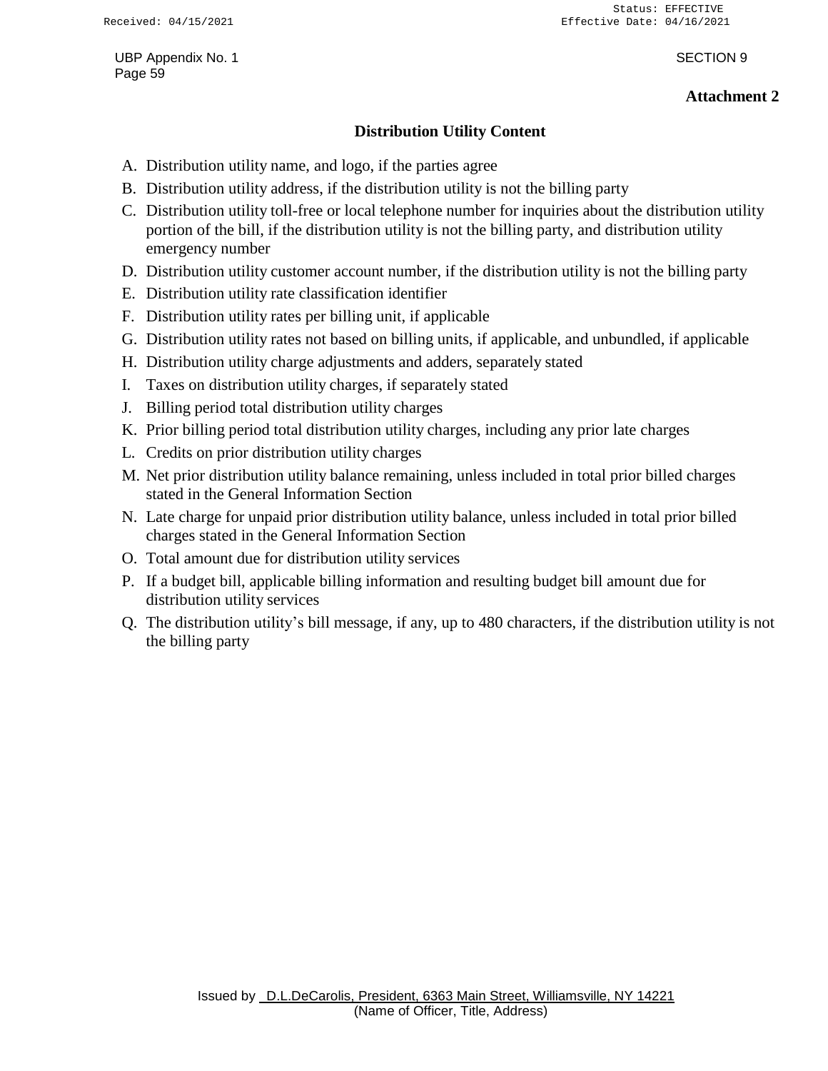**Attachment 2**

## Distribution Utility Content

A. Distribution utility name, and logo, if the parties agree

B. Distribution utility address, if the distribution utility is not the billing party

C. Distribution utility toll-free or local telephone number for inquiries about the distribution utility portion of the bill, if the distribution utility is not the billing party, and distribution utility emergency number

D. Distribution utility customer account number, if the distribution utility is not the billing party

E. Distribution utility rate classification identifier

F. Distribution utility rates per billing unit, if applicable

G. Distribution utility rates not based on billing units, if applicable, and unbundled, if applicable

H. Distribution utility charge adjustments and adders, separately stated

I. Taxes on distribution utility charges, if separately stated

J. Billing period total distribution utility charges

K. Prior billing period total distribution utility charges, including any prior late charges

L. Credits on prior distribution utility charges

M. Net prior distribution utility balance remaining, unless included in total prior billed charges stated in the General Information Section

N. Late charge for unpaid prior distribution utility balance, unless included in total prior billed charges stated in the General Information Section

O. Total amount due for distribution utility services

P. If a budget bill, applicable billing information and resulting budget bill amount due for distribution utility services

Q. The distribution utility's bill message, if any, up to 480 characters, if the distribution utility is not the billing party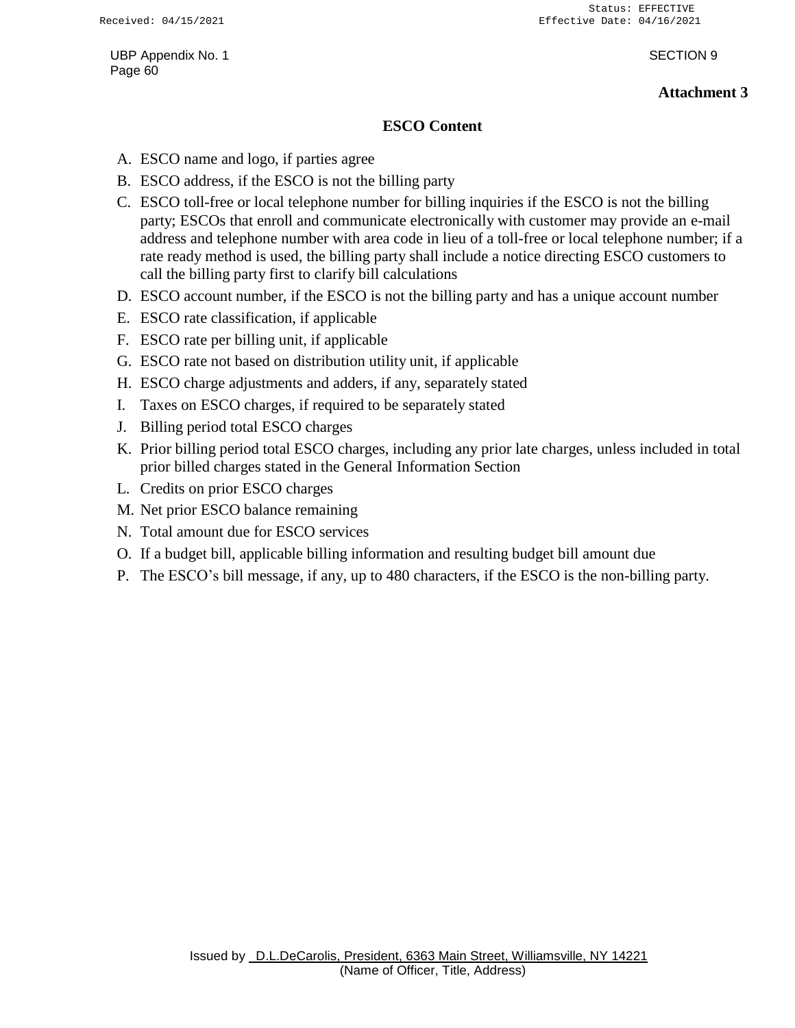**Attachment 3**

## ESCO Content

A. ESCO name and logo, if parties agree

B. ESCO address, if the ESCO is not the billing party

C. ESCO toll-free or local telephone number for billing inquiries if the ESCO is not the billing party; ESCOs that enroll and communicate electronically with customer may provide an e-mail address and telephone number with area code in lieu of a toll-free or local telephone number; if a rate ready method is used, the billing party shall include a notice directing ESCO customers to call the billing party first to clarify bill calculations

D. ESCO account number, if the ESCO is not the billing party and has a unique account number

E. ESCO rate classification, if applicable

F. ESCO rate per billing unit, if applicable

G. ESCO rate not based on distribution utility unit, if applicable

H. ESCO charge adjustments and adders, if any, separately stated

I. Taxes on ESCO charges, if required to be separately stated

J. Billing period total ESCO charges

K. Prior billing period total ESCO charges, including any prior late charges, unless included in total prior billed charges stated in the General Information Section

L. Credits on prior ESCO charges

M. Net prior ESCO balance remaining

N. Total amount due for ESCO services

O. If a budget bill, applicable billing information and resulting budget bill amount due

P. The ESCO's bill message, if any, up to 480 characters, if the ESCO is the non-billing party.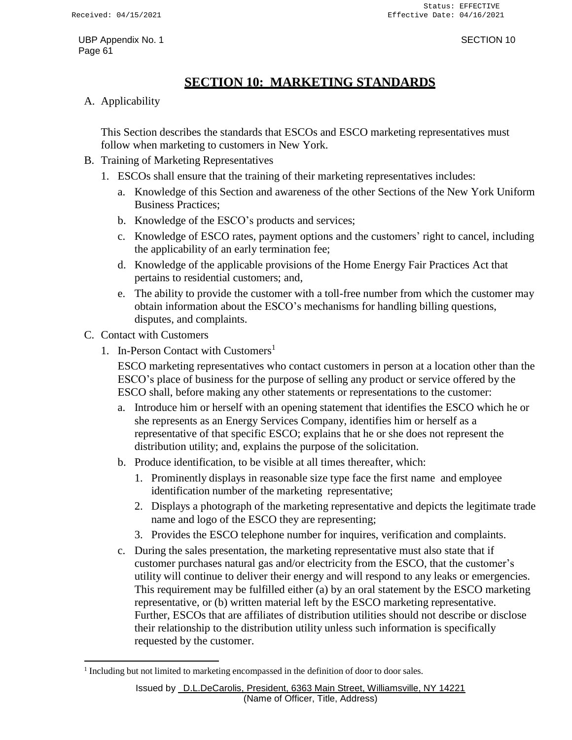# SECTION 10: MARKETING STANDARDS

A. Applicability

This Section describes the standards that ESCOs and ESCO marketing representatives must follow when marketing to customers in New York.

B. Training of Marketing Representatives

1. ESCOs shall ensure that the training of their marketing representatives includes:
   a. Knowledge of this Section and awareness of the other Sections of the New York Uniform Business Practices;
   b. Knowledge of the ESCO's products and services;
   c. Knowledge of ESCO rates, payment options and the customers' right to cancel, including the applicability of an early termination fee;
   d. Knowledge of the applicable provisions of the Home Energy Fair Practices Act that pertains to residential customers; and,
   e. The ability to provide the customer with a toll-free number from which the customer may obtain information about the ESCO's mechanisms for handling billing questions, disputes, and complaints.

C. Contact with Customers

1. In-Person Contact with Customers[1]

   ESCO marketing representatives who contact customers in person at a location other than the ESCO's place of business for the purpose of selling any product or service offered by the ESCO shall, before making any other statements or representations to the customer:

   a. Introduce him or herself with an opening statement that identifies the ESCO which he or she represents as an Energy Services Company, identifies him or herself as a representative of that specific ESCO; explains that he or she does not represent the distribution utility; and, explains the purpose of the solicitation.
   b. Produce identification, to be visible at all times thereafter, which:
      1. Prominently displays in reasonable size type face the first name and employee identification number of the marketing representative;
      2. Displays a photograph of the marketing representative and depicts the legitimate trade name and logo of the ESCO they are representing;
      3. Provides the ESCO telephone number for inquires, verification and complaints.
   c. During the sales presentation, the marketing representative must also state that if customer purchases natural gas and/or electricity from the ESCO, that the customer's utility will continue to deliver their energy and will respond to any leaks or emergencies. This requirement may be fulfilled either (a) by an oral statement by the ESCO marketing representative, or (b) written material left by the ESCO marketing representative. Further, ESCOs that are affiliates of distribution utilities should not describe or disclose their relationship to the distribution utility unless such information is specifically requested by the customer.

[1] Including but not limited to marketing encompassed in the definition of door to door sales.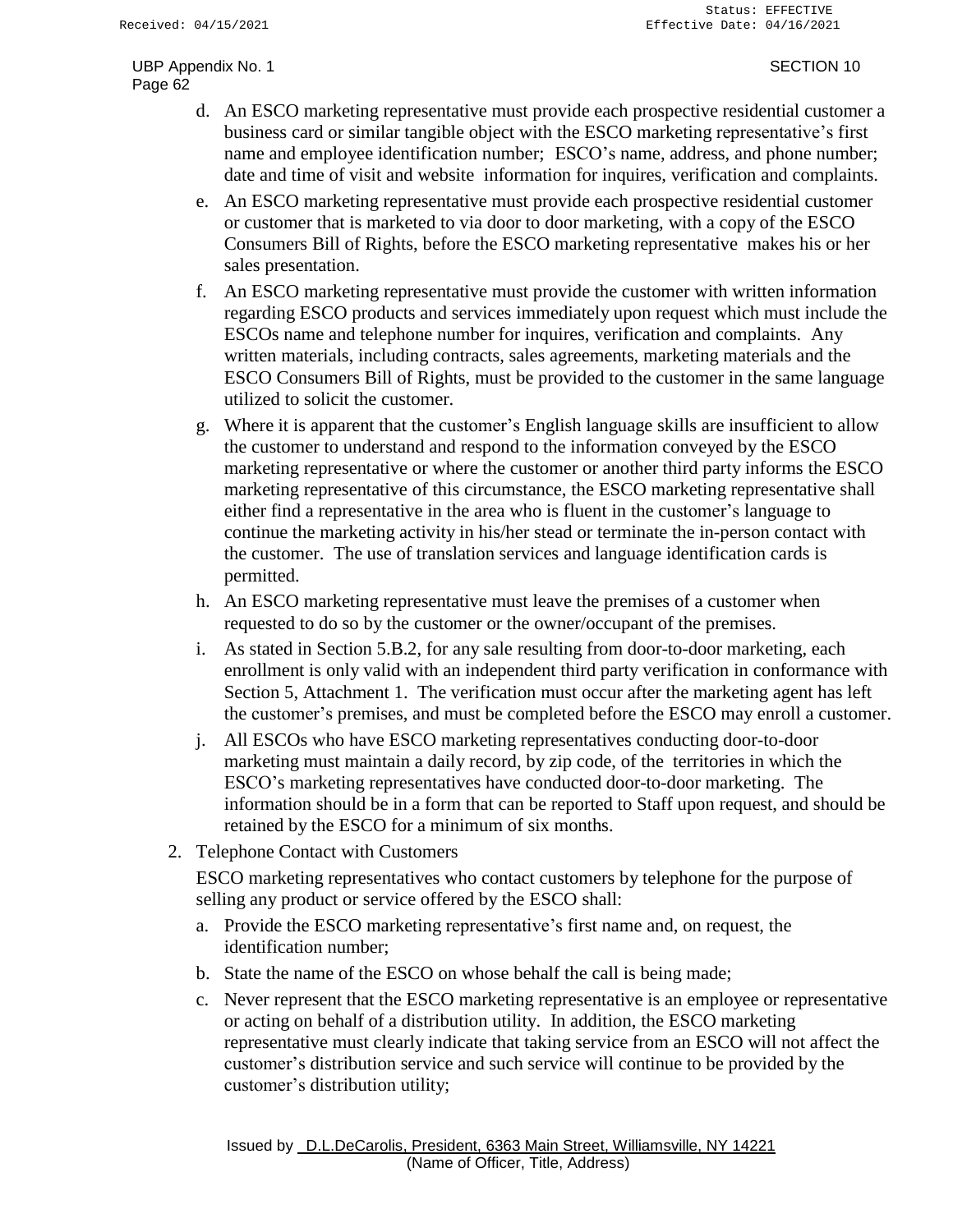d. An ESCO marketing representative must provide each prospective residential customer a business card or similar tangible object with the ESCO marketing representative's first name and employee identification number; ESCO's name, address, and phone number; date and time of visit and website information for inquires, verification and complaints.

e. An ESCO marketing representative must provide each prospective residential customer or customer that is marketed to via door to door marketing, with a copy of the ESCO Consumers Bill of Rights, before the ESCO marketing representative makes his or her sales presentation.

f. An ESCO marketing representative must provide the customer with written information regarding ESCO products and services immediately upon request which must include the ESCOs name and telephone number for inquires, verification and complaints. Any written materials, including contracts, sales agreements, marketing materials and the ESCO Consumers Bill of Rights, must be provided to the customer in the same language utilized to solicit the customer.

g. Where it is apparent that the customer's English language skills are insufficient to allow the customer to understand and respond to the information conveyed by the ESCO marketing representative or where the customer or another third party informs the ESCO marketing representative of this circumstance, the ESCO marketing representative shall either find a representative in the area who is fluent in the customer's language to continue the marketing activity in his/her stead or terminate the in-person contact with the customer. The use of translation services and language identification cards is permitted.

h. An ESCO marketing representative must leave the premises of a customer when requested to do so by the customer or the owner/occupant of the premises.

i. As stated in Section 5.B.2, for any sale resulting from door-to-door marketing, each enrollment is only valid with an independent third party verification in conformance with Section 5, Attachment 1. The verification must occur after the marketing agent has left the customer's premises, and must be completed before the ESCO may enroll a customer.

j. All ESCOs who have ESCO marketing representatives conducting door-to-door marketing must maintain a daily record, by zip code, of the territories in which the ESCO's marketing representatives have conducted door-to-door marketing. The information should be in a form that can be reported to Staff upon request, and should be retained by the ESCO for a minimum of six months.

2. Telephone Contact with Customers

ESCO marketing representatives who contact customers by telephone for the purpose of selling any product or service offered by the ESCO shall:

a. Provide the ESCO marketing representative's first name and, on request, the identification number;

b. State the name of the ESCO on whose behalf the call is being made;

c. Never represent that the ESCO marketing representative is an employee or representative or acting on behalf of a distribution utility. In addition, the ESCO marketing representative must clearly indicate that taking service from an ESCO will not affect the customer's distribution service and such service will continue to be provided by the customer's distribution utility;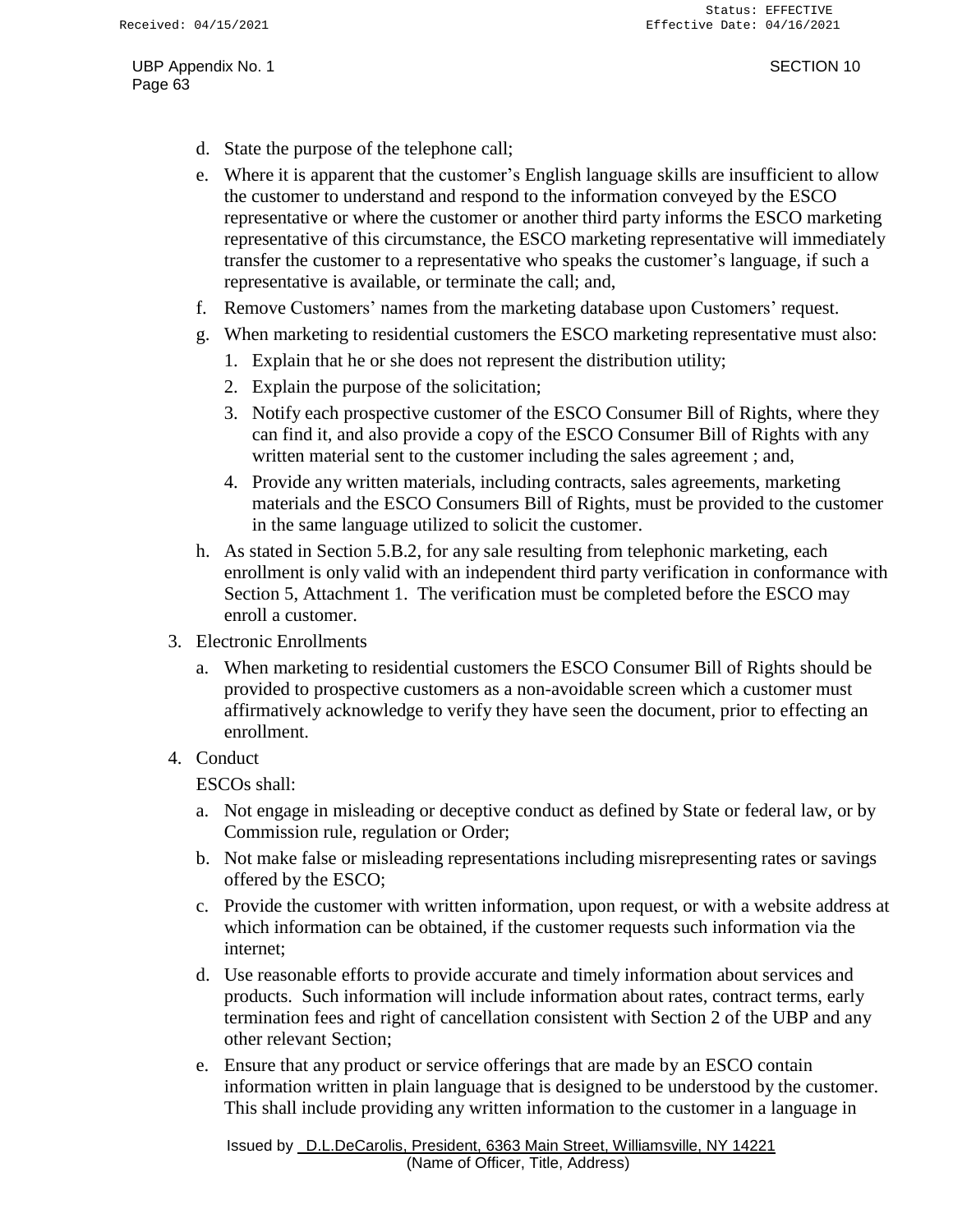d. State the purpose of the telephone call;

e. Where it is apparent that the customer's English language skills are insufficient to allow the customer to understand and respond to the information conveyed by the ESCO representative or where the customer or another third party informs the ESCO marketing representative of this circumstance, the ESCO marketing representative will immediately transfer the customer to a representative who speaks the customer's language, if such a representative is available, or terminate the call; and,

f. Remove Customers' names from the marketing database upon Customers' request.

g. When marketing to residential customers the ESCO marketing representative must also:

   1. Explain that he or she does not represent the distribution utility;
   2. Explain the purpose of the solicitation;
   3. Notify each prospective customer of the ESCO Consumer Bill of Rights, where they can find it, and also provide a copy of the ESCO Consumer Bill of Rights with any written material sent to the customer including the sales agreement ; and,
   4. Provide any written materials, including contracts, sales agreements, marketing materials and the ESCO Consumers Bill of Rights, must be provided to the customer in the same language utilized to solicit the customer.

h. As stated in Section 5.B.2, for any sale resulting from telephonic marketing, each enrollment is only valid with an independent third party verification in conformance with Section 5, Attachment 1. The verification must be completed before the ESCO may enroll a customer.

3. Electronic Enrollments

   a. When marketing to residential customers the ESCO Consumer Bill of Rights should be provided to prospective customers as a non-avoidable screen which a customer must affirmatively acknowledge to verify they have seen the document, prior to effecting an enrollment.

4. Conduct

   ESCOs shall:

   a. Not engage in misleading or deceptive conduct as defined by State or federal law, or by Commission rule, regulation or Order;

   b. Not make false or misleading representations including misrepresenting rates or savings offered by the ESCO;

   c. Provide the customer with written information, upon request, or with a website address at which information can be obtained, if the customer requests such information via the internet;

   d. Use reasonable efforts to provide accurate and timely information about services and products. Such information will include information about rates, contract terms, early termination fees and right of cancellation consistent with Section 2 of the UBP and any other relevant Section;

   e. Ensure that any product or service offerings that are made by an ESCO contain information written in plain language that is designed to be understood by the customer. This shall include providing any written information to the customer in a language in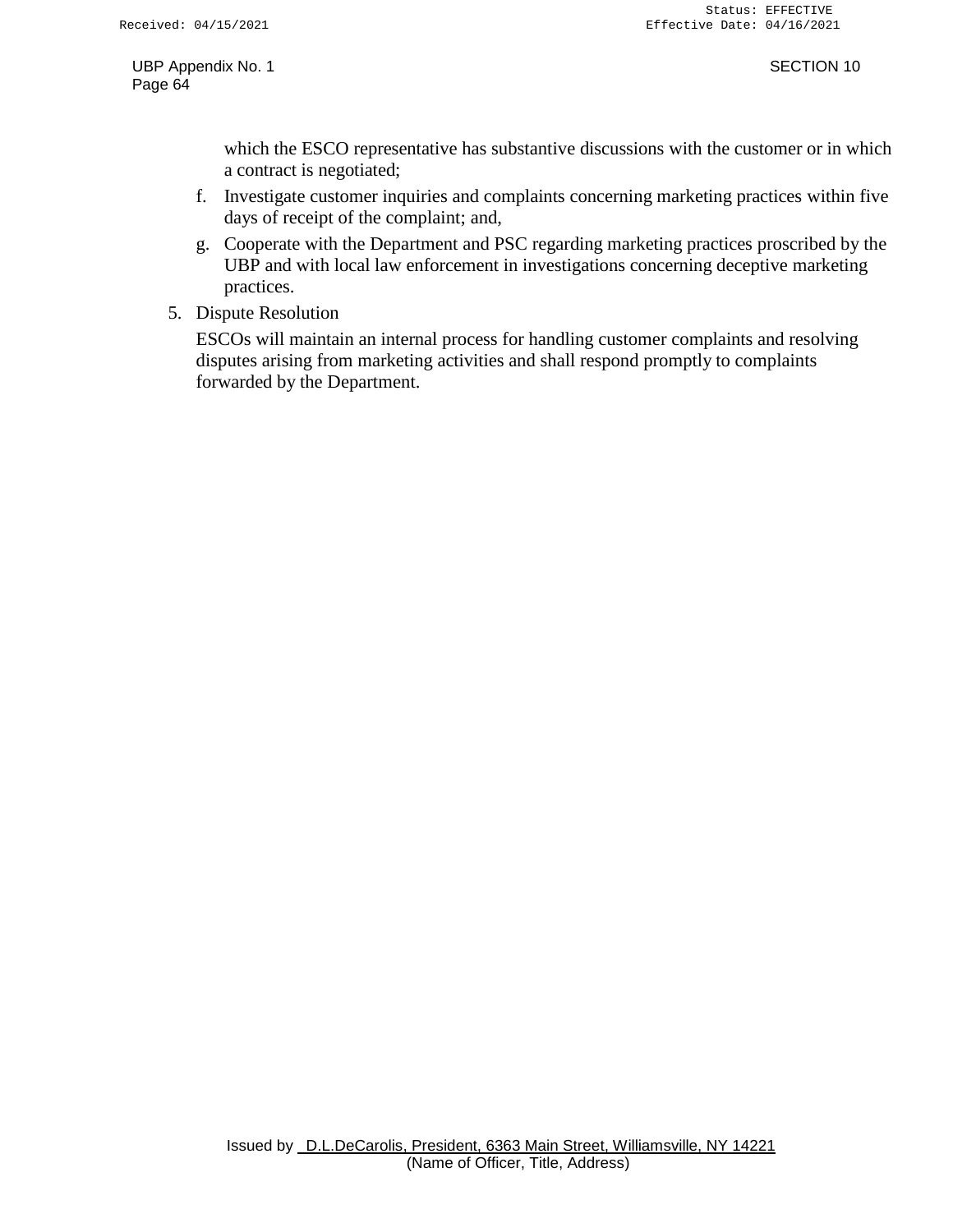which the ESCO representative has substantive discussions with the customer or in which a contract is negotiated;

f. Investigate customer inquiries and complaints concerning marketing practices within five days of receipt of the complaint; and,

g. Cooperate with the Department and PSC regarding marketing practices proscribed by the UBP and with local law enforcement in investigations concerning deceptive marketing practices.

5. Dispute Resolution

ESCOs will maintain an internal process for handling customer complaints and resolving disputes arising from marketing activities and shall respond promptly to complaints forwarded by the Department.